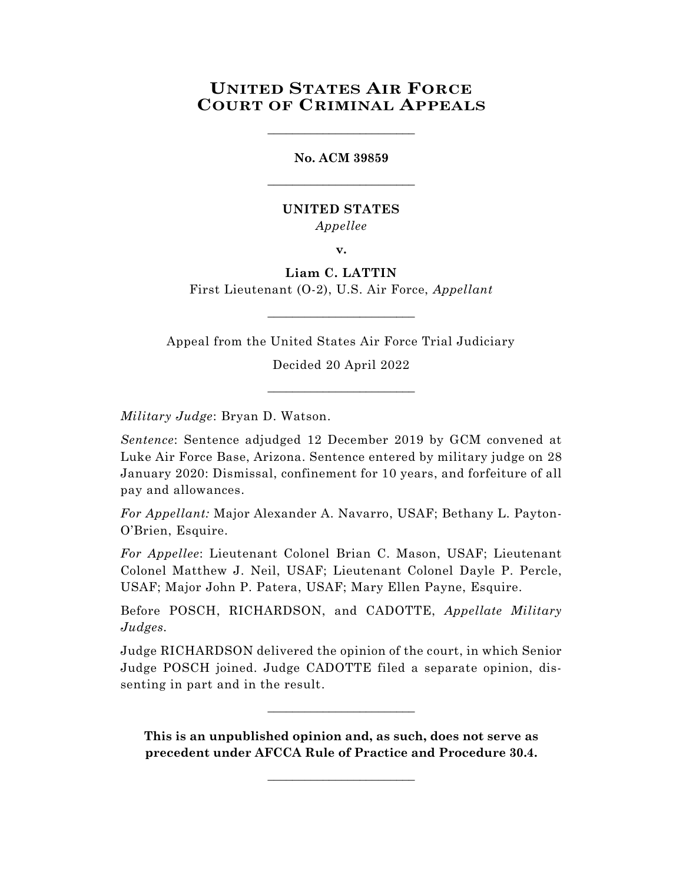# United States Air Force Court of Criminal Appeals

________________________

**No. ACM 39859**

________________________

**UNITED STATES**

*Appellee*

**v.**

**Liam C. LATTIN**

First Lieutenant (O-2), U.S. Air Force, *Appellant*

________________________

Appeal from the United States Air Force Trial Judiciary

Decided 20 April 2022

________________________

*Military Judge*: Bryan D. Watson.

*Sentence*: Sentence adjudged 12 December 2019 by GCM convened at Luke Air Force Base, Arizona. Sentence entered by military judge on 28 January 2020: Dismissal, confinement for 10 years, and forfeiture of all pay and allowances.

*For Appellant:* Major Alexander A. Navarro, USAF; Bethany L. Payton-O'Brien, Esquire.

*For Appellee*: Lieutenant Colonel Brian C. Mason, USAF; Lieutenant Colonel Matthew J. Neil, USAF; Lieutenant Colonel Dayle P. Percle, USAF; Major John P. Patera, USAF; Mary Ellen Payne, Esquire.

Before POSCH, RICHARDSON, and CADOTTE, *Appellate Military Judges*.

Judge RICHARDSON delivered the opinion of the court, in which Senior Judge POSCH joined. Judge CADOTTE filed a separate opinion, dissenting in part and in the result.

________________________

**This is an unpublished opinion and, as such, does not serve as precedent under AFCCA Rule of Practice and Procedure 30.4.**

________________________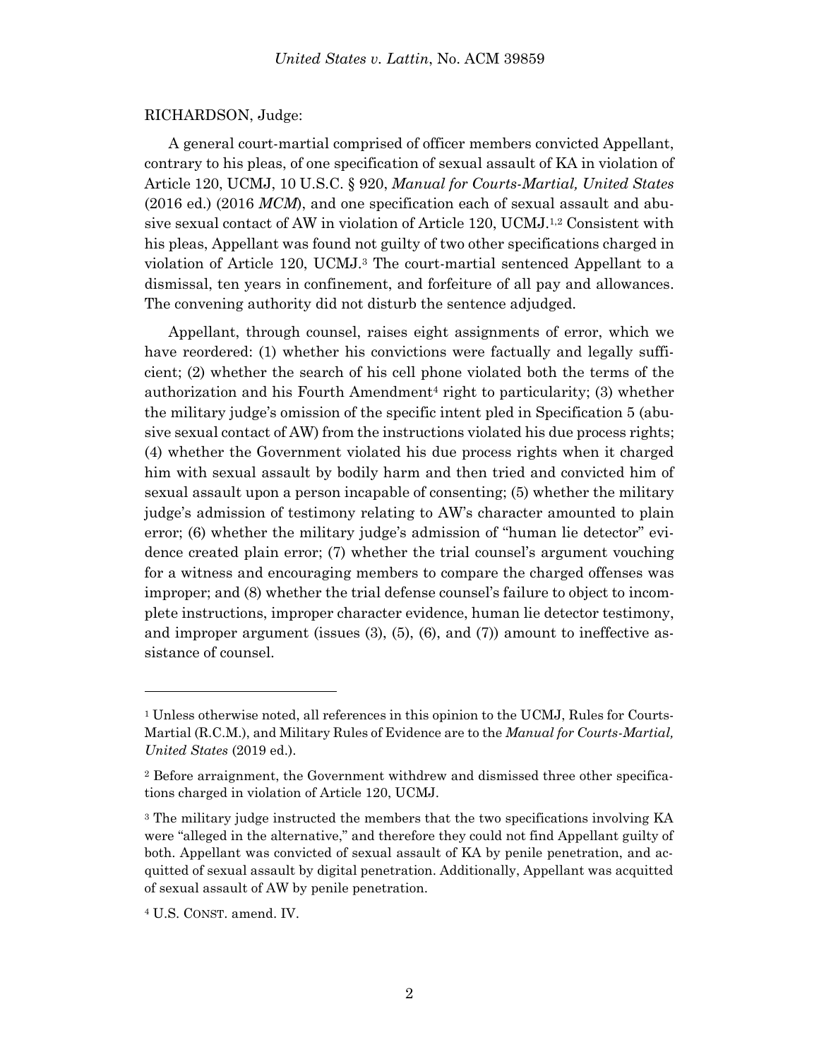RICHARDSON, Judge:

A general court-martial comprised of officer members convicted Appellant, contrary to his pleas, of one specification of sexual assault of KA in violation of Article 120, UCMJ, 10 U.S.C. § 920, *Manual for Courts-Martial, United States* (2016 ed.) (2016 *MCM*), and one specification each of sexual assault and abusive sexual contact of AW in violation of Article 120, UCMJ.[1,2] Consistent with his pleas, Appellant was found not guilty of two other specifications charged in violation of Article 120, UCMJ.[3] The court-martial sentenced Appellant to a dismissal, ten years in confinement, and forfeiture of all pay and allowances. The convening authority did not disturb the sentence adjudged.

Appellant, through counsel, raises eight assignments of error, which we have reordered: (1) whether his convictions were factually and legally sufficient; (2) whether the search of his cell phone violated both the terms of the authorization and his Fourth Amendment[4] right to particularity; (3) whether the military judge's omission of the specific intent pled in Specification 5 (abusive sexual contact of AW) from the instructions violated his due process rights; (4) whether the Government violated his due process rights when it charged him with sexual assault by bodily harm and then tried and convicted him of sexual assault upon a person incapable of consenting; (5) whether the military judge's admission of testimony relating to AW's character amounted to plain error; (6) whether the military judge's admission of "human lie detector" evidence created plain error; (7) whether the trial counsel's argument vouching for a witness and encouraging members to compare the charged offenses was improper; and (8) whether the trial defense counsel's failure to object to incomplete instructions, improper character evidence, human lie detector testimony, and improper argument (issues (3), (5), (6), and (7)) amount to ineffective assistance of counsel.

---

[1] Unless otherwise noted, all references in this opinion to the UCMJ, Rules for Courts-Martial (R.C.M.), and Military Rules of Evidence are to the *Manual for Courts-Martial, United States* (2019 ed.).

[2] Before arraignment, the Government withdrew and dismissed three other specifications charged in violation of Article 120, UCMJ.

[3] The military judge instructed the members that the two specifications involving KA were "alleged in the alternative," and therefore they could not find Appellant guilty of both. Appellant was convicted of sexual assault of KA by penile penetration, and acquitted of sexual assault by digital penetration. Additionally, Appellant was acquitted of sexual assault of AW by penile penetration.

[4] U.S. CONST. amend. IV.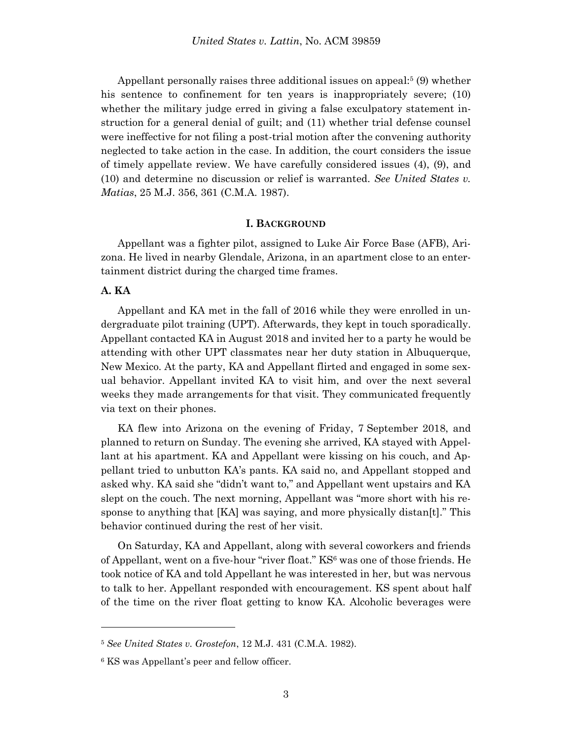Appellant personally raises three additional issues on appeal:[5] (9) whether his sentence to confinement for ten years is inappropriately severe; (10) whether the military judge erred in giving a false exculpatory statement instruction for a general denial of guilt; and (11) whether trial defense counsel were ineffective for not filing a post-trial motion after the convening authority neglected to take action in the case. In addition, the court considers the issue of timely appellate review. We have carefully considered issues (4), (9), and (10) and determine no discussion or relief is warranted. *See United States v. Matias*, 25 M.J. 356, 361 (C.M.A. 1987).

## I. BACKGROUND

Appellant was a fighter pilot, assigned to Luke Air Force Base (AFB), Arizona. He lived in nearby Glendale, Arizona, in an apartment close to an entertainment district during the charged time frames.

### A. KA

Appellant and KA met in the fall of 2016 while they were enrolled in undergraduate pilot training (UPT). Afterwards, they kept in touch sporadically. Appellant contacted KA in August 2018 and invited her to a party he would be attending with other UPT classmates near her duty station in Albuquerque, New Mexico. At the party, KA and Appellant flirted and engaged in some sexual behavior. Appellant invited KA to visit him, and over the next several weeks they made arrangements for that visit. They communicated frequently via text on their phones.

KA flew into Arizona on the evening of Friday, 7 September 2018, and planned to return on Sunday. The evening she arrived, KA stayed with Appellant at his apartment. KA and Appellant were kissing on his couch, and Appellant tried to unbutton KA's pants. KA said no, and Appellant stopped and asked why. KA said she "didn't want to," and Appellant went upstairs and KA slept on the couch. The next morning, Appellant was "more short with his response to anything that [KA] was saying, and more physically distan[t]." This behavior continued during the rest of her visit.

On Saturday, KA and Appellant, along with several coworkers and friends of Appellant, went on a five-hour "river float." KS[6] was one of those friends. He took notice of KA and told Appellant he was interested in her, but was nervous to talk to her. Appellant responded with encouragement. KS spent about half of the time on the river float getting to know KA. Alcoholic beverages were

---

[5] *See United States v. Grostefon*, 12 M.J. 431 (C.M.A. 1982).

[6] KS was Appellant's peer and fellow officer.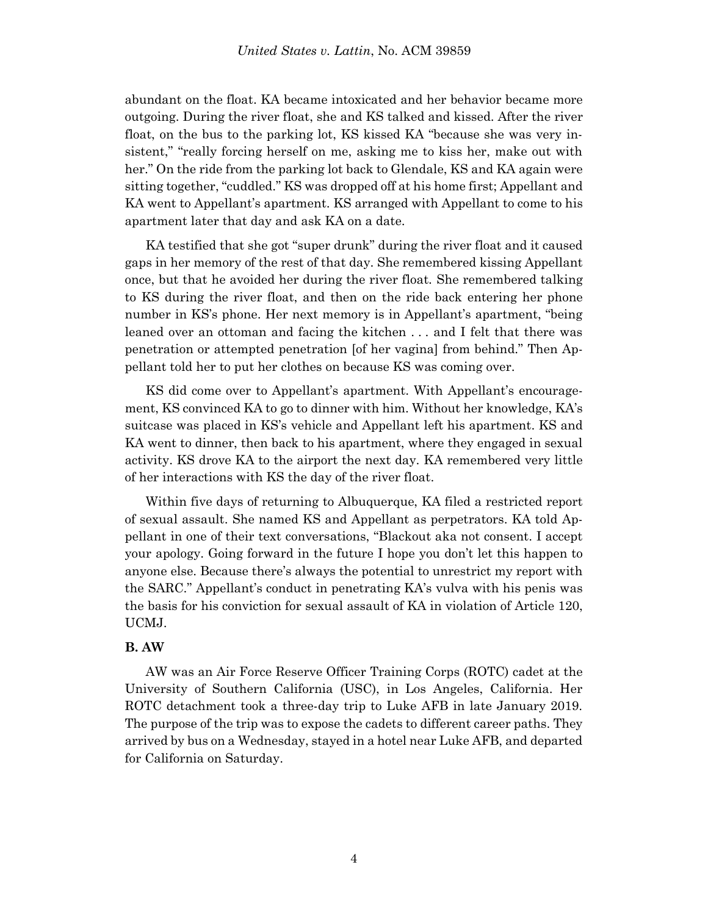abundant on the float. KA became intoxicated and her behavior became more outgoing. During the river float, she and KS talked and kissed. After the river float, on the bus to the parking lot, KS kissed KA "because she was very insistent," "really forcing herself on me, asking me to kiss her, make out with her." On the ride from the parking lot back to Glendale, KS and KA again were sitting together, "cuddled." KS was dropped off at his home first; Appellant and KA went to Appellant's apartment. KS arranged with Appellant to come to his apartment later that day and ask KA on a date.

KA testified that she got "super drunk" during the river float and it caused gaps in her memory of the rest of that day. She remembered kissing Appellant once, but that he avoided her during the river float. She remembered talking to KS during the river float, and then on the ride back entering her phone number in KS's phone. Her next memory is in Appellant's apartment, "being leaned over an ottoman and facing the kitchen . . . and I felt that there was penetration or attempted penetration [of her vagina] from behind." Then Appellant told her to put her clothes on because KS was coming over.

KS did come over to Appellant's apartment. With Appellant's encouragement, KS convinced KA to go to dinner with him. Without her knowledge, KA's suitcase was placed in KS's vehicle and Appellant left his apartment. KS and KA went to dinner, then back to his apartment, where they engaged in sexual activity. KS drove KA to the airport the next day. KA remembered very little of her interactions with KS the day of the river float.

Within five days of returning to Albuquerque, KA filed a restricted report of sexual assault. She named KS and Appellant as perpetrators. KA told Appellant in one of their text conversations, "Blackout aka not consent. I accept your apology. Going forward in the future I hope you don't let this happen to anyone else. Because there's always the potential to unrestrict my report with the SARC." Appellant's conduct in penetrating KA's vulva with his penis was the basis for his conviction for sexual assault of KA in violation of Article 120, UCMJ.

### B. AW

AW was an Air Force Reserve Officer Training Corps (ROTC) cadet at the University of Southern California (USC), in Los Angeles, California. Her ROTC detachment took a three-day trip to Luke AFB in late January 2019. The purpose of the trip was to expose the cadets to different career paths. They arrived by bus on a Wednesday, stayed in a hotel near Luke AFB, and departed for California on Saturday.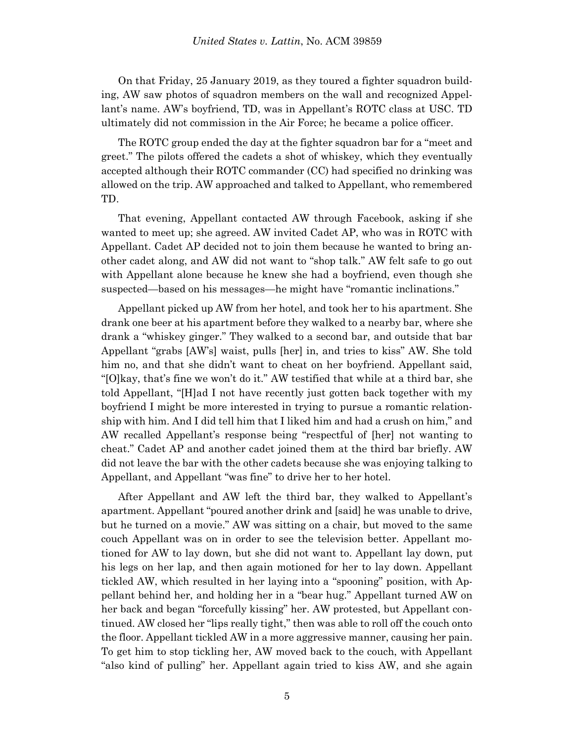On that Friday, 25 January 2019, as they toured a fighter squadron building, AW saw photos of squadron members on the wall and recognized Appellant's name. AW's boyfriend, TD, was in Appellant's ROTC class at USC. TD ultimately did not commission in the Air Force; he became a police officer.

The ROTC group ended the day at the fighter squadron bar for a "meet and greet." The pilots offered the cadets a shot of whiskey, which they eventually accepted although their ROTC commander (CC) had specified no drinking was allowed on the trip. AW approached and talked to Appellant, who remembered TD.

That evening, Appellant contacted AW through Facebook, asking if she wanted to meet up; she agreed. AW invited Cadet AP, who was in ROTC with Appellant. Cadet AP decided not to join them because he wanted to bring another cadet along, and AW did not want to "shop talk." AW felt safe to go out with Appellant alone because he knew she had a boyfriend, even though she suspected—based on his messages—he might have "romantic inclinations."

Appellant picked up AW from her hotel, and took her to his apartment. She drank one beer at his apartment before they walked to a nearby bar, where she drank a "whiskey ginger." They walked to a second bar, and outside that bar Appellant "grabs [AW's] waist, pulls [her] in, and tries to kiss" AW. She told him no, and that she didn't want to cheat on her boyfriend. Appellant said, "[O]kay, that's fine we won't do it." AW testified that while at a third bar, she told Appellant, "[H]ad I not have recently just gotten back together with my boyfriend I might be more interested in trying to pursue a romantic relationship with him. And I did tell him that I liked him and had a crush on him," and AW recalled Appellant's response being "respectful of [her] not wanting to cheat." Cadet AP and another cadet joined them at the third bar briefly. AW did not leave the bar with the other cadets because she was enjoying talking to Appellant, and Appellant "was fine" to drive her to her hotel.

After Appellant and AW left the third bar, they walked to Appellant's apartment. Appellant "poured another drink and [said] he was unable to drive, but he turned on a movie." AW was sitting on a chair, but moved to the same couch Appellant was on in order to see the television better. Appellant motioned for AW to lay down, but she did not want to. Appellant lay down, put his legs on her lap, and then again motioned for her to lay down. Appellant tickled AW, which resulted in her laying into a "spooning" position, with Appellant behind her, and holding her in a "bear hug." Appellant turned AW on her back and began "forcefully kissing" her. AW protested, but Appellant continued. AW closed her "lips really tight," then was able to roll off the couch onto the floor. Appellant tickled AW in a more aggressive manner, causing her pain. To get him to stop tickling her, AW moved back to the couch, with Appellant "also kind of pulling" her. Appellant again tried to kiss AW, and she again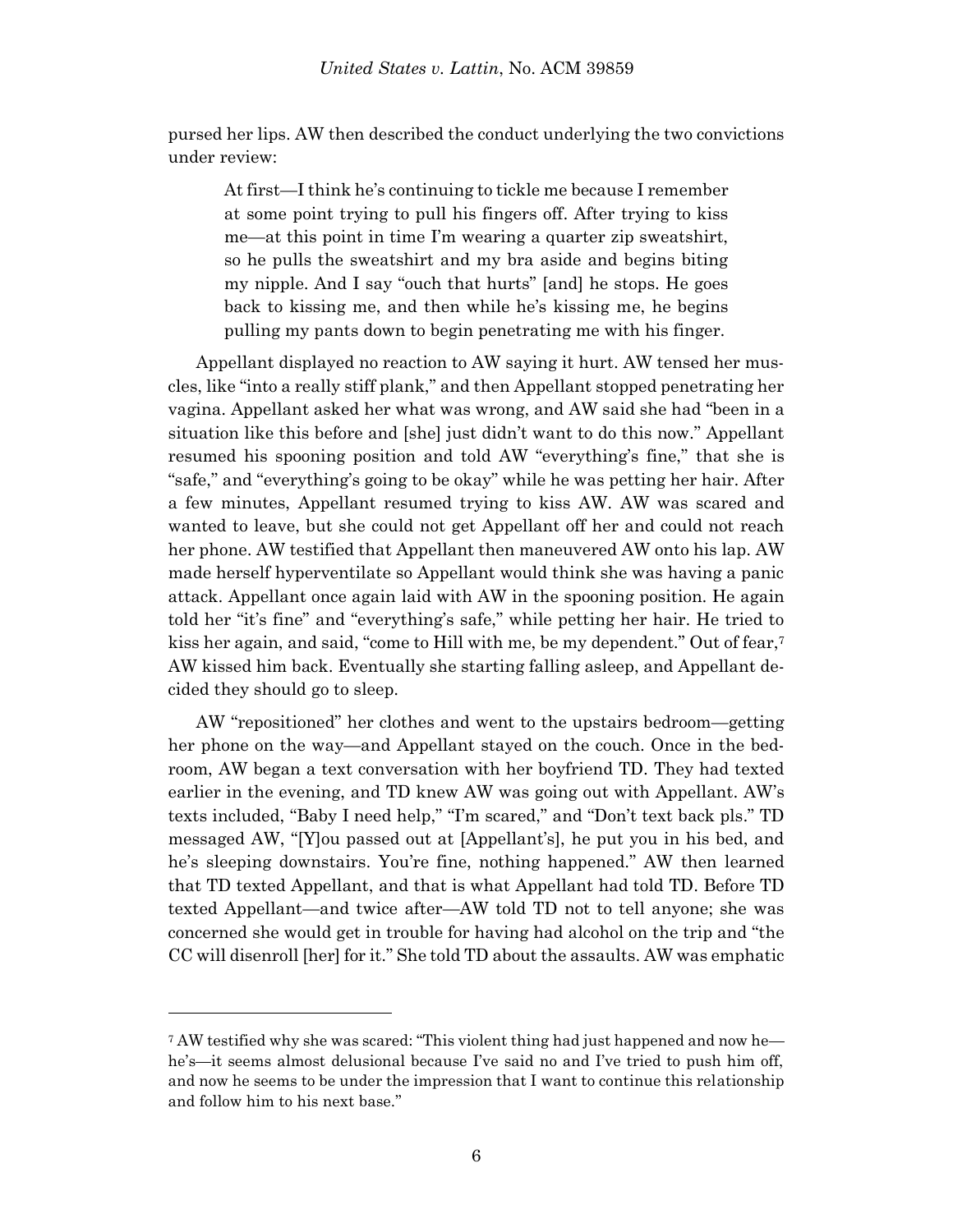pursed her lips. AW then described the conduct underlying the two convictions under review:

> At first—I think he's continuing to tickle me because I remember at some point trying to pull his fingers off. After trying to kiss me—at this point in time I'm wearing a quarter zip sweatshirt, so he pulls the sweatshirt and my bra aside and begins biting my nipple. And I say "ouch that hurts" [and] he stops. He goes back to kissing me, and then while he's kissing me, he begins pulling my pants down to begin penetrating me with his finger.

Appellant displayed no reaction to AW saying it hurt. AW tensed her muscles, like "into a really stiff plank," and then Appellant stopped penetrating her vagina. Appellant asked her what was wrong, and AW said she had "been in a situation like this before and [she] just didn't want to do this now." Appellant resumed his spooning position and told AW "everything's fine," that she is "safe," and "everything's going to be okay" while he was petting her hair. After a few minutes, Appellant resumed trying to kiss AW. AW was scared and wanted to leave, but she could not get Appellant off her and could not reach her phone. AW testified that Appellant then maneuvered AW onto his lap. AW made herself hyperventilate so Appellant would think she was having a panic attack. Appellant once again laid with AW in the spooning position. He again told her "it's fine" and "everything's safe," while petting her hair. He tried to kiss her again, and said, "come to Hill with me, be my dependent." Out of fear,[7] AW kissed him back. Eventually she starting falling asleep, and Appellant decided they should go to sleep.

AW "repositioned" her clothes and went to the upstairs bedroom—getting her phone on the way—and Appellant stayed on the couch. Once in the bedroom, AW began a text conversation with her boyfriend TD. They had texted earlier in the evening, and TD knew AW was going out with Appellant. AW's texts included, "Baby I need help," "I'm scared," and "Don't text back pls." TD messaged AW, "[Y]ou passed out at [Appellant's], he put you in his bed, and he's sleeping downstairs. You're fine, nothing happened." AW then learned that TD texted Appellant, and that is what Appellant had told TD. Before TD texted Appellant—and twice after—AW told TD not to tell anyone; she was concerned she would get in trouble for having had alcohol on the trip and "the CC will disenroll [her] for it." She told TD about the assaults. AW was emphatic

---

[7] AW testified why she was scared: "This violent thing had just happened and now he—he's—it seems almost delusional because I've said no and I've tried to push him off, and now he seems to be under the impression that I want to continue this relationship and follow him to his next base."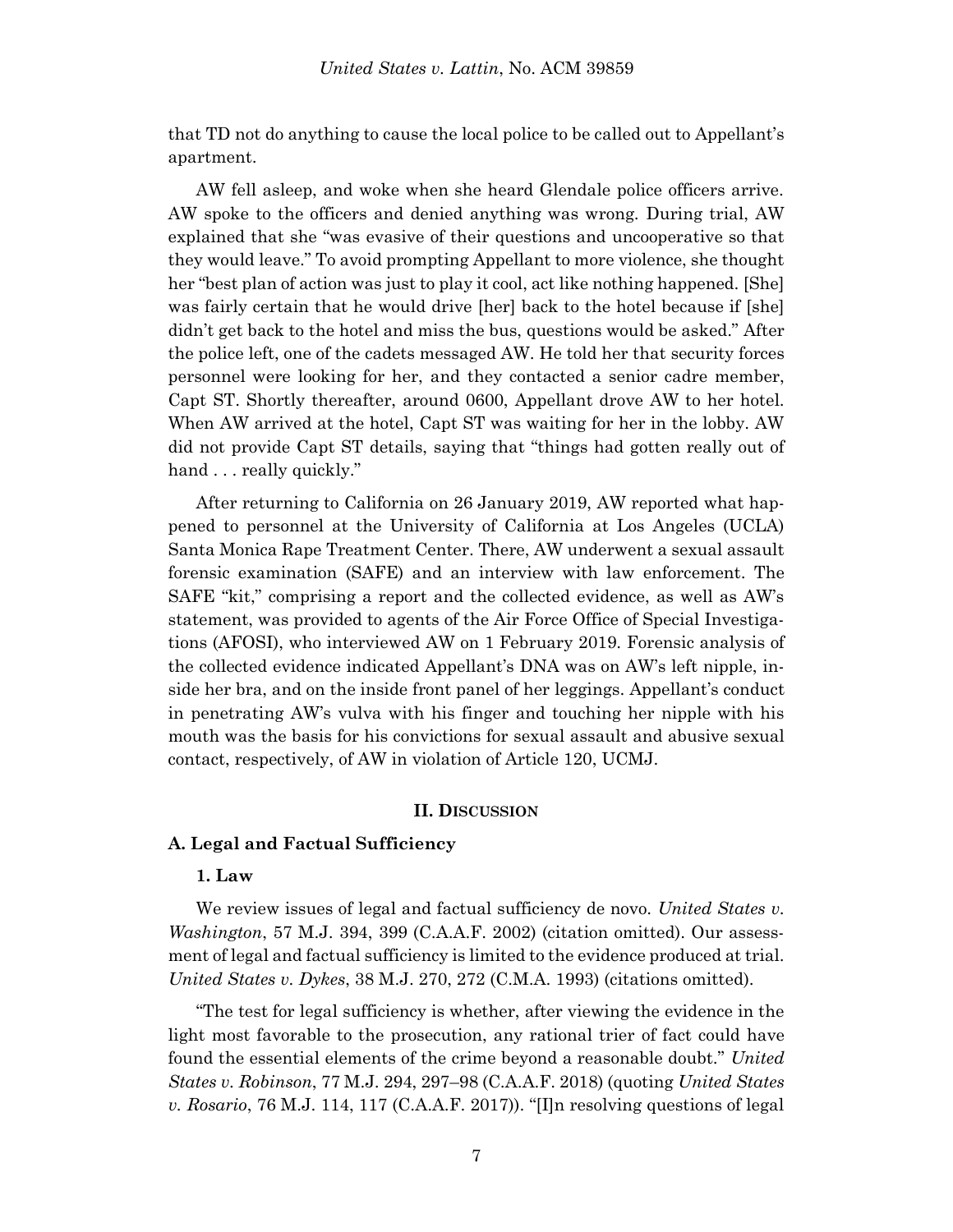that TD not do anything to cause the local police to be called out to Appellant's apartment.

AW fell asleep, and woke when she heard Glendale police officers arrive. AW spoke to the officers and denied anything was wrong. During trial, AW explained that she "was evasive of their questions and uncooperative so that they would leave." To avoid prompting Appellant to more violence, she thought her "best plan of action was just to play it cool, act like nothing happened. [She] was fairly certain that he would drive [her] back to the hotel because if [she] didn't get back to the hotel and miss the bus, questions would be asked." After the police left, one of the cadets messaged AW. He told her that security forces personnel were looking for her, and they contacted a senior cadre member, Capt ST. Shortly thereafter, around 0600, Appellant drove AW to her hotel. When AW arrived at the hotel, Capt ST was waiting for her in the lobby. AW did not provide Capt ST details, saying that "things had gotten really out of hand . . . really quickly."

After returning to California on 26 January 2019, AW reported what happened to personnel at the University of California at Los Angeles (UCLA) Santa Monica Rape Treatment Center. There, AW underwent a sexual assault forensic examination (SAFE) and an interview with law enforcement. The SAFE "kit," comprising a report and the collected evidence, as well as AW's statement, was provided to agents of the Air Force Office of Special Investigations (AFOSI), who interviewed AW on 1 February 2019. Forensic analysis of the collected evidence indicated Appellant's DNA was on AW's left nipple, inside her bra, and on the inside front panel of her leggings. Appellant's conduct in penetrating AW's vulva with his finger and touching her nipple with his mouth was the basis for his convictions for sexual assault and abusive sexual contact, respectively, of AW in violation of Article 120, UCMJ.

## II. DISCUSSION

### A. Legal and Factual Sufficiency

#### 1. Law

We review issues of legal and factual sufficiency de novo. *United States v. Washington*, 57 M.J. 394, 399 (C.A.A.F. 2002) (citation omitted). Our assessment of legal and factual sufficiency is limited to the evidence produced at trial. *United States v. Dykes*, 38 M.J. 270, 272 (C.M.A. 1993) (citations omitted).

"The test for legal sufficiency is whether, after viewing the evidence in the light most favorable to the prosecution, any rational trier of fact could have found the essential elements of the crime beyond a reasonable doubt." *United States v. Robinson*, 77 M.J. 294, 297–98 (C.A.A.F. 2018) (quoting *United States v. Rosario*, 76 M.J. 114, 117 (C.A.A.F. 2017)). "[I]n resolving questions of legal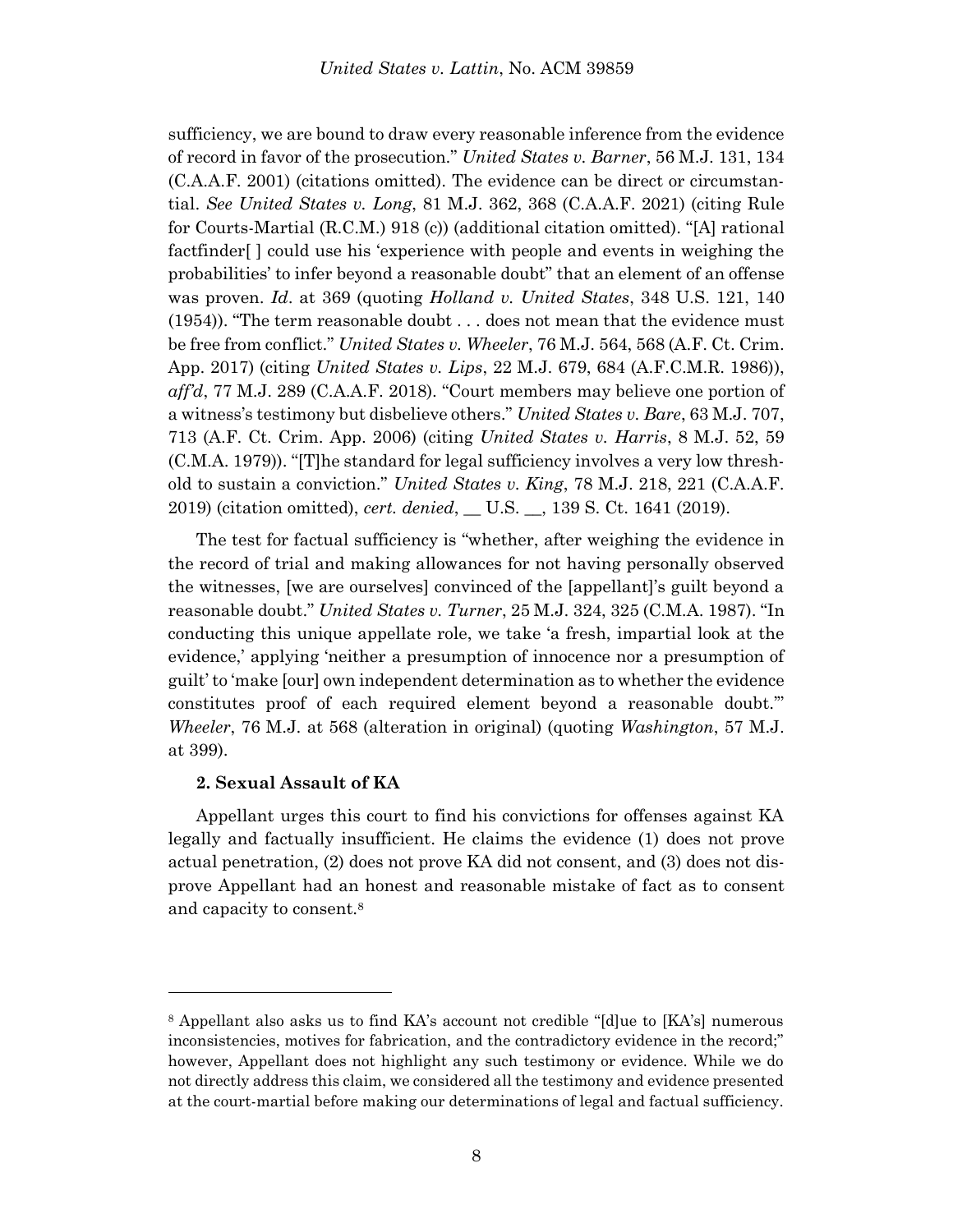sufficiency, we are bound to draw every reasonable inference from the evidence of record in favor of the prosecution." *United States v. Barner*, 56 M.J. 131, 134 (C.A.A.F. 2001) (citations omitted). The evidence can be direct or circumstantial. *See United States v. Long*, 81 M.J. 362, 368 (C.A.A.F. 2021) (citing Rule for Courts-Martial (R.C.M.) 918 (c)) (additional citation omitted). "[A] rational factfinder[ ] could use his 'experience with people and events in weighing the probabilities' to infer beyond a reasonable doubt" that an element of an offense was proven. *Id*. at 369 (quoting *Holland v. United States*, 348 U.S. 121, 140 (1954)). "The term reasonable doubt . . . does not mean that the evidence must be free from conflict." *United States v. Wheeler*, 76 M.J. 564, 568 (A.F. Ct. Crim. App. 2017) (citing *United States v. Lips*, 22 M.J. 679, 684 (A.F.C.M.R. 1986)), *aff'd*, 77 M.J. 289 (C.A.A.F. 2018). "Court members may believe one portion of a witness's testimony but disbelieve others." *United States v. Bare*, 63 M.J. 707, 713 (A.F. Ct. Crim. App. 2006) (citing *United States v. Harris*, 8 M.J. 52, 59 (C.M.A. 1979)). "[T]he standard for legal sufficiency involves a very low threshold to sustain a conviction." *United States v. King*, 78 M.J. 218, 221 (C.A.A.F. 2019) (citation omitted), *cert. denied*, __ U.S. __, 139 S. Ct. 1641 (2019).

The test for factual sufficiency is "whether, after weighing the evidence in the record of trial and making allowances for not having personally observed the witnesses, [we are ourselves] convinced of the [appellant]'s guilt beyond a reasonable doubt." *United States v. Turner*, 25 M.J. 324, 325 (C.M.A. 1987). "In conducting this unique appellate role, we take 'a fresh, impartial look at the evidence,' applying 'neither a presumption of innocence nor a presumption of guilt' to 'make [our] own independent determination as to whether the evidence constitutes proof of each required element beyond a reasonable doubt.'" *Wheeler*, 76 M.J. at 568 (alteration in original) (quoting *Washington*, 57 M.J. at 399).

**2. Sexual Assault of KA**

Appellant urges this court to find his convictions for offenses against KA legally and factually insufficient. He claims the evidence (1) does not prove actual penetration, (2) does not prove KA did not consent, and (3) does not disprove Appellant had an honest and reasonable mistake of fact as to consent and capacity to consent.[8]

---

[8] Appellant also asks us to find KA's account not credible "[d]ue to [KA's] numerous inconsistencies, motives for fabrication, and the contradictory evidence in the record;" however, Appellant does not highlight any such testimony or evidence. While we do not directly address this claim, we considered all the testimony and evidence presented at the court-martial before making our determinations of legal and factual sufficiency.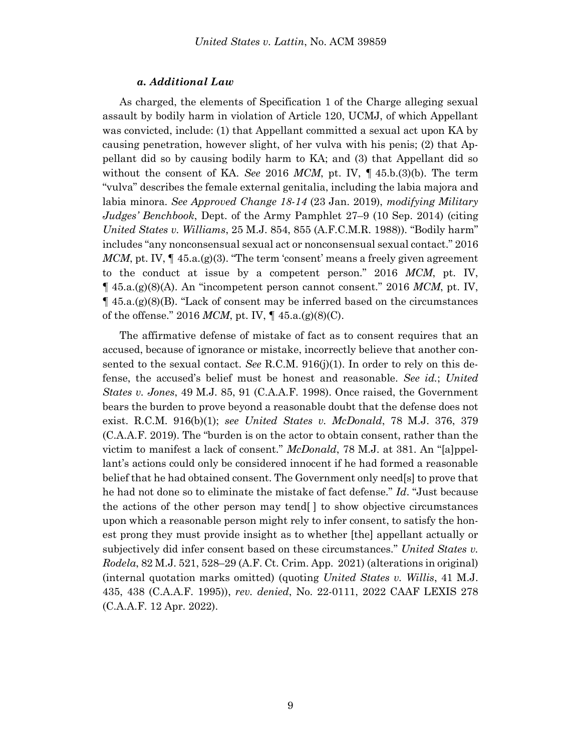#### *a. Additional Law*

As charged, the elements of Specification 1 of the Charge alleging sexual assault by bodily harm in violation of Article 120, UCMJ, of which Appellant was convicted, include: (1) that Appellant committed a sexual act upon KA by causing penetration, however slight, of her vulva with his penis; (2) that Appellant did so by causing bodily harm to KA; and (3) that Appellant did so without the consent of KA. *See* 2016 *MCM*, pt. IV, ¶ 45.b.(3)(b). The term "vulva" describes the female external genitalia, including the labia majora and labia minora. *See Approved Change 18-14* (23 Jan. 2019), *modifying Military Judges' Benchbook*, Dept. of the Army Pamphlet 27–9 (10 Sep. 2014) (citing *United States v. Williams*, 25 M.J. 854, 855 (A.F.C.M.R. 1988)). "Bodily harm" includes "any nonconsensual sexual act or nonconsensual sexual contact." 2016 *MCM*, pt. IV, ¶ 45.a.(g)(3). "The term 'consent' means a freely given agreement to the conduct at issue by a competent person." 2016 *MCM*, pt. IV, ¶ 45.a.(g)(8)(A). An "incompetent person cannot consent." 2016 *MCM*, pt. IV, ¶ 45.a.(g)(8)(B). "Lack of consent may be inferred based on the circumstances of the offense." 2016 *MCM*, pt. IV, ¶ 45.a.(g)(8)(C).

The affirmative defense of mistake of fact as to consent requires that an accused, because of ignorance or mistake, incorrectly believe that another consented to the sexual contact. *See* R.C.M. 916(j)(1). In order to rely on this defense, the accused's belief must be honest and reasonable. *See id.*; *United States v. Jones*, 49 M.J. 85, 91 (C.A.A.F. 1998). Once raised, the Government bears the burden to prove beyond a reasonable doubt that the defense does not exist. R.C.M. 916(b)(1); *see United States v. McDonald*, 78 M.J. 376, 379 (C.A.A.F. 2019). The "burden is on the actor to obtain consent, rather than the victim to manifest a lack of consent." *McDonald*, 78 M.J. at 381. An "[a]ppellant's actions could only be considered innocent if he had formed a reasonable belief that he had obtained consent. The Government only need[s] to prove that he had not done so to eliminate the mistake of fact defense." *Id*. "Just because the actions of the other person may tend[ ] to show objective circumstances upon which a reasonable person might rely to infer consent, to satisfy the honest prong they must provide insight as to whether [the] appellant actually or subjectively did infer consent based on these circumstances." *United States v. Rodela*, 82 M.J. 521, 528–29 (A.F. Ct. Crim. App. 2021) (alterations in original) (internal quotation marks omitted) (quoting *United States v. Willis*, 41 M.J. 435, 438 (C.A.A.F. 1995)), *rev. denied*, No. 22-0111, 2022 CAAF LEXIS 278 (C.A.A.F. 12 Apr. 2022).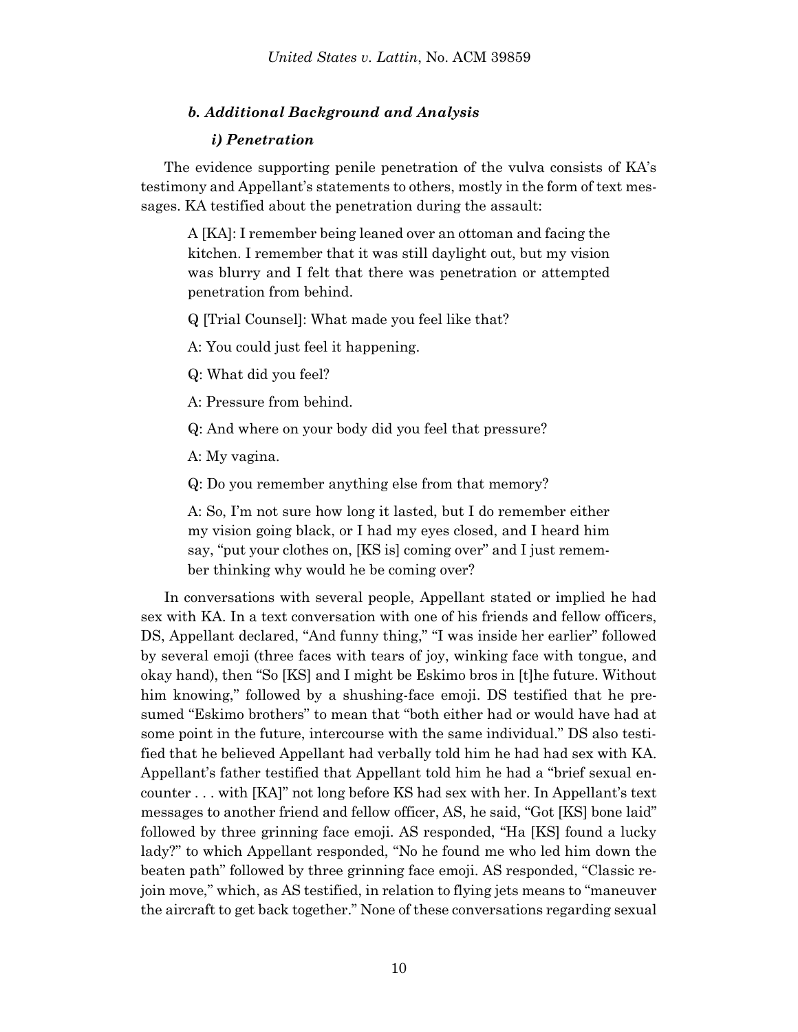### *b. Additional Background and Analysis*

#### *i) Penetration*

The evidence supporting penile penetration of the vulva consists of KA's testimony and Appellant's statements to others, mostly in the form of text messages. KA testified about the penetration during the assault:

> A [KA]: I remember being leaned over an ottoman and facing the kitchen. I remember that it was still daylight out, but my vision was blurry and I felt that there was penetration or attempted penetration from behind.
>
> Q [Trial Counsel]: What made you feel like that?
>
> A: You could just feel it happening.
>
> Q: What did you feel?
>
> A: Pressure from behind.
>
> Q: And where on your body did you feel that pressure?
>
> A: My vagina.
>
> Q: Do you remember anything else from that memory?
>
> A: So, I'm not sure how long it lasted, but I do remember either my vision going black, or I had my eyes closed, and I heard him say, "put your clothes on, [KS is] coming over" and I just remember thinking why would he be coming over?

In conversations with several people, Appellant stated or implied he had sex with KA. In a text conversation with one of his friends and fellow officers, DS, Appellant declared, "And funny thing," "I was inside her earlier" followed by several emoji (three faces with tears of joy, winking face with tongue, and okay hand), then "So [KS] and I might be Eskimo bros in [t]he future. Without him knowing," followed by a shushing-face emoji. DS testified that he presumed "Eskimo brothers" to mean that "both either had or would have had at some point in the future, intercourse with the same individual." DS also testified that he believed Appellant had verbally told him he had had sex with KA. Appellant's father testified that Appellant told him he had a "brief sexual encounter . . . with [KA]" not long before KS had sex with her. In Appellant's text messages to another friend and fellow officer, AS, he said, "Got [KS] bone laid" followed by three grinning face emoji. AS responded, "Ha [KS] found a lucky lady?" to which Appellant responded, "No he found me who led him down the beaten path" followed by three grinning face emoji. AS responded, "Classic rejoin move," which, as AS testified, in relation to flying jets means to "maneuver the aircraft to get back together." None of these conversations regarding sexual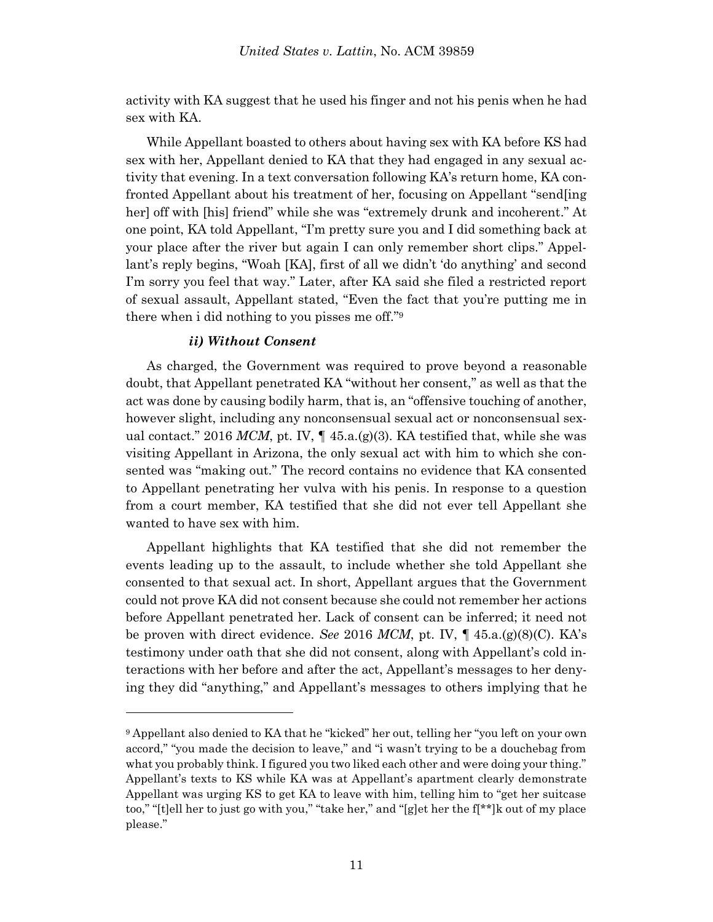activity with KA suggest that he used his finger and not his penis when he had sex with KA.

While Appellant boasted to others about having sex with KA before KS had sex with her, Appellant denied to KA that they had engaged in any sexual activity that evening. In a text conversation following KA's return home, KA confronted Appellant about his treatment of her, focusing on Appellant "send[ing her] off with [his] friend" while she was "extremely drunk and incoherent." At one point, KA told Appellant, "I'm pretty sure you and I did something back at your place after the river but again I can only remember short clips." Appellant's reply begins, "Woah [KA], first of all we didn't 'do anything' and second I'm sorry you feel that way." Later, after KA said she filed a restricted report of sexual assault, Appellant stated, "Even the fact that you're putting me in there when i did nothing to you pisses me off."[9]

#### *ii) Without Consent*

As charged, the Government was required to prove beyond a reasonable doubt, that Appellant penetrated KA "without her consent," as well as that the act was done by causing bodily harm, that is, an "offensive touching of another, however slight, including any nonconsensual sexual act or nonconsensual sexual contact." 2016 *MCM*, pt. IV, ¶ 45.a.(g)(3). KA testified that, while she was visiting Appellant in Arizona, the only sexual act with him to which she consented was "making out." The record contains no evidence that KA consented to Appellant penetrating her vulva with his penis. In response to a question from a court member, KA testified that she did not ever tell Appellant she wanted to have sex with him.

Appellant highlights that KA testified that she did not remember the events leading up to the assault, to include whether she told Appellant she consented to that sexual act. In short, Appellant argues that the Government could not prove KA did not consent because she could not remember her actions before Appellant penetrated her. Lack of consent can be inferred; it need not be proven with direct evidence. *See* 2016 *MCM*, pt. IV, ¶ 45.a.(g)(8)(C). KA's testimony under oath that she did not consent, along with Appellant's cold interactions with her before and after the act, Appellant's messages to her denying they did "anything," and Appellant's messages to others implying that he

---

[9] Appellant also denied to KA that he "kicked" her out, telling her "you left on your own accord," "you made the decision to leave," and "i wasn't trying to be a douchebag from what you probably think. I figured you two liked each other and were doing your thing." Appellant's texts to KS while KA was at Appellant's apartment clearly demonstrate Appellant was urging KS to get KA to leave with him, telling him to "get her suitcase too," "[t]ell her to just go with you," "take her," and "[g]et her the f[**]k out of my place please."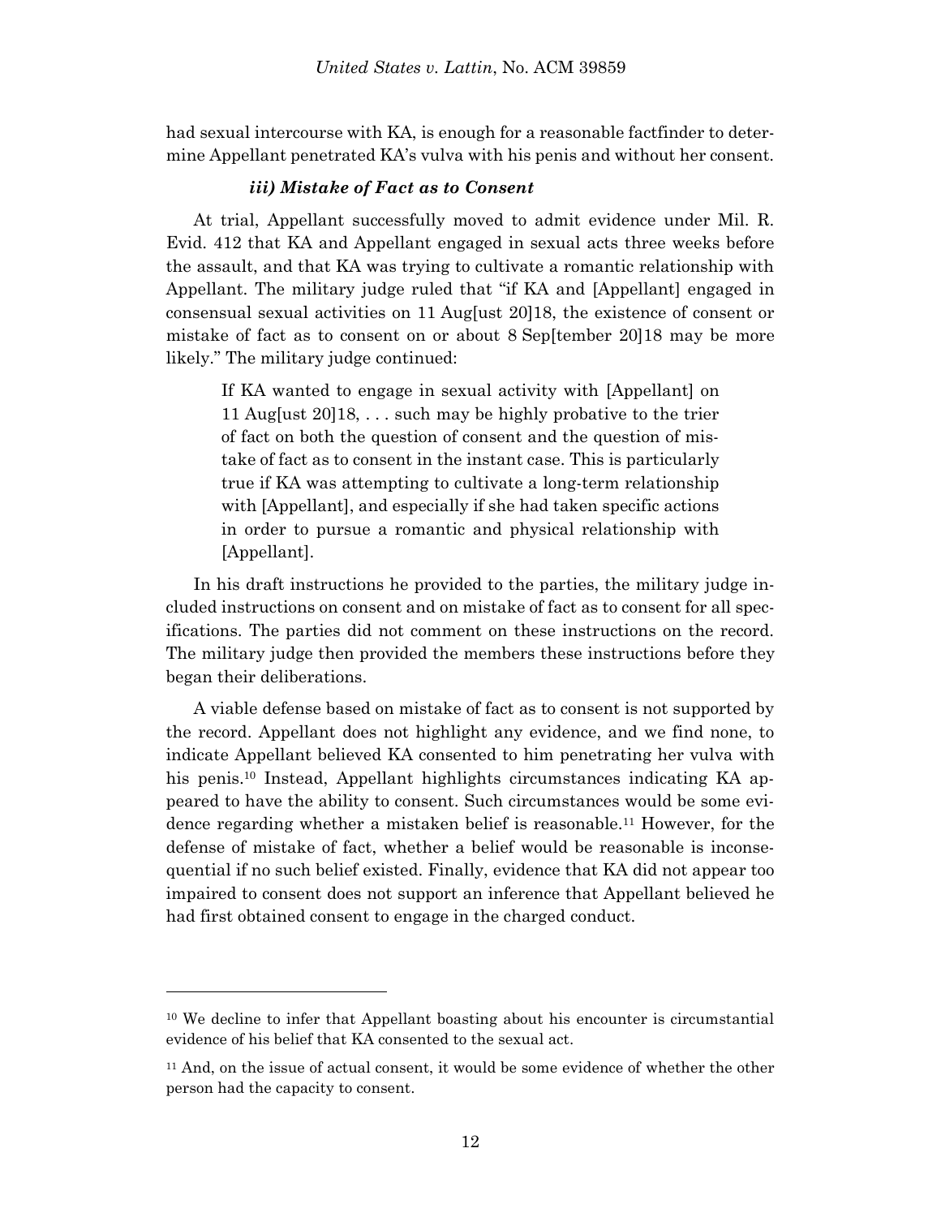had sexual intercourse with KA, is enough for a reasonable factfinder to determine Appellant penetrated KA's vulva with his penis and without her consent.

#### *iii) Mistake of Fact as to Consent*

At trial, Appellant successfully moved to admit evidence under Mil. R. Evid. 412 that KA and Appellant engaged in sexual acts three weeks before the assault, and that KA was trying to cultivate a romantic relationship with Appellant. The military judge ruled that "if KA and [Appellant] engaged in consensual sexual activities on 11 Aug[ust 20]18, the existence of consent or mistake of fact as to consent on or about 8 Sep[tember 20]18 may be more likely." The military judge continued:

> If KA wanted to engage in sexual activity with [Appellant] on 11 Aug[ust 20]18, . . . such may be highly probative to the trier of fact on both the question of consent and the question of mistake of fact as to consent in the instant case. This is particularly true if KA was attempting to cultivate a long-term relationship with [Appellant], and especially if she had taken specific actions in order to pursue a romantic and physical relationship with [Appellant].

In his draft instructions he provided to the parties, the military judge included instructions on consent and on mistake of fact as to consent for all specifications. The parties did not comment on these instructions on the record. The military judge then provided the members these instructions before they began their deliberations.

A viable defense based on mistake of fact as to consent is not supported by the record. Appellant does not highlight any evidence, and we find none, to indicate Appellant believed KA consented to him penetrating her vulva with his penis.[10] Instead, Appellant highlights circumstances indicating KA appeared to have the ability to consent. Such circumstances would be some evidence regarding whether a mistaken belief is reasonable.[11] However, for the defense of mistake of fact, whether a belief would be reasonable is inconsequential if no such belief existed. Finally, evidence that KA did not appear too impaired to consent does not support an inference that Appellant believed he had first obtained consent to engage in the charged conduct.

---

[10] We decline to infer that Appellant boasting about his encounter is circumstantial evidence of his belief that KA consented to the sexual act.

[11] And, on the issue of actual consent, it would be some evidence of whether the other person had the capacity to consent.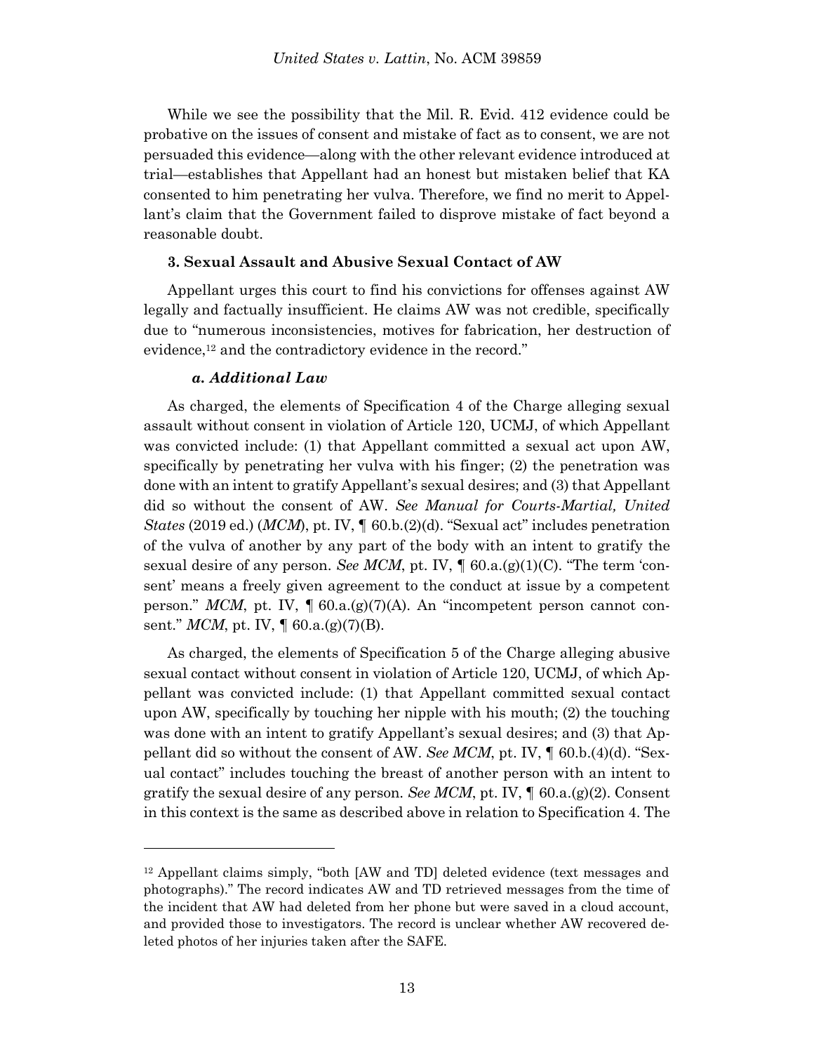While we see the possibility that the Mil. R. Evid. 412 evidence could be probative on the issues of consent and mistake of fact as to consent, we are not persuaded this evidence—along with the other relevant evidence introduced at trial—establishes that Appellant had an honest but mistaken belief that KA consented to him penetrating her vulva. Therefore, we find no merit to Appellant's claim that the Government failed to disprove mistake of fact beyond a reasonable doubt.

### 3. Sexual Assault and Abusive Sexual Contact of AW

Appellant urges this court to find his convictions for offenses against AW legally and factually insufficient. He claims AW was not credible, specifically due to "numerous inconsistencies, motives for fabrication, her destruction of evidence,[12] and the contradictory evidence in the record."

#### *a. Additional Law*

As charged, the elements of Specification 4 of the Charge alleging sexual assault without consent in violation of Article 120, UCMJ, of which Appellant was convicted include: (1) that Appellant committed a sexual act upon AW, specifically by penetrating her vulva with his finger; (2) the penetration was done with an intent to gratify Appellant's sexual desires; and (3) that Appellant did so without the consent of AW. *See Manual for Courts-Martial, United States* (2019 ed.) (*MCM*), pt. IV, ¶ 60.b.(2)(d). "Sexual act" includes penetration of the vulva of another by any part of the body with an intent to gratify the sexual desire of any person. *See MCM*, pt. IV, ¶ 60.a.(g)(1)(C). "The term 'consent' means a freely given agreement to the conduct at issue by a competent person." *MCM*, pt. IV, ¶ 60.a.(g)(7)(A). An "incompetent person cannot consent." *MCM*, pt. IV, ¶ 60.a.(g)(7)(B).

As charged, the elements of Specification 5 of the Charge alleging abusive sexual contact without consent in violation of Article 120, UCMJ, of which Appellant was convicted include: (1) that Appellant committed sexual contact upon AW, specifically by touching her nipple with his mouth; (2) the touching was done with an intent to gratify Appellant's sexual desires; and (3) that Appellant did so without the consent of AW. *See MCM*, pt. IV, ¶ 60.b.(4)(d). "Sexual contact" includes touching the breast of another person with an intent to gratify the sexual desire of any person. *See MCM*, pt. IV, ¶ 60.a.(g)(2). Consent in this context is the same as described above in relation to Specification 4. The

---

[12] Appellant claims simply, "both [AW and TD] deleted evidence (text messages and photographs)." The record indicates AW and TD retrieved messages from the time of the incident that AW had deleted from her phone but were saved in a cloud account, and provided those to investigators. The record is unclear whether AW recovered deleted photos of her injuries taken after the SAFE.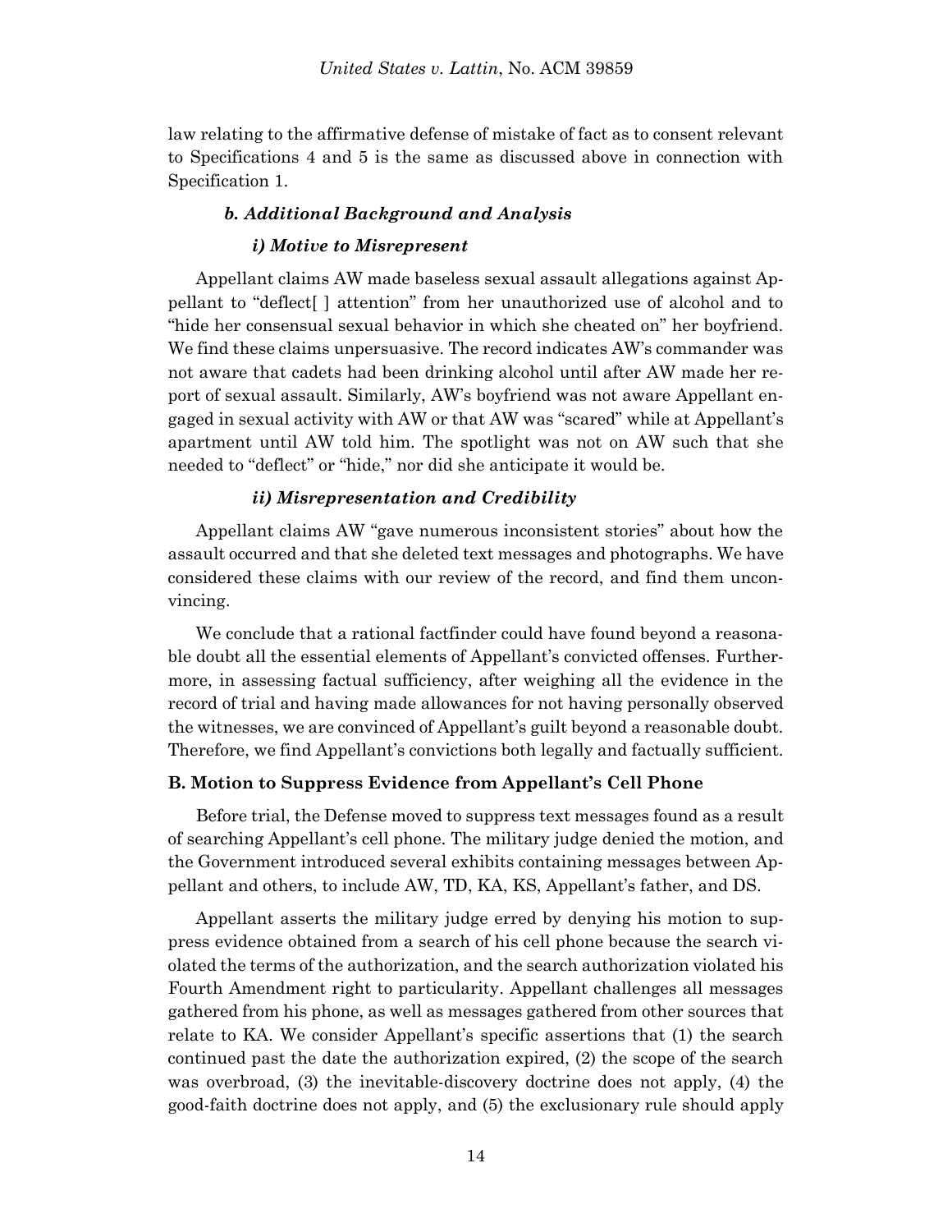law relating to the affirmative defense of mistake of fact as to consent relevant to Specifications 4 and 5 is the same as discussed above in connection with Specification 1.

#### *b. Additional Background and Analysis*

##### *i) Motive to Misrepresent*

Appellant claims AW made baseless sexual assault allegations against Appellant to "deflect[ ] attention" from her unauthorized use of alcohol and to "hide her consensual sexual behavior in which she cheated on" her boyfriend. We find these claims unpersuasive. The record indicates AW's commander was not aware that cadets had been drinking alcohol until after AW made her report of sexual assault. Similarly, AW's boyfriend was not aware Appellant engaged in sexual activity with AW or that AW was "scared" while at Appellant's apartment until AW told him. The spotlight was not on AW such that she needed to "deflect" or "hide," nor did she anticipate it would be.

##### *ii) Misrepresentation and Credibility*

Appellant claims AW "gave numerous inconsistent stories" about how the assault occurred and that she deleted text messages and photographs. We have considered these claims with our review of the record, and find them unconvincing.

We conclude that a rational factfinder could have found beyond a reasonable doubt all the essential elements of Appellant's convicted offenses. Furthermore, in assessing factual sufficiency, after weighing all the evidence in the record of trial and having made allowances for not having personally observed the witnesses, we are convinced of Appellant's guilt beyond a reasonable doubt. Therefore, we find Appellant's convictions both legally and factually sufficient.

### B. Motion to Suppress Evidence from Appellant's Cell Phone

Before trial, the Defense moved to suppress text messages found as a result of searching Appellant's cell phone. The military judge denied the motion, and the Government introduced several exhibits containing messages between Appellant and others, to include AW, TD, KA, KS, Appellant's father, and DS.

Appellant asserts the military judge erred by denying his motion to suppress evidence obtained from a search of his cell phone because the search violated the terms of the authorization, and the search authorization violated his Fourth Amendment right to particularity. Appellant challenges all messages gathered from his phone, as well as messages gathered from other sources that relate to KA. We consider Appellant's specific assertions that (1) the search continued past the date the authorization expired, (2) the scope of the search was overbroad, (3) the inevitable-discovery doctrine does not apply, (4) the good-faith doctrine does not apply, and (5) the exclusionary rule should apply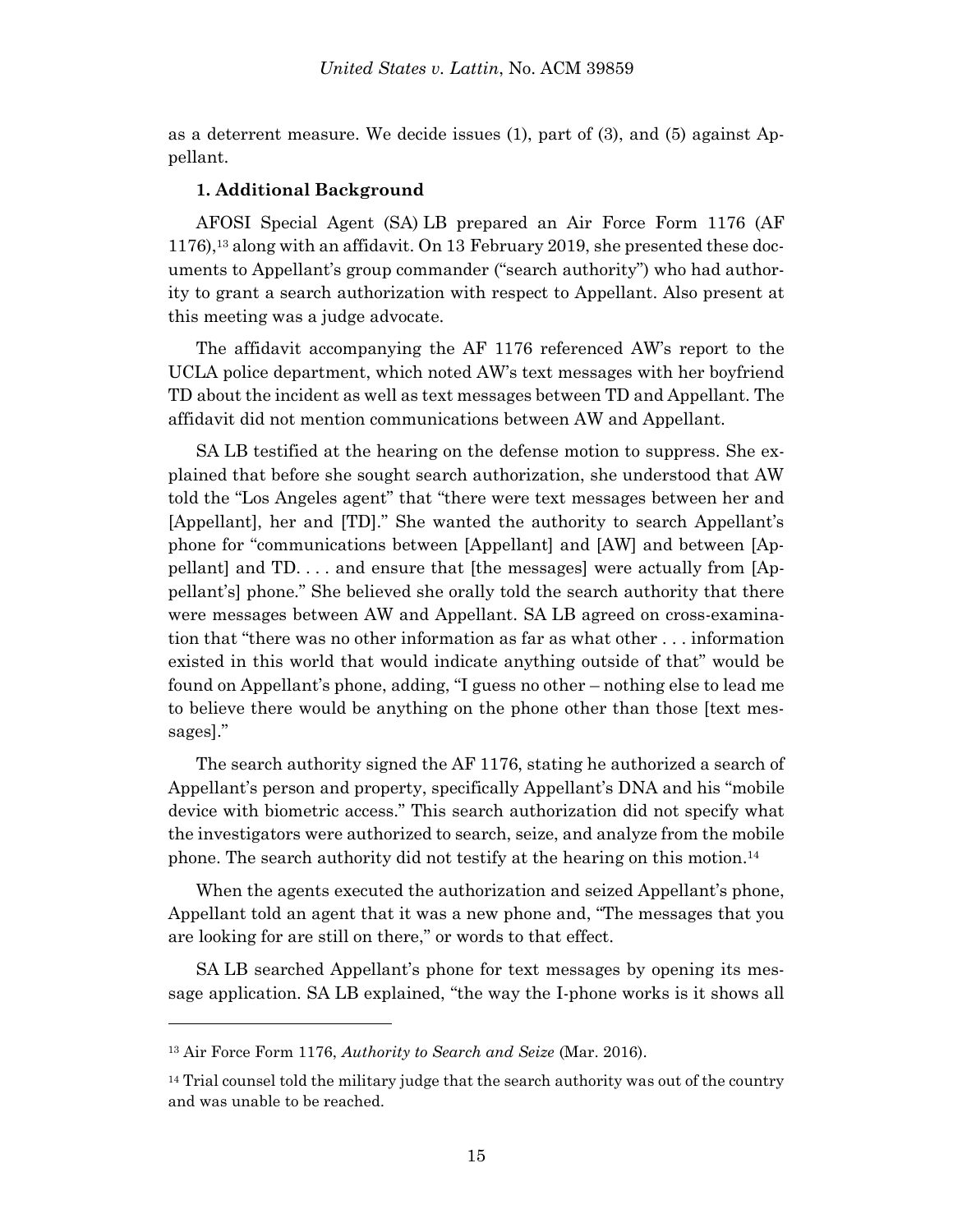as a deterrent measure. We decide issues (1), part of (3), and (5) against Appellant.

**1. Additional Background**

AFOSI Special Agent (SA) LB prepared an Air Force Form 1176 (AF 1176),[13] along with an affidavit. On 13 February 2019, she presented these documents to Appellant's group commander ("search authority") who had authority to grant a search authorization with respect to Appellant. Also present at this meeting was a judge advocate.

The affidavit accompanying the AF 1176 referenced AW's report to the UCLA police department, which noted AW's text messages with her boyfriend TD about the incident as well as text messages between TD and Appellant. The affidavit did not mention communications between AW and Appellant.

SA LB testified at the hearing on the defense motion to suppress. She explained that before she sought search authorization, she understood that AW told the "Los Angeles agent" that "there were text messages between her and [Appellant], her and [TD]." She wanted the authority to search Appellant's phone for "communications between [Appellant] and [AW] and between [Appellant] and TD. . . . and ensure that [the messages] were actually from [Appellant's] phone." She believed she orally told the search authority that there were messages between AW and Appellant. SA LB agreed on cross-examination that "there was no other information as far as what other . . . information existed in this world that would indicate anything outside of that" would be found on Appellant's phone, adding, "I guess no other – nothing else to lead me to believe there would be anything on the phone other than those [text messages]."

The search authority signed the AF 1176, stating he authorized a search of Appellant's person and property, specifically Appellant's DNA and his "mobile device with biometric access." This search authorization did not specify what the investigators were authorized to search, seize, and analyze from the mobile phone. The search authority did not testify at the hearing on this motion.[14]

When the agents executed the authorization and seized Appellant's phone, Appellant told an agent that it was a new phone and, "The messages that you are looking for are still on there," or words to that effect.

SA LB searched Appellant's phone for text messages by opening its message application. SA LB explained, "the way the I-phone works is it shows all

---

[13] Air Force Form 1176, *Authority to Search and Seize* (Mar. 2016).

[14] Trial counsel told the military judge that the search authority was out of the country and was unable to be reached.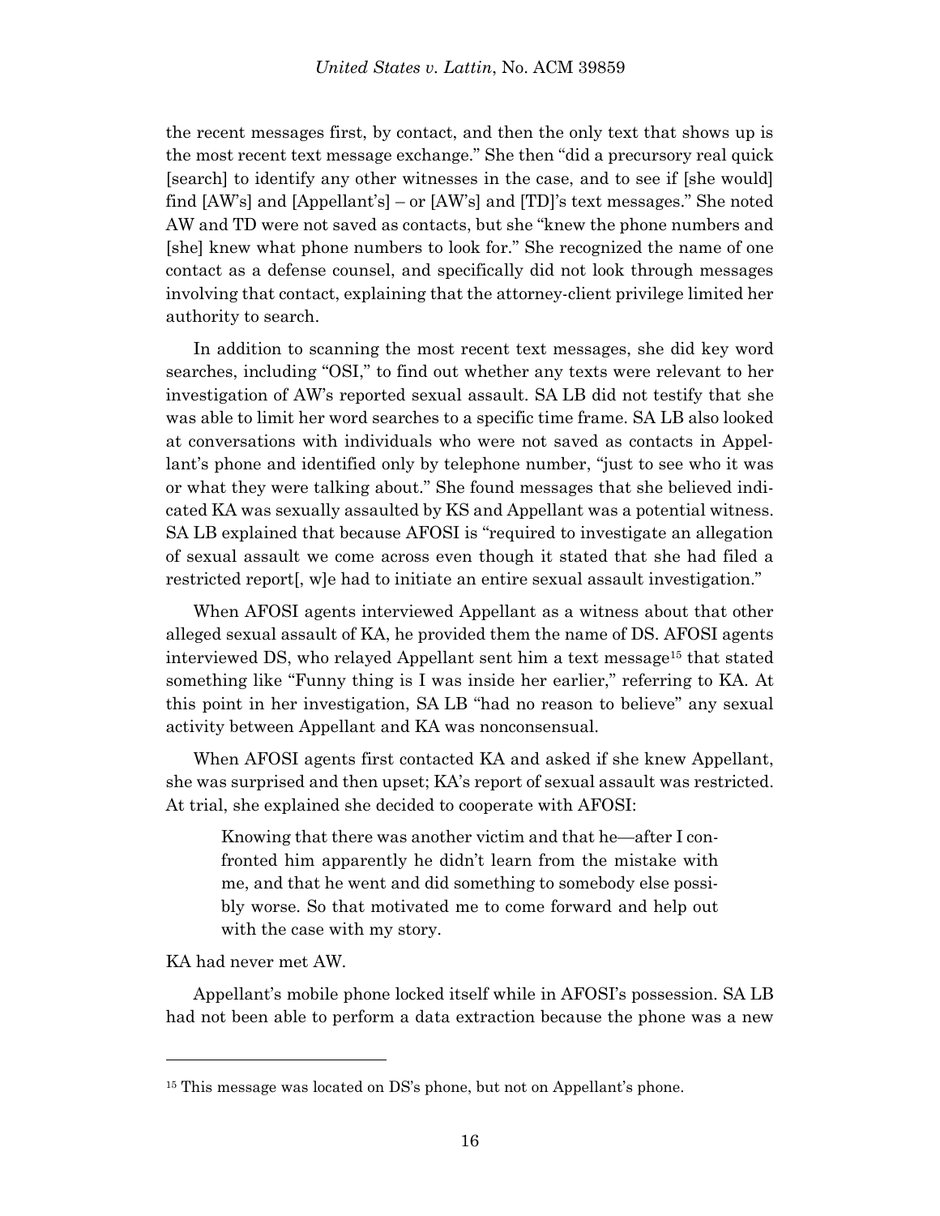the recent messages first, by contact, and then the only text that shows up is the most recent text message exchange." She then "did a precursory real quick [search] to identify any other witnesses in the case, and to see if [she would] find [AW's] and [Appellant's] – or [AW's] and [TD]'s text messages." She noted AW and TD were not saved as contacts, but she "knew the phone numbers and [she] knew what phone numbers to look for." She recognized the name of one contact as a defense counsel, and specifically did not look through messages involving that contact, explaining that the attorney-client privilege limited her authority to search.

In addition to scanning the most recent text messages, she did key word searches, including "OSI," to find out whether any texts were relevant to her investigation of AW's reported sexual assault. SA LB did not testify that she was able to limit her word searches to a specific time frame. SA LB also looked at conversations with individuals who were not saved as contacts in Appellant's phone and identified only by telephone number, "just to see who it was or what they were talking about." She found messages that she believed indicated KA was sexually assaulted by KS and Appellant was a potential witness. SA LB explained that because AFOSI is "required to investigate an allegation of sexual assault we come across even though it stated that she had filed a restricted report[, w]e had to initiate an entire sexual assault investigation."

When AFOSI agents interviewed Appellant as a witness about that other alleged sexual assault of KA, he provided them the name of DS. AFOSI agents interviewed DS, who relayed Appellant sent him a text message[15] that stated something like "Funny thing is I was inside her earlier," referring to KA. At this point in her investigation, SA LB "had no reason to believe" any sexual activity between Appellant and KA was nonconsensual.

When AFOSI agents first contacted KA and asked if she knew Appellant, she was surprised and then upset; KA's report of sexual assault was restricted. At trial, she explained she decided to cooperate with AFOSI:

> Knowing that there was another victim and that he—after I confronted him apparently he didn't learn from the mistake with me, and that he went and did something to somebody else possibly worse. So that motivated me to come forward and help out with the case with my story.

KA had never met AW.

Appellant's mobile phone locked itself while in AFOSI's possession. SA LB had not been able to perform a data extraction because the phone was a new

---

[15] This message was located on DS's phone, but not on Appellant's phone.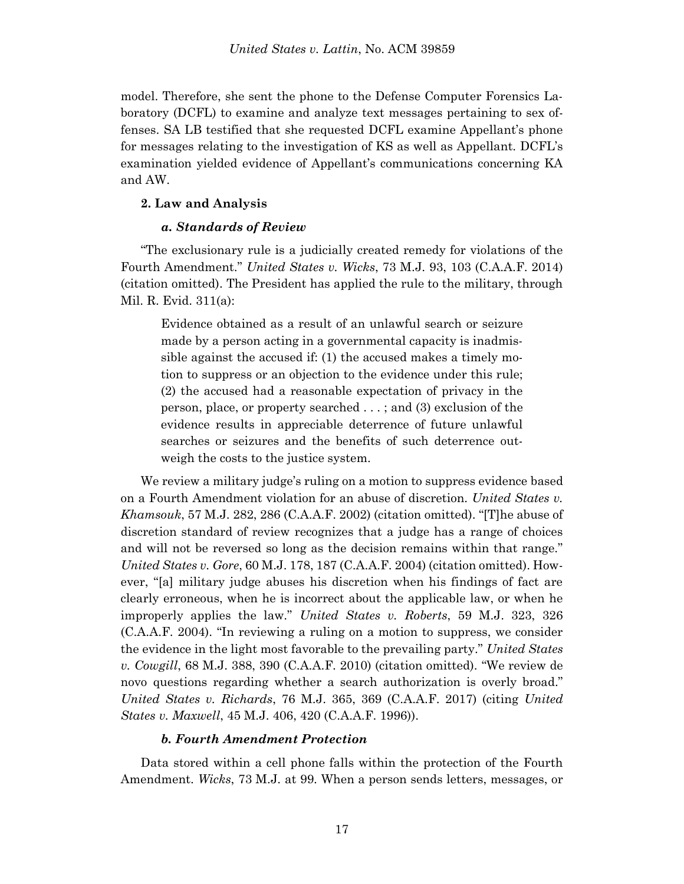model. Therefore, she sent the phone to the Defense Computer Forensics Laboratory (DCFL) to examine and analyze text messages pertaining to sex offenses. SA LB testified that she requested DCFL examine Appellant's phone for messages relating to the investigation of KS as well as Appellant. DCFL's examination yielded evidence of Appellant's communications concerning KA and AW.

### 2. Law and Analysis

#### *a. Standards of Review*

"The exclusionary rule is a judicially created remedy for violations of the Fourth Amendment." *United States v. Wicks*, 73 M.J. 93, 103 (C.A.A.F. 2014) (citation omitted). The President has applied the rule to the military, through Mil. R. Evid. 311(a):

> Evidence obtained as a result of an unlawful search or seizure made by a person acting in a governmental capacity is inadmissible against the accused if: (1) the accused makes a timely motion to suppress or an objection to the evidence under this rule; (2) the accused had a reasonable expectation of privacy in the person, place, or property searched . . . ; and (3) exclusion of the evidence results in appreciable deterrence of future unlawful searches or seizures and the benefits of such deterrence outweigh the costs to the justice system.

We review a military judge's ruling on a motion to suppress evidence based on a Fourth Amendment violation for an abuse of discretion. *United States v. Khamsouk*, 57 M.J. 282, 286 (C.A.A.F. 2002) (citation omitted). "[T]he abuse of discretion standard of review recognizes that a judge has a range of choices and will not be reversed so long as the decision remains within that range." *United States v. Gore*, 60 M.J. 178, 187 (C.A.A.F. 2004) (citation omitted). However, "[a] military judge abuses his discretion when his findings of fact are clearly erroneous, when he is incorrect about the applicable law, or when he improperly applies the law." *United States v. Roberts*, 59 M.J. 323, 326 (C.A.A.F. 2004). "In reviewing a ruling on a motion to suppress, we consider the evidence in the light most favorable to the prevailing party." *United States v. Cowgill*, 68 M.J. 388, 390 (C.A.A.F. 2010) (citation omitted). "We review de novo questions regarding whether a search authorization is overly broad." *United States v. Richards*, 76 M.J. 365, 369 (C.A.A.F. 2017) (citing *United States v. Maxwell*, 45 M.J. 406, 420 (C.A.A.F. 1996)).

#### *b. Fourth Amendment Protection*

Data stored within a cell phone falls within the protection of the Fourth Amendment. *Wicks*, 73 M.J. at 99. When a person sends letters, messages, or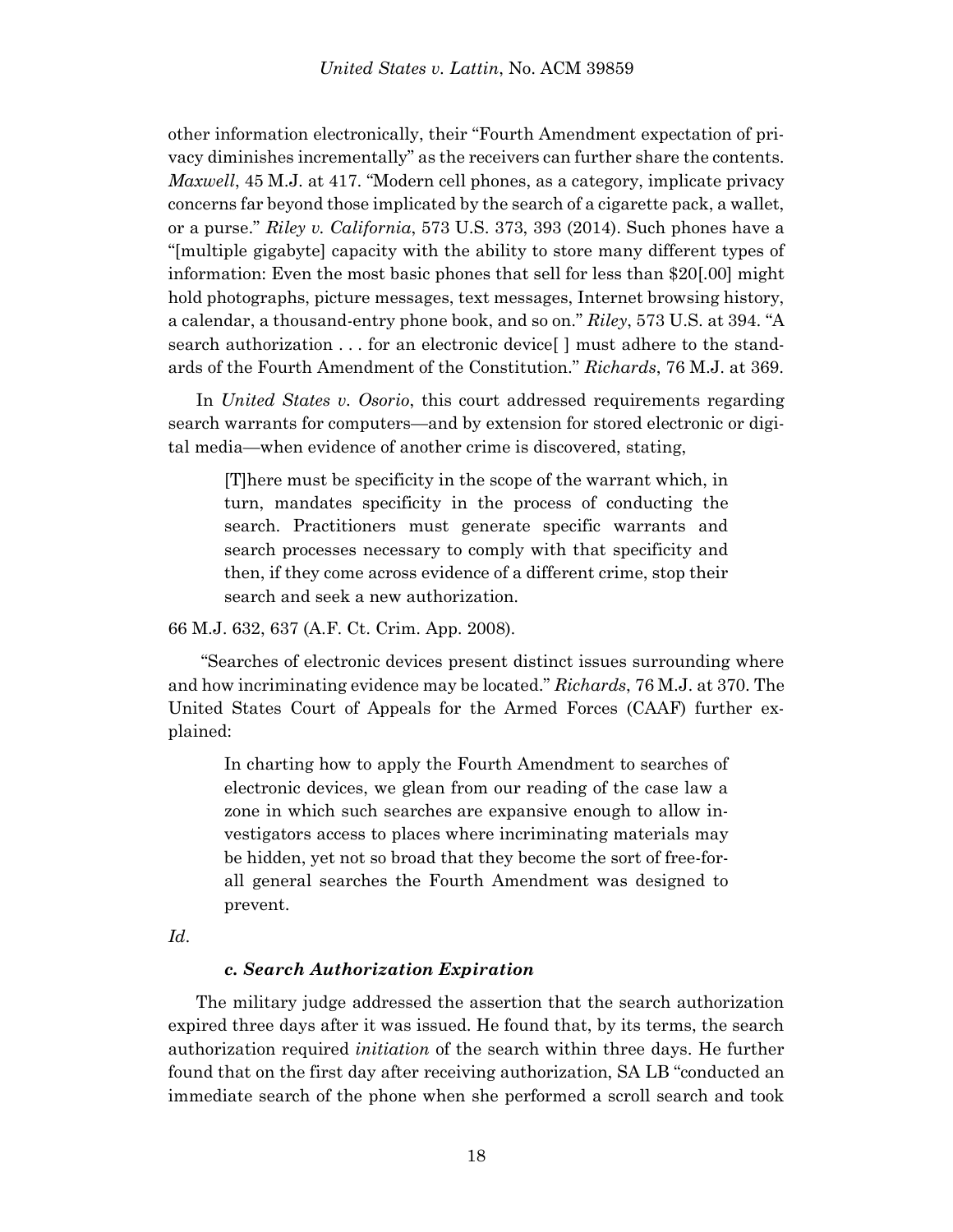other information electronically, their "Fourth Amendment expectation of privacy diminishes incrementally" as the receivers can further share the contents. *Maxwell*, 45 M.J. at 417. "Modern cell phones, as a category, implicate privacy concerns far beyond those implicated by the search of a cigarette pack, a wallet, or a purse." *Riley v. California*, 573 U.S. 373, 393 (2014). Such phones have a "[multiple gigabyte] capacity with the ability to store many different types of information: Even the most basic phones that sell for less than $20[.00] might hold photographs, picture messages, text messages, Internet browsing history, a calendar, a thousand-entry phone book, and so on." *Riley*, 573 U.S. at 394. "A search authorization . . . for an electronic device[ ] must adhere to the standards of the Fourth Amendment of the Constitution." *Richards*, 76 M.J. at 369.

In *United States v. Osorio*, this court addressed requirements regarding search warrants for computers—and by extension for stored electronic or digital media—when evidence of another crime is discovered, stating,

> [T]here must be specificity in the scope of the warrant which, in turn, mandates specificity in the process of conducting the search. Practitioners must generate specific warrants and search processes necessary to comply with that specificity and then, if they come across evidence of a different crime, stop their search and seek a new authorization.

66 M.J. 632, 637 (A.F. Ct. Crim. App. 2008).

"Searches of electronic devices present distinct issues surrounding where and how incriminating evidence may be located." *Richards*, 76 M.J. at 370. The United States Court of Appeals for the Armed Forces (CAAF) further explained:

> In charting how to apply the Fourth Amendment to searches of electronic devices, we glean from our reading of the case law a zone in which such searches are expansive enough to allow investigators access to places where incriminating materials may be hidden, yet not so broad that they become the sort of free-for-all general searches the Fourth Amendment was designed to prevent.

*Id*.

#### *c. Search Authorization Expiration*

The military judge addressed the assertion that the search authorization expired three days after it was issued. He found that, by its terms, the search authorization required *initiation* of the search within three days. He further found that on the first day after receiving authorization, SA LB "conducted an immediate search of the phone when she performed a scroll search and took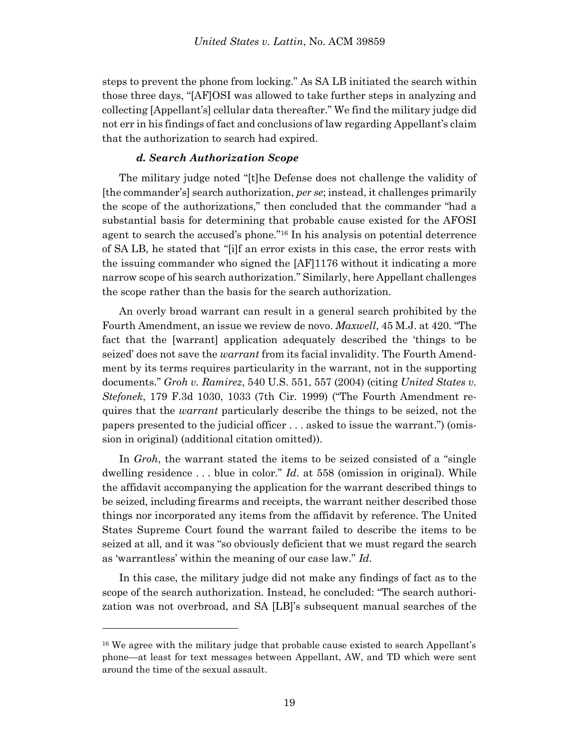steps to prevent the phone from locking." As SA LB initiated the search within those three days, "[AF]OSI was allowed to take further steps in analyzing and collecting [Appellant's] cellular data thereafter." We find the military judge did not err in his findings of fact and conclusions of law regarding Appellant's claim that the authorization to search had expired.

#### *d. Search Authorization Scope*

The military judge noted "[t]he Defense does not challenge the validity of [the commander's] search authorization, *per se*; instead, it challenges primarily the scope of the authorizations," then concluded that the commander "had a substantial basis for determining that probable cause existed for the AFOSI agent to search the accused's phone."[16] In his analysis on potential deterrence of SA LB, he stated that "[i]f an error exists in this case, the error rests with the issuing commander who signed the [AF]1176 without it indicating a more narrow scope of his search authorization." Similarly, here Appellant challenges the scope rather than the basis for the search authorization.

An overly broad warrant can result in a general search prohibited by the Fourth Amendment, an issue we review de novo. *Maxwell*, 45 M.J. at 420. "The fact that the [warrant] application adequately described the 'things to be seized' does not save the *warrant* from its facial invalidity. The Fourth Amendment by its terms requires particularity in the warrant, not in the supporting documents." *Groh v. Ramirez*, 540 U.S. 551, 557 (2004) (citing *United States v. Stefonek*, 179 F.3d 1030, 1033 (7th Cir. 1999) ("The Fourth Amendment requires that the *warrant* particularly describe the things to be seized, not the papers presented to the judicial officer . . . asked to issue the warrant.") (omission in original) (additional citation omitted)).

In *Groh*, the warrant stated the items to be seized consisted of a "single dwelling residence . . . blue in color." *Id*. at 558 (omission in original). While the affidavit accompanying the application for the warrant described things to be seized, including firearms and receipts, the warrant neither described those things nor incorporated any items from the affidavit by reference. The United States Supreme Court found the warrant failed to describe the items to be seized at all, and it was "so obviously deficient that we must regard the search as 'warrantless' within the meaning of our case law." *Id*.

In this case, the military judge did not make any findings of fact as to the scope of the search authorization. Instead, he concluded: "The search authorization was not overbroad, and SA [LB]'s subsequent manual searches of the

[16] We agree with the military judge that probable cause existed to search Appellant's phone—at least for text messages between Appellant, AW, and TD which were sent around the time of the sexual assault.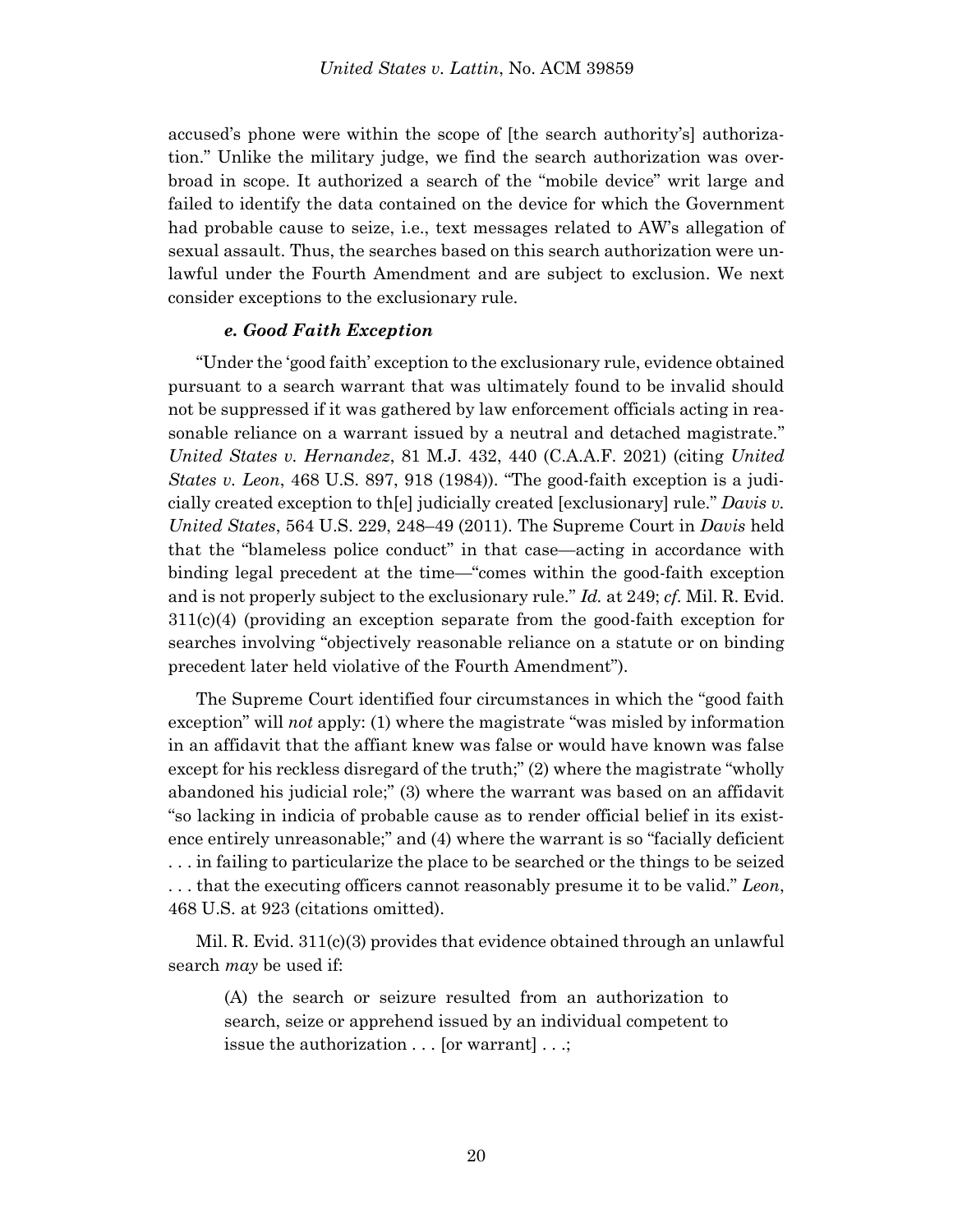accused's phone were within the scope of [the search authority's] authorization." Unlike the military judge, we find the search authorization was overbroad in scope. It authorized a search of the "mobile device" writ large and failed to identify the data contained on the device for which the Government had probable cause to seize, i.e., text messages related to AW's allegation of sexual assault. Thus, the searches based on this search authorization were unlawful under the Fourth Amendment and are subject to exclusion. We next consider exceptions to the exclusionary rule.

#### *e. Good Faith Exception*

"Under the 'good faith' exception to the exclusionary rule, evidence obtained pursuant to a search warrant that was ultimately found to be invalid should not be suppressed if it was gathered by law enforcement officials acting in reasonable reliance on a warrant issued by a neutral and detached magistrate." *United States v. Hernandez*, 81 M.J. 432, 440 (C.A.A.F. 2021) (citing *United States v. Leon*, 468 U.S. 897, 918 (1984)). "The good-faith exception is a judicially created exception to th[e] judicially created [exclusionary] rule." *Davis v. United States*, 564 U.S. 229, 248–49 (2011). The Supreme Court in *Davis* held that the "blameless police conduct" in that case—acting in accordance with binding legal precedent at the time—"comes within the good-faith exception and is not properly subject to the exclusionary rule." *Id.* at 249; *cf.* Mil. R. Evid. 311(c)(4) (providing an exception separate from the good-faith exception for searches involving "objectively reasonable reliance on a statute or on binding precedent later held violative of the Fourth Amendment").

The Supreme Court identified four circumstances in which the "good faith exception" will *not* apply: (1) where the magistrate "was misled by information in an affidavit that the affiant knew was false or would have known was false except for his reckless disregard of the truth;" (2) where the magistrate "wholly abandoned his judicial role;" (3) where the warrant was based on an affidavit "so lacking in indicia of probable cause as to render official belief in its existence entirely unreasonable;" and (4) where the warrant is so "facially deficient . . . in failing to particularize the place to be searched or the things to be seized . . . that the executing officers cannot reasonably presume it to be valid." *Leon*, 468 U.S. at 923 (citations omitted).

Mil. R. Evid. 311(c)(3) provides that evidence obtained through an unlawful search *may* be used if:

> (A) the search or seizure resulted from an authorization to search, seize or apprehend issued by an individual competent to issue the authorization . . . [or warrant] . . .;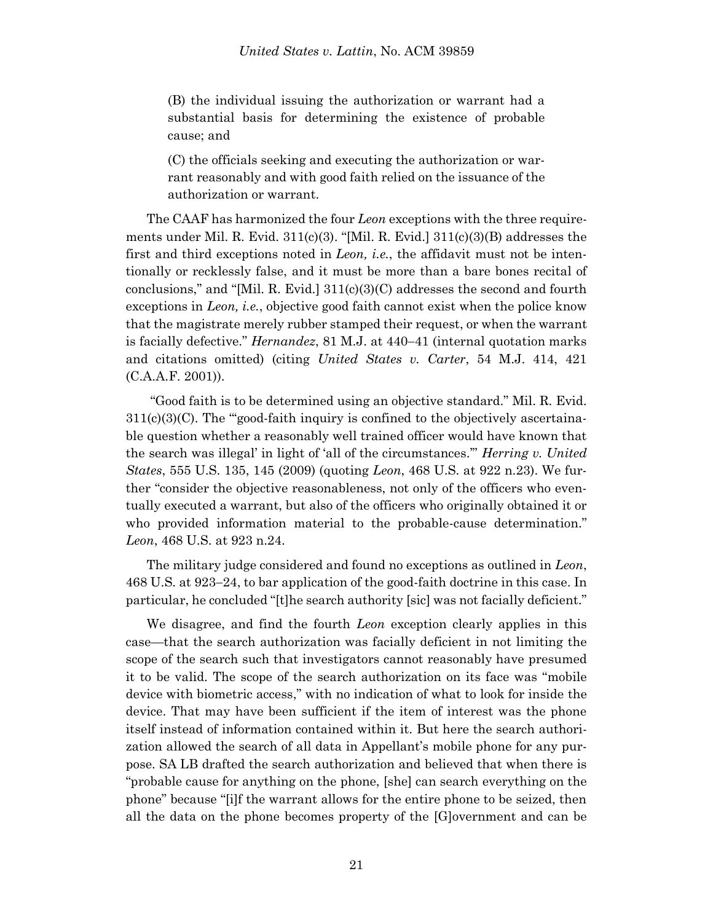(B) the individual issuing the authorization or warrant had a substantial basis for determining the existence of probable cause; and

(C) the officials seeking and executing the authorization or warrant reasonably and with good faith relied on the issuance of the authorization or warrant.

The CAAF has harmonized the four *Leon* exceptions with the three requirements under Mil. R. Evid. 311(c)(3). "[Mil. R. Evid.] 311(c)(3)(B) addresses the first and third exceptions noted in *Leon, i.e.*, the affidavit must not be intentionally or recklessly false, and it must be more than a bare bones recital of conclusions," and "[Mil. R. Evid.] 311(c)(3)(C) addresses the second and fourth exceptions in *Leon, i.e.*, objective good faith cannot exist when the police know that the magistrate merely rubber stamped their request, or when the warrant is facially defective." *Hernandez*, 81 M.J. at 440–41 (internal quotation marks and citations omitted) (citing *United States v. Carter*, 54 M.J. 414, 421 (C.A.A.F. 2001)).

"Good faith is to be determined using an objective standard." Mil. R. Evid. 311(c)(3)(C). The "'good-faith inquiry is confined to the objectively ascertainable question whether a reasonably well trained officer would have known that the search was illegal' in light of 'all of the circumstances.'" *Herring v. United States*, 555 U.S. 135, 145 (2009) (quoting *Leon*, 468 U.S. at 922 n.23). We further "consider the objective reasonableness, not only of the officers who eventually executed a warrant, but also of the officers who originally obtained it or who provided information material to the probable-cause determination." *Leon*, 468 U.S. at 923 n.24.

The military judge considered and found no exceptions as outlined in *Leon*, 468 U.S. at 923–24, to bar application of the good-faith doctrine in this case. In particular, he concluded "[t]he search authority [sic] was not facially deficient."

We disagree, and find the fourth *Leon* exception clearly applies in this case—that the search authorization was facially deficient in not limiting the scope of the search such that investigators cannot reasonably have presumed it to be valid. The scope of the search authorization on its face was "mobile device with biometric access," with no indication of what to look for inside the device. That may have been sufficient if the item of interest was the phone itself instead of information contained within it. But here the search authorization allowed the search of all data in Appellant's mobile phone for any purpose. SA LB drafted the search authorization and believed that when there is "probable cause for anything on the phone, [she] can search everything on the phone" because "[i]f the warrant allows for the entire phone to be seized, then all the data on the phone becomes property of the [G]overnment and can be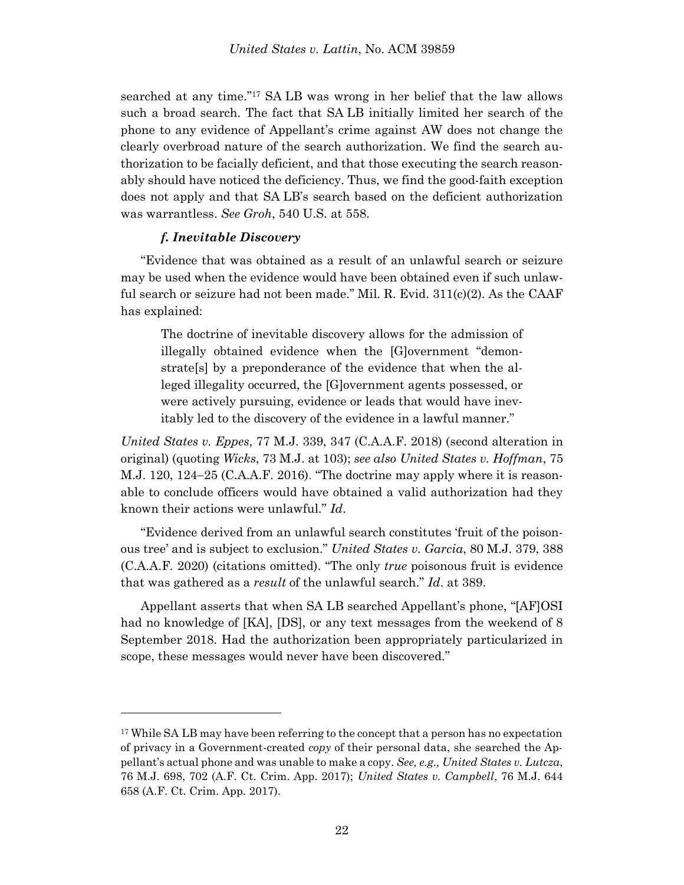searched at any time."[17] SA LB was wrong in her belief that the law allows such a broad search. The fact that SA LB initially limited her search of the phone to any evidence of Appellant's crime against AW does not change the clearly overbroad nature of the search authorization. We find the search authorization to be facially deficient, and that those executing the search reasonably should have noticed the deficiency. Thus, we find the good-faith exception does not apply and that SA LB's search based on the deficient authorization was warrantless. *See Groh*, 540 U.S. at 558.

#### *f. Inevitable Discovery*

"Evidence that was obtained as a result of an unlawful search or seizure may be used when the evidence would have been obtained even if such unlawful search or seizure had not been made." Mil. R. Evid. 311(c)(2). As the CAAF has explained:

> The doctrine of inevitable discovery allows for the admission of illegally obtained evidence when the [G]overnment "demonstrate[s] by a preponderance of the evidence that when the alleged illegality occurred, the [G]overnment agents possessed, or were actively pursuing, evidence or leads that would have inevitably led to the discovery of the evidence in a lawful manner."

*United States v. Eppes*, 77 M.J. 339, 347 (C.A.A.F. 2018) (second alteration in original) (quoting *Wicks*, 73 M.J. at 103); *see also United States v. Hoffman*, 75 M.J. 120, 124–25 (C.A.A.F. 2016). "The doctrine may apply where it is reasonable to conclude officers would have obtained a valid authorization had they known their actions were unlawful." *Id*.

"Evidence derived from an unlawful search constitutes 'fruit of the poisonous tree' and is subject to exclusion." *United States v. Garcia*, 80 M.J. 379, 388 (C.A.A.F. 2020) (citations omitted). "The only *true* poisonous fruit is evidence that was gathered as a *result* of the unlawful search." *Id*. at 389.

Appellant asserts that when SA LB searched Appellant's phone, "[AF]OSI had no knowledge of [KA], [DS], or any text messages from the weekend of 8 September 2018. Had the authorization been appropriately particularized in scope, these messages would never have been discovered."

---

[17] While SA LB may have been referring to the concept that a person has no expectation of privacy in a Government-created *copy* of their personal data, she searched the Appellant's actual phone and was unable to make a copy. *See, e.g., United States v. Lutcza*, 76 M.J. 698, 702 (A.F. Ct. Crim. App. 2017); *United States v. Campbell*, 76 M.J. 644 658 (A.F. Ct. Crim. App. 2017).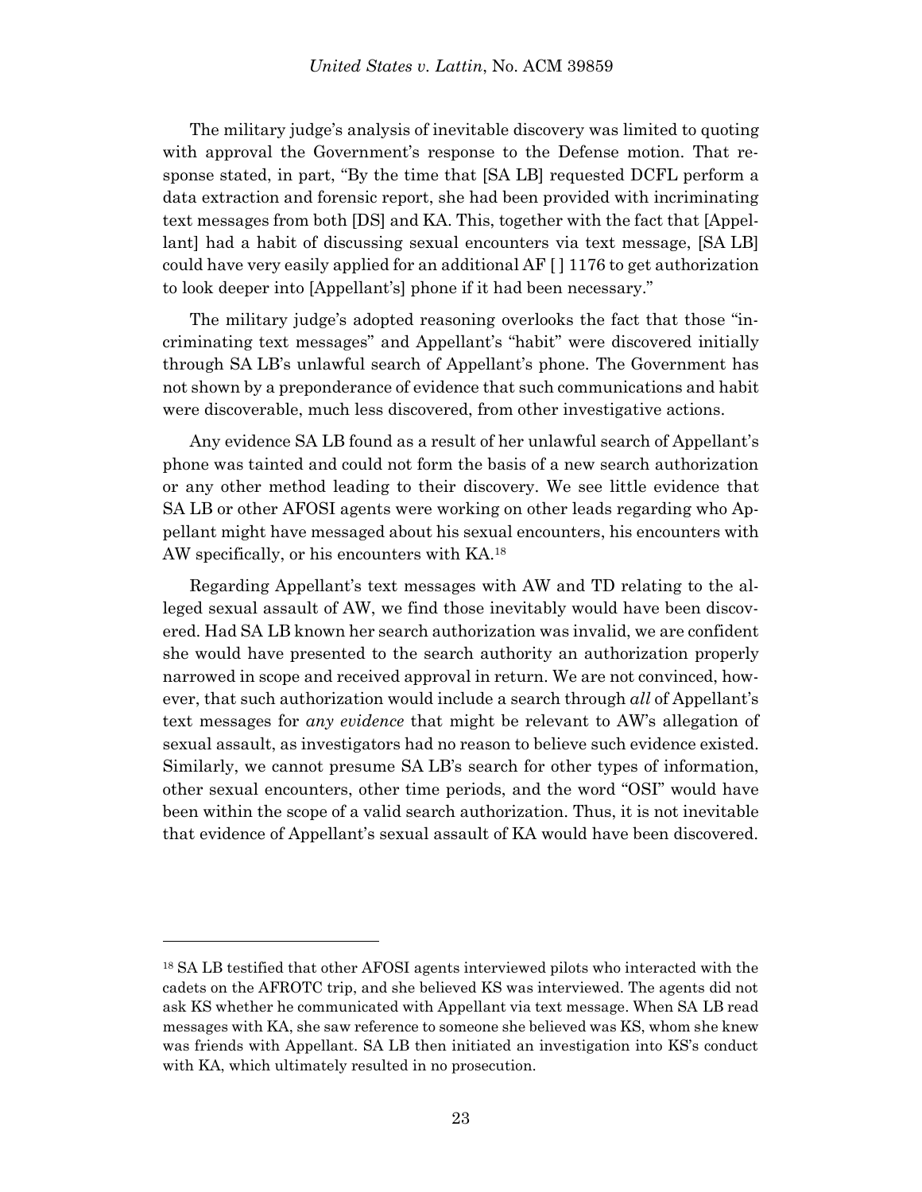The military judge's analysis of inevitable discovery was limited to quoting with approval the Government's response to the Defense motion. That response stated, in part, "By the time that [SA LB] requested DCFL perform a data extraction and forensic report, she had been provided with incriminating text messages from both [DS] and KA. This, together with the fact that [Appellant] had a habit of discussing sexual encounters via text message, [SA LB] could have very easily applied for an additional AF [ ] 1176 to get authorization to look deeper into [Appellant's] phone if it had been necessary."

The military judge's adopted reasoning overlooks the fact that those "incriminating text messages" and Appellant's "habit" were discovered initially through SA LB's unlawful search of Appellant's phone. The Government has not shown by a preponderance of evidence that such communications and habit were discoverable, much less discovered, from other investigative actions.

Any evidence SA LB found as a result of her unlawful search of Appellant's phone was tainted and could not form the basis of a new search authorization or any other method leading to their discovery. We see little evidence that SA LB or other AFOSI agents were working on other leads regarding who Appellant might have messaged about his sexual encounters, his encounters with AW specifically, or his encounters with KA.[18]

Regarding Appellant's text messages with AW and TD relating to the alleged sexual assault of AW, we find those inevitably would have been discovered. Had SA LB known her search authorization was invalid, we are confident she would have presented to the search authority an authorization properly narrowed in scope and received approval in return. We are not convinced, however, that such authorization would include a search through *all* of Appellant's text messages for *any evidence* that might be relevant to AW's allegation of sexual assault, as investigators had no reason to believe such evidence existed. Similarly, we cannot presume SA LB's search for other types of information, other sexual encounters, other time periods, and the word "OSI" would have been within the scope of a valid search authorization. Thus, it is not inevitable that evidence of Appellant's sexual assault of KA would have been discovered.

---

[18] SA LB testified that other AFOSI agents interviewed pilots who interacted with the cadets on the AFROTC trip, and she believed KS was interviewed. The agents did not ask KS whether he communicated with Appellant via text message. When SA LB read messages with KA, she saw reference to someone she believed was KS, whom she knew was friends with Appellant. SA LB then initiated an investigation into KS's conduct with KA, which ultimately resulted in no prosecution.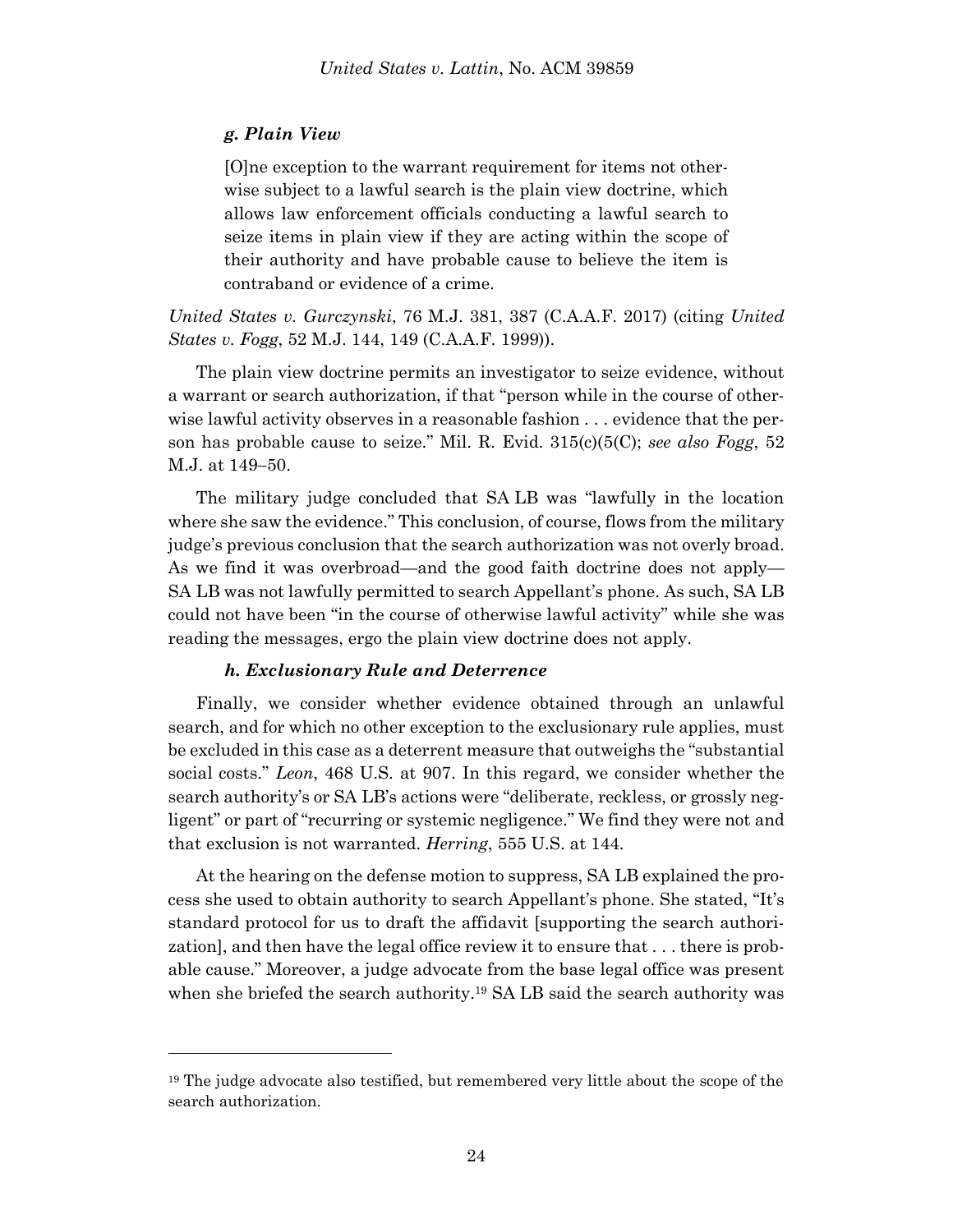#### *g. Plain View*

> [O]ne exception to the warrant requirement for items not otherwise subject to a lawful search is the plain view doctrine, which allows law enforcement officials conducting a lawful search to seize items in plain view if they are acting within the scope of their authority and have probable cause to believe the item is contraband or evidence of a crime.

*United States v. Gurczynski*, 76 M.J. 381, 387 (C.A.A.F. 2017) (citing *United States v. Fogg*, 52 M.J. 144, 149 (C.A.A.F. 1999)).

The plain view doctrine permits an investigator to seize evidence, without a warrant or search authorization, if that "person while in the course of otherwise lawful activity observes in a reasonable fashion . . . evidence that the person has probable cause to seize." Mil. R. Evid. 315(c)(5(C); *see also Fogg*, 52 M.J. at 149–50.

The military judge concluded that SA LB was "lawfully in the location where she saw the evidence." This conclusion, of course, flows from the military judge's previous conclusion that the search authorization was not overly broad. As we find it was overbroad—and the good faith doctrine does not apply—SA LB was not lawfully permitted to search Appellant's phone. As such, SA LB could not have been "in the course of otherwise lawful activity" while she was reading the messages, ergo the plain view doctrine does not apply.

#### *h. Exclusionary Rule and Deterrence*

Finally, we consider whether evidence obtained through an unlawful search, and for which no other exception to the exclusionary rule applies, must be excluded in this case as a deterrent measure that outweighs the "substantial social costs." *Leon*, 468 U.S. at 907. In this regard, we consider whether the search authority's or SA LB's actions were "deliberate, reckless, or grossly negligent" or part of "recurring or systemic negligence." We find they were not and that exclusion is not warranted. *Herring*, 555 U.S. at 144.

At the hearing on the defense motion to suppress, SA LB explained the process she used to obtain authority to search Appellant's phone. She stated, "It's standard protocol for us to draft the affidavit [supporting the search authorization], and then have the legal office review it to ensure that . . . there is probable cause." Moreover, a judge advocate from the base legal office was present when she briefed the search authority.[19] SA LB said the search authority was

---

[19] The judge advocate also testified, but remembered very little about the scope of the search authorization.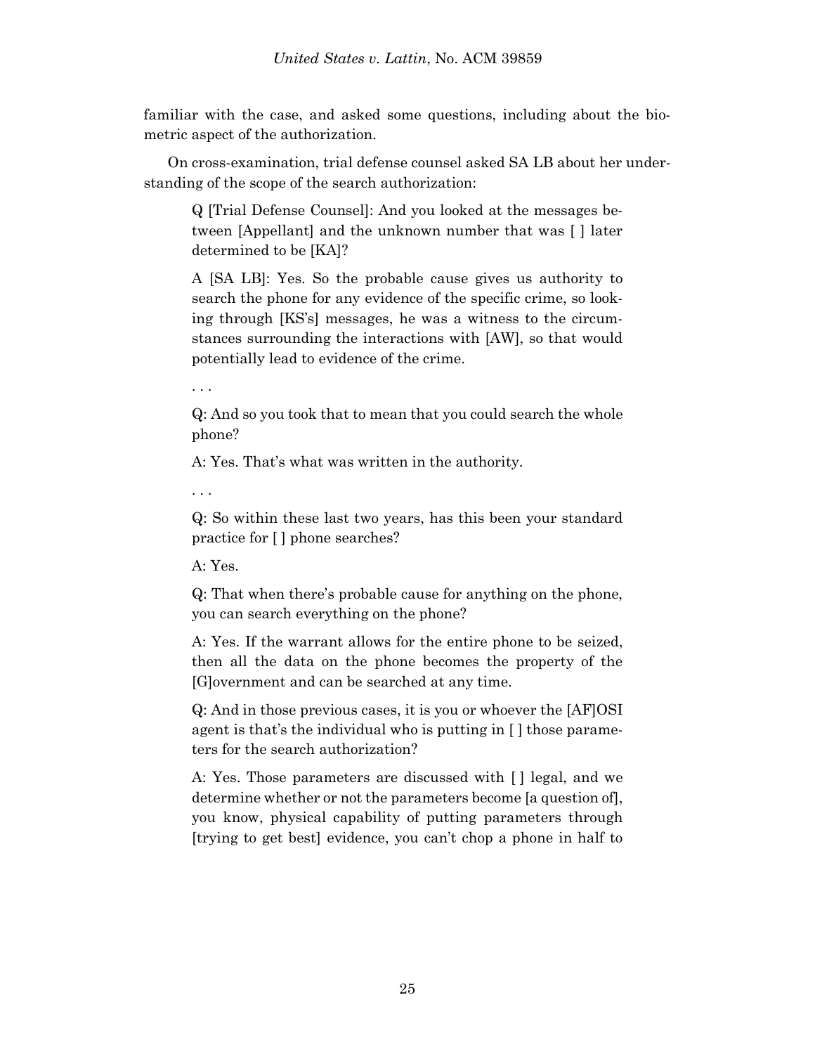familiar with the case, and asked some questions, including about the biometric aspect of the authorization.

On cross-examination, trial defense counsel asked SA LB about her understanding of the scope of the search authorization:

> Q [Trial Defense Counsel]: And you looked at the messages between [Appellant] and the unknown number that was [ ] later determined to be [KA]?
>
> A [SA LB]: Yes. So the probable cause gives us authority to search the phone for any evidence of the specific crime, so looking through [KS's] messages, he was a witness to the circumstances surrounding the interactions with [AW], so that would potentially lead to evidence of the crime.
>
> . . .
>
> Q: And so you took that to mean that you could search the whole phone?
>
> A: Yes. That's what was written in the authority.
>
> . . .
>
> Q: So within these last two years, has this been your standard practice for [ ] phone searches?
>
> A: Yes.
>
> Q: That when there's probable cause for anything on the phone, you can search everything on the phone?
>
> A: Yes. If the warrant allows for the entire phone to be seized, then all the data on the phone becomes the property of the [G]overnment and can be searched at any time.
>
> Q: And in those previous cases, it is you or whoever the [AF]OSI agent is that's the individual who is putting in [ ] those parameters for the search authorization?
>
> A: Yes. Those parameters are discussed with [ ] legal, and we determine whether or not the parameters become [a question of], you know, physical capability of putting parameters through [trying to get best] evidence, you can't chop a phone in half to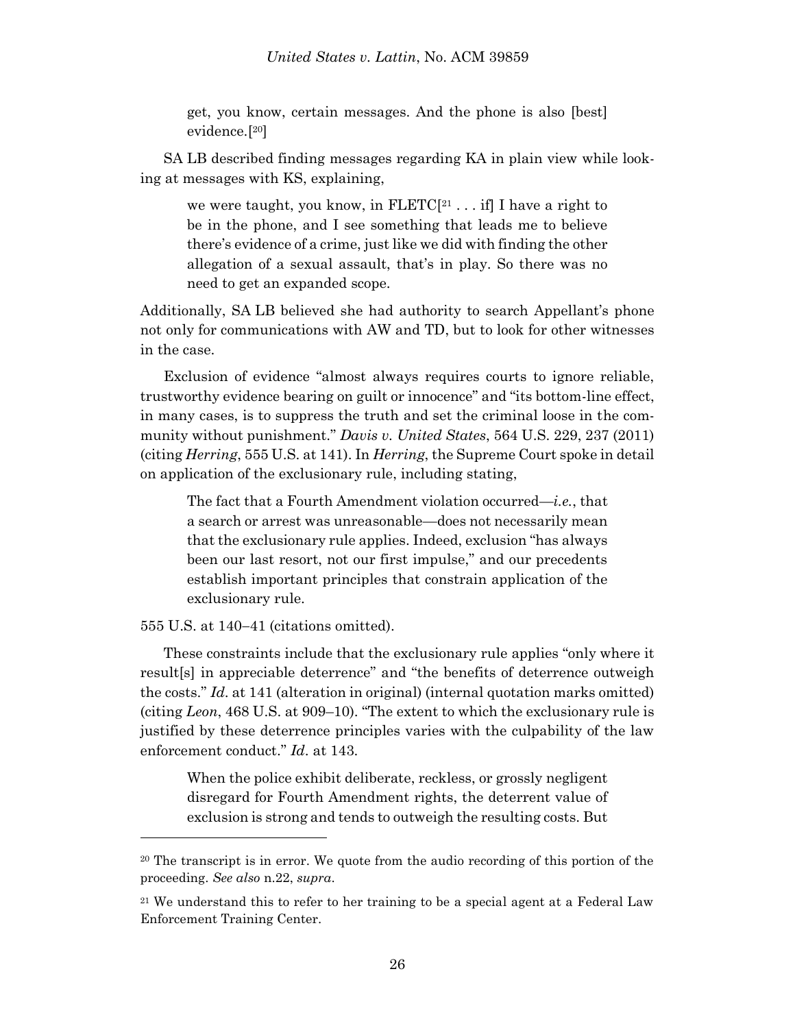> get, you know, certain messages. And the phone is also [best] evidence.[20]

SA LB described finding messages regarding KA in plain view while looking at messages with KS, explaining,

> we were taught, you know, in FLETC[[21] . . . if] I have a right to be in the phone, and I see something that leads me to believe there's evidence of a crime, just like we did with finding the other allegation of a sexual assault, that's in play. So there was no need to get an expanded scope.

Additionally, SA LB believed she had authority to search Appellant's phone not only for communications with AW and TD, but to look for other witnesses in the case.

Exclusion of evidence "almost always requires courts to ignore reliable, trustworthy evidence bearing on guilt or innocence" and "its bottom-line effect, in many cases, is to suppress the truth and set the criminal loose in the community without punishment." *Davis v. United States*, 564 U.S. 229, 237 (2011) (citing *Herring*, 555 U.S. at 141). In *Herring*, the Supreme Court spoke in detail on application of the exclusionary rule, including stating,

> The fact that a Fourth Amendment violation occurred—*i.e.*, that a search or arrest was unreasonable—does not necessarily mean that the exclusionary rule applies. Indeed, exclusion "has always been our last resort, not our first impulse," and our precedents establish important principles that constrain application of the exclusionary rule.

555 U.S. at 140–41 (citations omitted).

These constraints include that the exclusionary rule applies "only where it result[s] in appreciable deterrence" and "the benefits of deterrence outweigh the costs." *Id*. at 141 (alteration in original) (internal quotation marks omitted) (citing *Leon*, 468 U.S. at 909–10). "The extent to which the exclusionary rule is justified by these deterrence principles varies with the culpability of the law enforcement conduct." *Id*. at 143.

> When the police exhibit deliberate, reckless, or grossly negligent disregard for Fourth Amendment rights, the deterrent value of exclusion is strong and tends to outweigh the resulting costs. But

---

[20] The transcript is in error. We quote from the audio recording of this portion of the proceeding. *See also* n.22, *supra*.

[21] We understand this to refer to her training to be a special agent at a Federal Law Enforcement Training Center.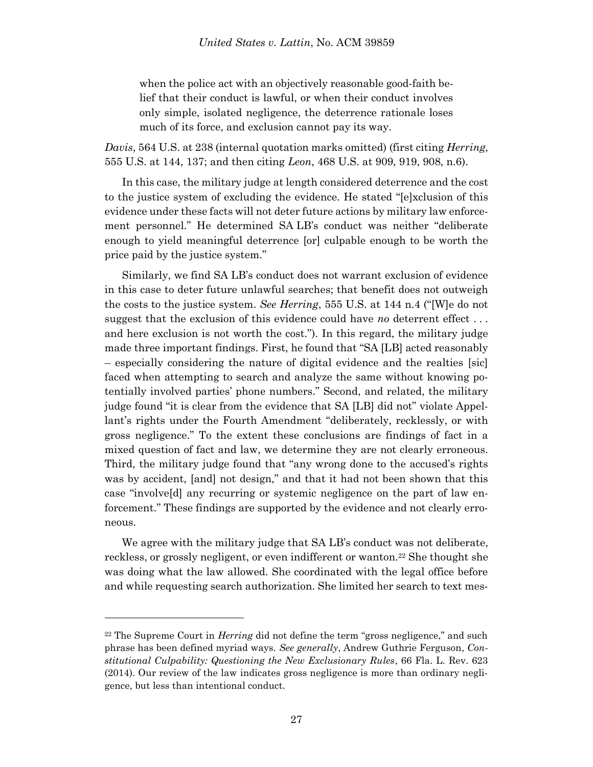> when the police act with an objectively reasonable good-faith belief that their conduct is lawful, or when their conduct involves only simple, isolated negligence, the deterrence rationale loses much of its force, and exclusion cannot pay its way.

*Davis*, 564 U.S. at 238 (internal quotation marks omitted) (first citing *Herring*, 555 U.S. at 144, 137; and then citing *Leon*, 468 U.S. at 909, 919, 908, n.6).

In this case, the military judge at length considered deterrence and the cost to the justice system of excluding the evidence. He stated "[e]xclusion of this evidence under these facts will not deter future actions by military law enforcement personnel." He determined SA LB's conduct was neither "deliberate enough to yield meaningful deterrence [or] culpable enough to be worth the price paid by the justice system."

Similarly, we find SA LB's conduct does not warrant exclusion of evidence in this case to deter future unlawful searches; that benefit does not outweigh the costs to the justice system. *See Herring*, 555 U.S. at 144 n.4 ("[W]e do not suggest that the exclusion of this evidence could have *no* deterrent effect . . . and here exclusion is not worth the cost."). In this regard, the military judge made three important findings. First, he found that "SA [LB] acted reasonably – especially considering the nature of digital evidence and the realties [sic] faced when attempting to search and analyze the same without knowing potentially involved parties' phone numbers." Second, and related, the military judge found "it is clear from the evidence that SA [LB] did not" violate Appellant's rights under the Fourth Amendment "deliberately, recklessly, or with gross negligence." To the extent these conclusions are findings of fact in a mixed question of fact and law, we determine they are not clearly erroneous. Third, the military judge found that "any wrong done to the accused's rights was by accident, [and] not design," and that it had not been shown that this case "involve[d] any recurring or systemic negligence on the part of law enforcement." These findings are supported by the evidence and not clearly erroneous.

We agree with the military judge that SA LB's conduct was not deliberate, reckless, or grossly negligent, or even indifferent or wanton.[22] She thought she was doing what the law allowed. She coordinated with the legal office before and while requesting search authorization. She limited her search to text mes-

---

[22] The Supreme Court in *Herring* did not define the term "gross negligence," and such phrase has been defined myriad ways. *See generally*, Andrew Guthrie Ferguson, *Constitutional Culpability: Questioning the New Exclusionary Rules*, 66 Fla. L. Rev. 623 (2014). Our review of the law indicates gross negligence is more than ordinary negligence, but less than intentional conduct.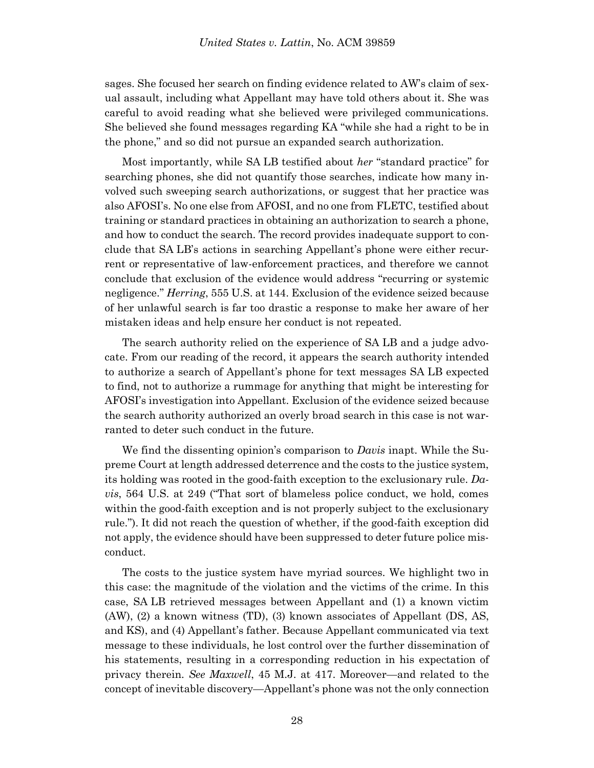sages. She focused her search on finding evidence related to AW's claim of sexual assault, including what Appellant may have told others about it. She was careful to avoid reading what she believed were privileged communications. She believed she found messages regarding KA "while she had a right to be in the phone," and so did not pursue an expanded search authorization.

Most importantly, while SA LB testified about *her* "standard practice" for searching phones, she did not quantify those searches, indicate how many involved such sweeping search authorizations, or suggest that her practice was also AFOSI's. No one else from AFOSI, and no one from FLETC, testified about training or standard practices in obtaining an authorization to search a phone, and how to conduct the search. The record provides inadequate support to conclude that SA LB's actions in searching Appellant's phone were either recurrent or representative of law-enforcement practices, and therefore we cannot conclude that exclusion of the evidence would address "recurring or systemic negligence." *Herring*, 555 U.S. at 144. Exclusion of the evidence seized because of her unlawful search is far too drastic a response to make her aware of her mistaken ideas and help ensure her conduct is not repeated.

The search authority relied on the experience of SA LB and a judge advocate. From our reading of the record, it appears the search authority intended to authorize a search of Appellant's phone for text messages SA LB expected to find, not to authorize a rummage for anything that might be interesting for AFOSI's investigation into Appellant. Exclusion of the evidence seized because the search authority authorized an overly broad search in this case is not warranted to deter such conduct in the future.

We find the dissenting opinion's comparison to *Davis* inapt. While the Supreme Court at length addressed deterrence and the costs to the justice system, its holding was rooted in the good-faith exception to the exclusionary rule. *Davis*, 564 U.S. at 249 ("That sort of blameless police conduct, we hold, comes within the good-faith exception and is not properly subject to the exclusionary rule."). It did not reach the question of whether, if the good-faith exception did not apply, the evidence should have been suppressed to deter future police misconduct.

The costs to the justice system have myriad sources. We highlight two in this case: the magnitude of the violation and the victims of the crime. In this case, SA LB retrieved messages between Appellant and (1) a known victim (AW), (2) a known witness (TD), (3) known associates of Appellant (DS, AS, and KS), and (4) Appellant's father. Because Appellant communicated via text message to these individuals, he lost control over the further dissemination of his statements, resulting in a corresponding reduction in his expectation of privacy therein. *See Maxwell*, 45 M.J. at 417. Moreover—and related to the concept of inevitable discovery—Appellant's phone was not the only connection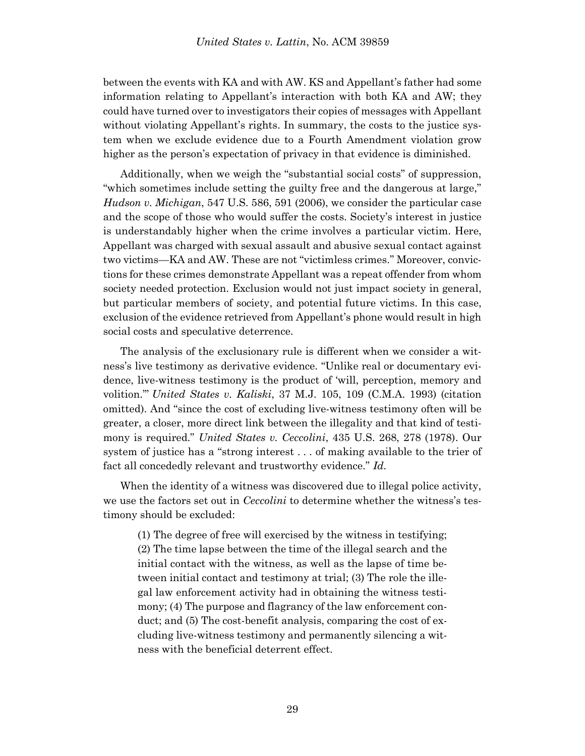between the events with KA and with AW. KS and Appellant's father had some information relating to Appellant's interaction with both KA and AW; they could have turned over to investigators their copies of messages with Appellant without violating Appellant's rights. In summary, the costs to the justice system when we exclude evidence due to a Fourth Amendment violation grow higher as the person's expectation of privacy in that evidence is diminished.

Additionally, when we weigh the "substantial social costs" of suppression, "which sometimes include setting the guilty free and the dangerous at large," *Hudson v. Michigan*, 547 U.S. 586, 591 (2006), we consider the particular case and the scope of those who would suffer the costs. Society's interest in justice is understandably higher when the crime involves a particular victim. Here, Appellant was charged with sexual assault and abusive sexual contact against two victims—KA and AW. These are not "victimless crimes." Moreover, convictions for these crimes demonstrate Appellant was a repeat offender from whom society needed protection. Exclusion would not just impact society in general, but particular members of society, and potential future victims. In this case, exclusion of the evidence retrieved from Appellant's phone would result in high social costs and speculative deterrence.

The analysis of the exclusionary rule is different when we consider a witness's live testimony as derivative evidence. "Unlike real or documentary evidence, live-witness testimony is the product of 'will, perception, memory and volition.'" *United States v. Kaliski*, 37 M.J. 105, 109 (C.M.A. 1993) (citation omitted). And "since the cost of excluding live-witness testimony often will be greater, a closer, more direct link between the illegality and that kind of testimony is required." *United States v. Ceccolini*, 435 U.S. 268, 278 (1978). Our system of justice has a "strong interest . . . of making available to the trier of fact all concededly relevant and trustworthy evidence." *Id.*

When the identity of a witness was discovered due to illegal police activity, we use the factors set out in *Ceccolini* to determine whether the witness's testimony should be excluded:

> (1) The degree of free will exercised by the witness in testifying; (2) The time lapse between the time of the illegal search and the initial contact with the witness, as well as the lapse of time between initial contact and testimony at trial; (3) The role the illegal law enforcement activity had in obtaining the witness testimony; (4) The purpose and flagrancy of the law enforcement conduct; and (5) The cost-benefit analysis, comparing the cost of excluding live-witness testimony and permanently silencing a witness with the beneficial deterrent effect.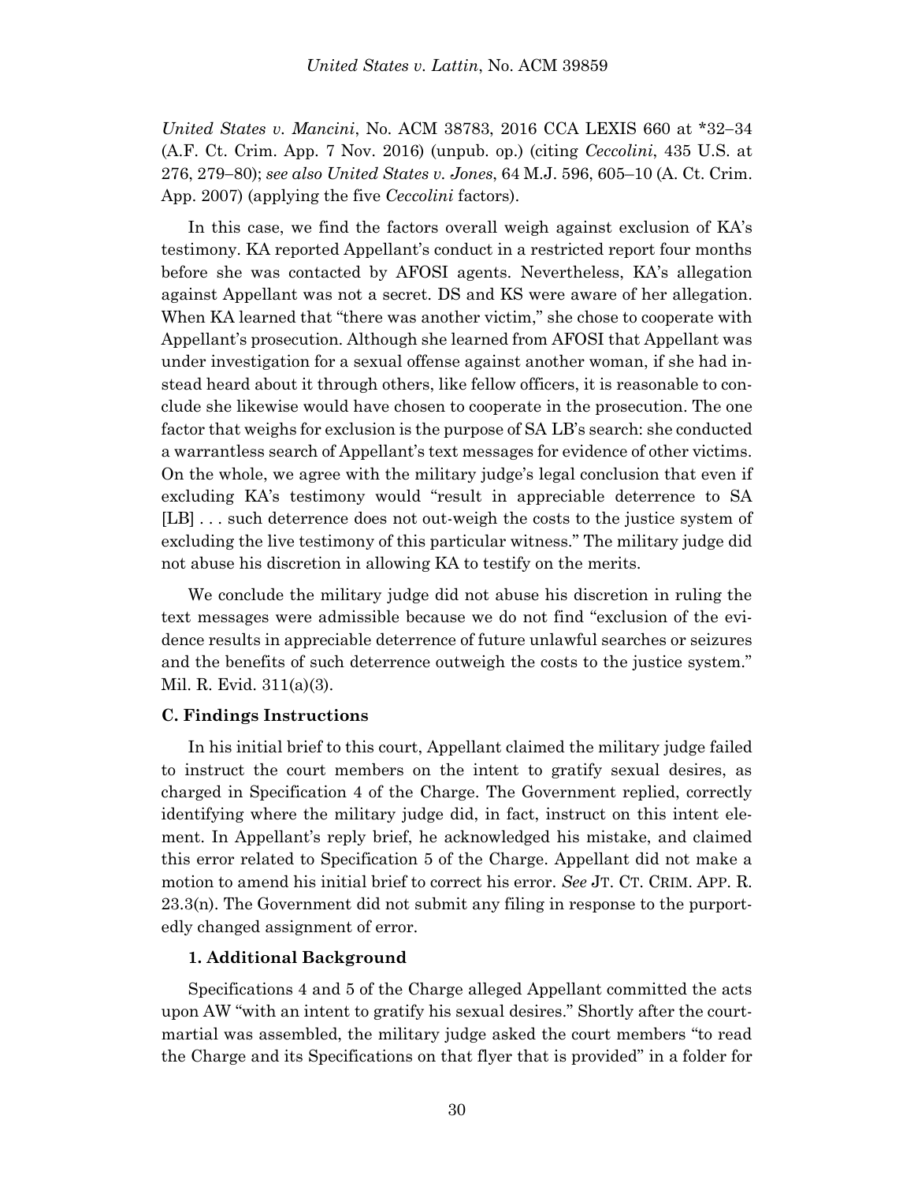*United States v. Mancini*, No. ACM 38783, 2016 CCA LEXIS 660 at *32–34 (A.F. Ct. Crim. App. 7 Nov. 2016) (unpub. op.) (citing *Ceccolini*, 435 U.S. at 276, 279–80); *see also United States v. Jones*, 64 M.J. 596, 605–10 (A. Ct. Crim. App. 2007) (applying the five *Ceccolini* factors).

In this case, we find the factors overall weigh against exclusion of KA's testimony. KA reported Appellant's conduct in a restricted report four months before she was contacted by AFOSI agents. Nevertheless, KA's allegation against Appellant was not a secret. DS and KS were aware of her allegation. When KA learned that "there was another victim," she chose to cooperate with Appellant's prosecution. Although she learned from AFOSI that Appellant was under investigation for a sexual offense against another woman, if she had instead heard about it through others, like fellow officers, it is reasonable to conclude she likewise would have chosen to cooperate in the prosecution. The one factor that weighs for exclusion is the purpose of SA LB's search: she conducted a warrantless search of Appellant's text messages for evidence of other victims. On the whole, we agree with the military judge's legal conclusion that even if excluding KA's testimony would "result in appreciable deterrence to SA [LB] . . . such deterrence does not out-weigh the costs to the justice system of excluding the live testimony of this particular witness." The military judge did not abuse his discretion in allowing KA to testify on the merits.

We conclude the military judge did not abuse his discretion in ruling the text messages were admissible because we do not find "exclusion of the evidence results in appreciable deterrence of future unlawful searches or seizures and the benefits of such deterrence outweigh the costs to the justice system." Mil. R. Evid. 311(a)(3).

### C. Findings Instructions

In his initial brief to this court, Appellant claimed the military judge failed to instruct the court members on the intent to gratify sexual desires, as charged in Specification 4 of the Charge. The Government replied, correctly identifying where the military judge did, in fact, instruct on this intent element. In Appellant's reply brief, he acknowledged his mistake, and claimed this error related to Specification 5 of the Charge. Appellant did not make a motion to amend his initial brief to correct his error. *See* JT. CT. CRIM. APP. R. 23.3(n). The Government did not submit any filing in response to the purportedly changed assignment of error.

#### 1. Additional Background

Specifications 4 and 5 of the Charge alleged Appellant committed the acts upon AW "with an intent to gratify his sexual desires." Shortly after the court-martial was assembled, the military judge asked the court members "to read the Charge and its Specifications on that flyer that is provided" in a folder for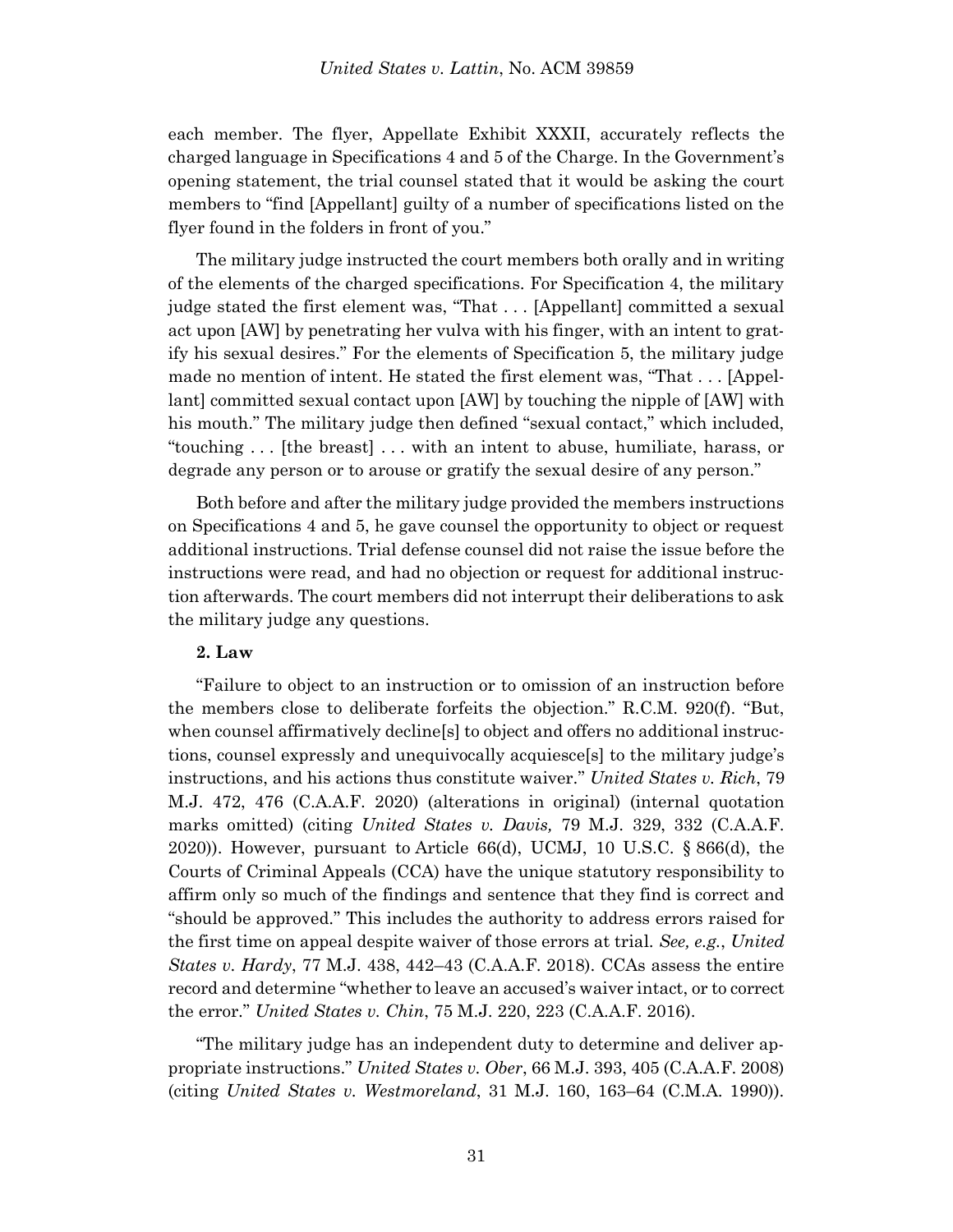each member. The flyer, Appellate Exhibit XXXII, accurately reflects the charged language in Specifications 4 and 5 of the Charge. In the Government's opening statement, the trial counsel stated that it would be asking the court members to "find [Appellant] guilty of a number of specifications listed on the flyer found in the folders in front of you."

The military judge instructed the court members both orally and in writing of the elements of the charged specifications. For Specification 4, the military judge stated the first element was, "That . . . [Appellant] committed a sexual act upon [AW] by penetrating her vulva with his finger, with an intent to gratify his sexual desires." For the elements of Specification 5, the military judge made no mention of intent. He stated the first element was, "That . . . [Appellant] committed sexual contact upon [AW] by touching the nipple of [AW] with his mouth." The military judge then defined "sexual contact," which included, "touching . . . [the breast] . . . with an intent to abuse, humiliate, harass, or degrade any person or to arouse or gratify the sexual desire of any person."

Both before and after the military judge provided the members instructions on Specifications 4 and 5, he gave counsel the opportunity to object or request additional instructions. Trial defense counsel did not raise the issue before the instructions were read, and had no objection or request for additional instruction afterwards. The court members did not interrupt their deliberations to ask the military judge any questions.

**2. Law**

"Failure to object to an instruction or to omission of an instruction before the members close to deliberate forfeits the objection." R.C.M. 920(f). "But, when counsel affirmatively decline[s] to object and offers no additional instructions, counsel expressly and unequivocally acquiesce[s] to the military judge's instructions, and his actions thus constitute waiver." *United States v. Rich*, 79 M.J. 472, 476 (C.A.A.F. 2020) (alterations in original) (internal quotation marks omitted) (citing *United States v. Davis,* 79 M.J. 329, 332 (C.A.A.F. 2020)). However, pursuant to Article 66(d), UCMJ, 10 U.S.C. § 866(d), the Courts of Criminal Appeals (CCA) have the unique statutory responsibility to affirm only so much of the findings and sentence that they find is correct and "should be approved." This includes the authority to address errors raised for the first time on appeal despite waiver of those errors at trial. *See, e.g.*, *United States v. Hardy*, 77 M.J. 438, 442–43 (C.A.A.F. 2018). CCAs assess the entire record and determine "whether to leave an accused's waiver intact, or to correct the error." *United States v. Chin*, 75 M.J. 220, 223 (C.A.A.F. 2016).

"The military judge has an independent duty to determine and deliver appropriate instructions." *United States v. Ober*, 66 M.J. 393, 405 (C.A.A.F. 2008) (citing *United States v. Westmoreland*, 31 M.J. 160, 163–64 (C.M.A. 1990)).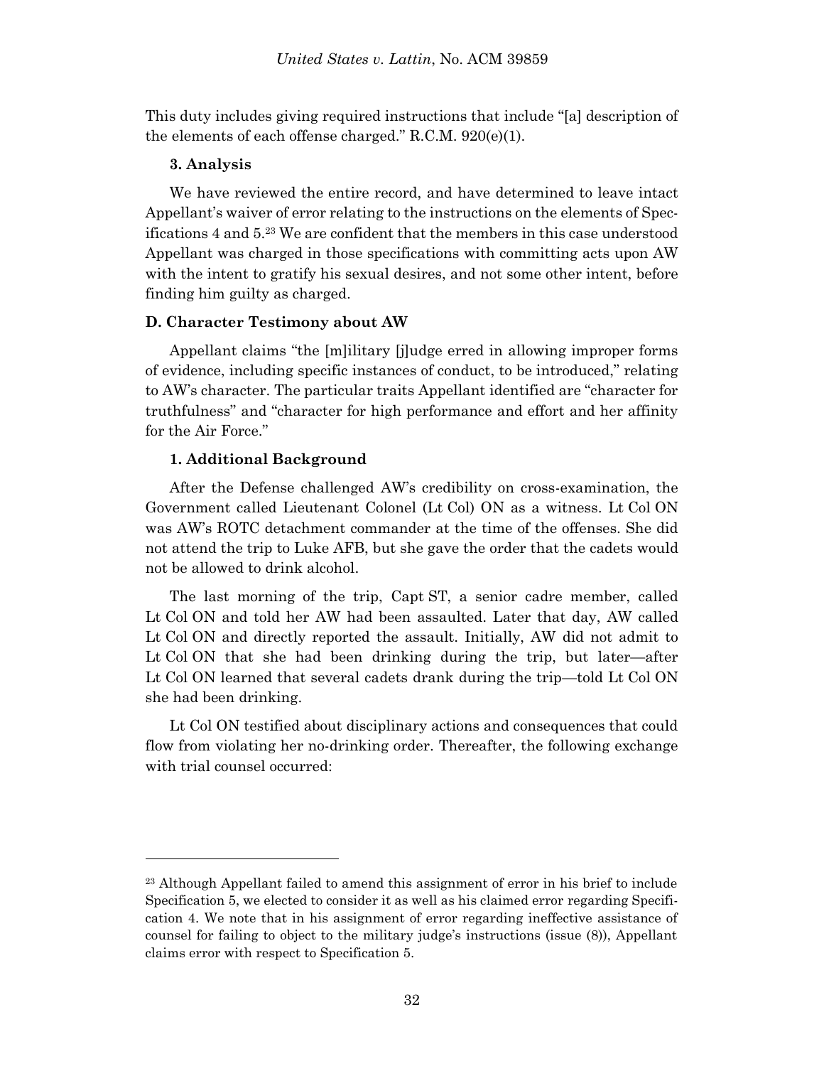This duty includes giving required instructions that include "[a] description of the elements of each offense charged." R.C.M. 920(e)(1).

### 3. Analysis

We have reviewed the entire record, and have determined to leave intact Appellant's waiver of error relating to the instructions on the elements of Specifications 4 and 5.[23] We are confident that the members in this case understood Appellant was charged in those specifications with committing acts upon AW with the intent to gratify his sexual desires, and not some other intent, before finding him guilty as charged.

## D. Character Testimony about AW

Appellant claims "the [m]ilitary [j]udge erred in allowing improper forms of evidence, including specific instances of conduct, to be introduced," relating to AW's character. The particular traits Appellant identified are "character for truthfulness" and "character for high performance and effort and her affinity for the Air Force."

### 1. Additional Background

After the Defense challenged AW's credibility on cross-examination, the Government called Lieutenant Colonel (Lt Col) ON as a witness. Lt Col ON was AW's ROTC detachment commander at the time of the offenses. She did not attend the trip to Luke AFB, but she gave the order that the cadets would not be allowed to drink alcohol.

The last morning of the trip, Capt ST, a senior cadre member, called Lt Col ON and told her AW had been assaulted. Later that day, AW called Lt Col ON and directly reported the assault. Initially, AW did not admit to Lt Col ON that she had been drinking during the trip, but later—after Lt Col ON learned that several cadets drank during the trip—told Lt Col ON she had been drinking.

Lt Col ON testified about disciplinary actions and consequences that could flow from violating her no-drinking order. Thereafter, the following exchange with trial counsel occurred:

---

[23] Although Appellant failed to amend this assignment of error in his brief to include Specification 5, we elected to consider it as well as his claimed error regarding Specification 4. We note that in his assignment of error regarding ineffective assistance of counsel for failing to object to the military judge's instructions (issue (8)), Appellant claims error with respect to Specification 5.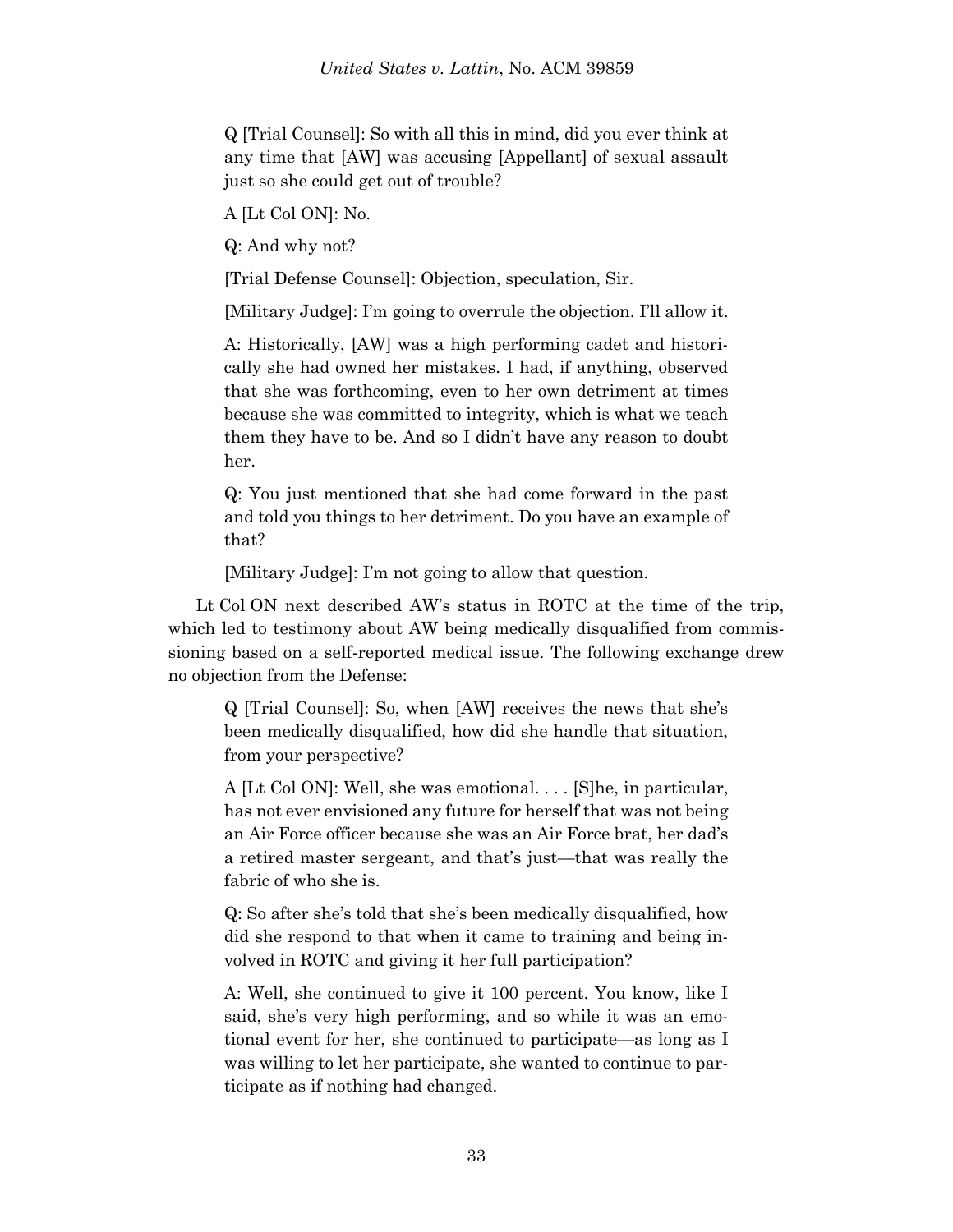> Q [Trial Counsel]: So with all this in mind, did you ever think at any time that [AW] was accusing [Appellant] of sexual assault just so she could get out of trouble?
>
> A [Lt Col ON]: No.
>
> Q: And why not?
>
> [Trial Defense Counsel]: Objection, speculation, Sir.
>
> [Military Judge]: I'm going to overrule the objection. I'll allow it.
>
> A: Historically, [AW] was a high performing cadet and historically she had owned her mistakes. I had, if anything, observed that she was forthcoming, even to her own detriment at times because she was committed to integrity, which is what we teach them they have to be. And so I didn't have any reason to doubt her.
>
> Q: You just mentioned that she had come forward in the past and told you things to her detriment. Do you have an example of that?
>
> [Military Judge]: I'm not going to allow that question.

Lt Col ON next described AW's status in ROTC at the time of the trip, which led to testimony about AW being medically disqualified from commissioning based on a self-reported medical issue. The following exchange drew no objection from the Defense:

> Q [Trial Counsel]: So, when [AW] receives the news that she's been medically disqualified, how did she handle that situation, from your perspective?
>
> A [Lt Col ON]: Well, she was emotional. . . . [S]he, in particular, has not ever envisioned any future for herself that was not being an Air Force officer because she was an Air Force brat, her dad's a retired master sergeant, and that's just—that was really the fabric of who she is.
>
> Q: So after she's told that she's been medically disqualified, how did she respond to that when it came to training and being involved in ROTC and giving it her full participation?
>
> A: Well, she continued to give it 100 percent. You know, like I said, she's very high performing, and so while it was an emotional event for her, she continued to participate—as long as I was willing to let her participate, she wanted to continue to participate as if nothing had changed.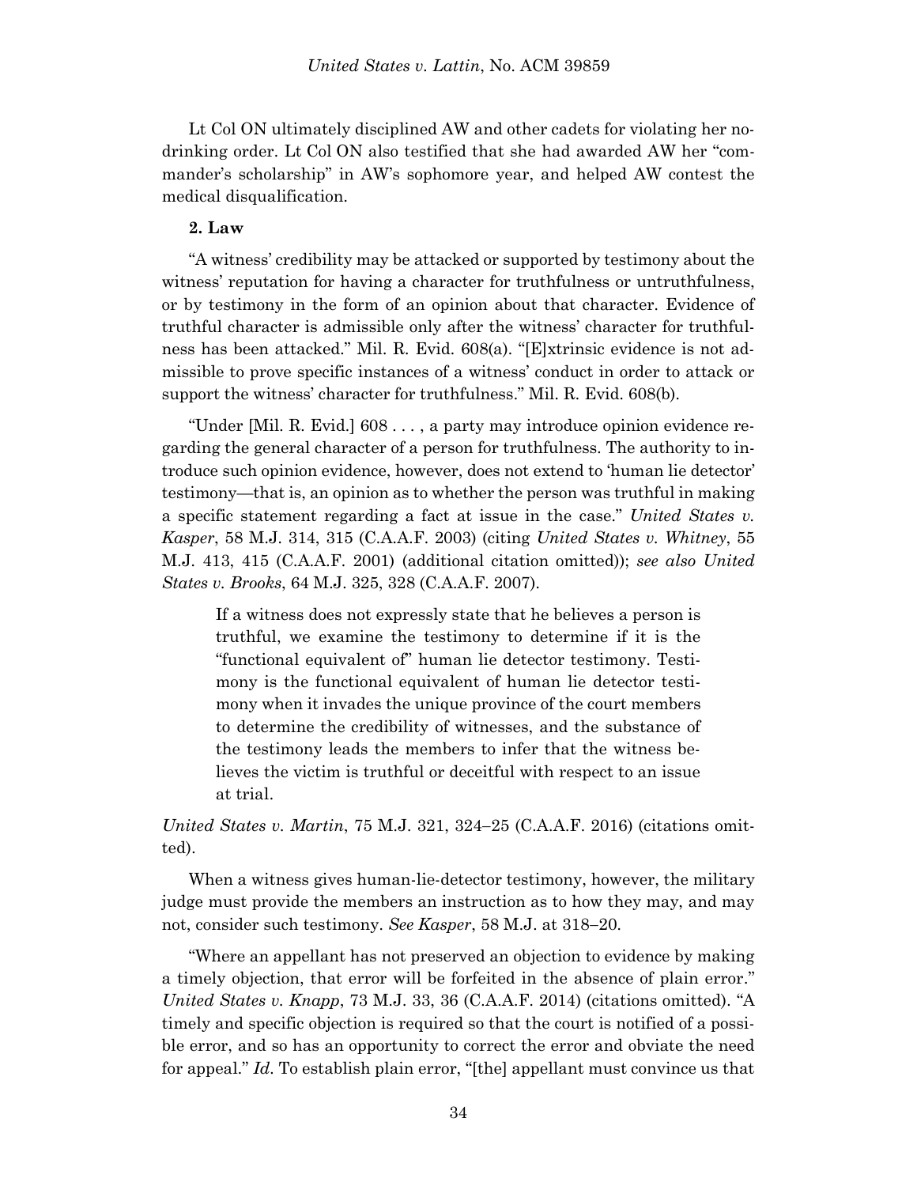Lt Col ON ultimately disciplined AW and other cadets for violating her no-drinking order. Lt Col ON also testified that she had awarded AW her "commander's scholarship" in AW's sophomore year, and helped AW contest the medical disqualification.

**2. Law**

"A witness' credibility may be attacked or supported by testimony about the witness' reputation for having a character for truthfulness or untruthfulness, or by testimony in the form of an opinion about that character. Evidence of truthful character is admissible only after the witness' character for truthfulness has been attacked." Mil. R. Evid. 608(a). "[E]xtrinsic evidence is not admissible to prove specific instances of a witness' conduct in order to attack or support the witness' character for truthfulness." Mil. R. Evid. 608(b).

"Under [Mil. R. Evid.] 608 . . . , a party may introduce opinion evidence regarding the general character of a person for truthfulness. The authority to introduce such opinion evidence, however, does not extend to 'human lie detector' testimony—that is, an opinion as to whether the person was truthful in making a specific statement regarding a fact at issue in the case." *United States v. Kasper*, 58 M.J. 314, 315 (C.A.A.F. 2003) (citing *United States v. Whitney*, 55 M.J. 413, 415 (C.A.A.F. 2001) (additional citation omitted)); *see also United States v. Brooks*, 64 M.J. 325, 328 (C.A.A.F. 2007).

> If a witness does not expressly state that he believes a person is truthful, we examine the testimony to determine if it is the "functional equivalent of" human lie detector testimony. Testimony is the functional equivalent of human lie detector testimony when it invades the unique province of the court members to determine the credibility of witnesses, and the substance of the testimony leads the members to infer that the witness believes the victim is truthful or deceitful with respect to an issue at trial.

*United States v. Martin*, 75 M.J. 321, 324–25 (C.A.A.F. 2016) (citations omitted).

When a witness gives human-lie-detector testimony, however, the military judge must provide the members an instruction as to how they may, and may not, consider such testimony. *See Kasper*, 58 M.J. at 318–20.

"Where an appellant has not preserved an objection to evidence by making a timely objection, that error will be forfeited in the absence of plain error." *United States v. Knapp*, 73 M.J. 33, 36 (C.A.A.F. 2014) (citations omitted). "A timely and specific objection is required so that the court is notified of a possible error, and so has an opportunity to correct the error and obviate the need for appeal." *Id*. To establish plain error, "[the] appellant must convince us that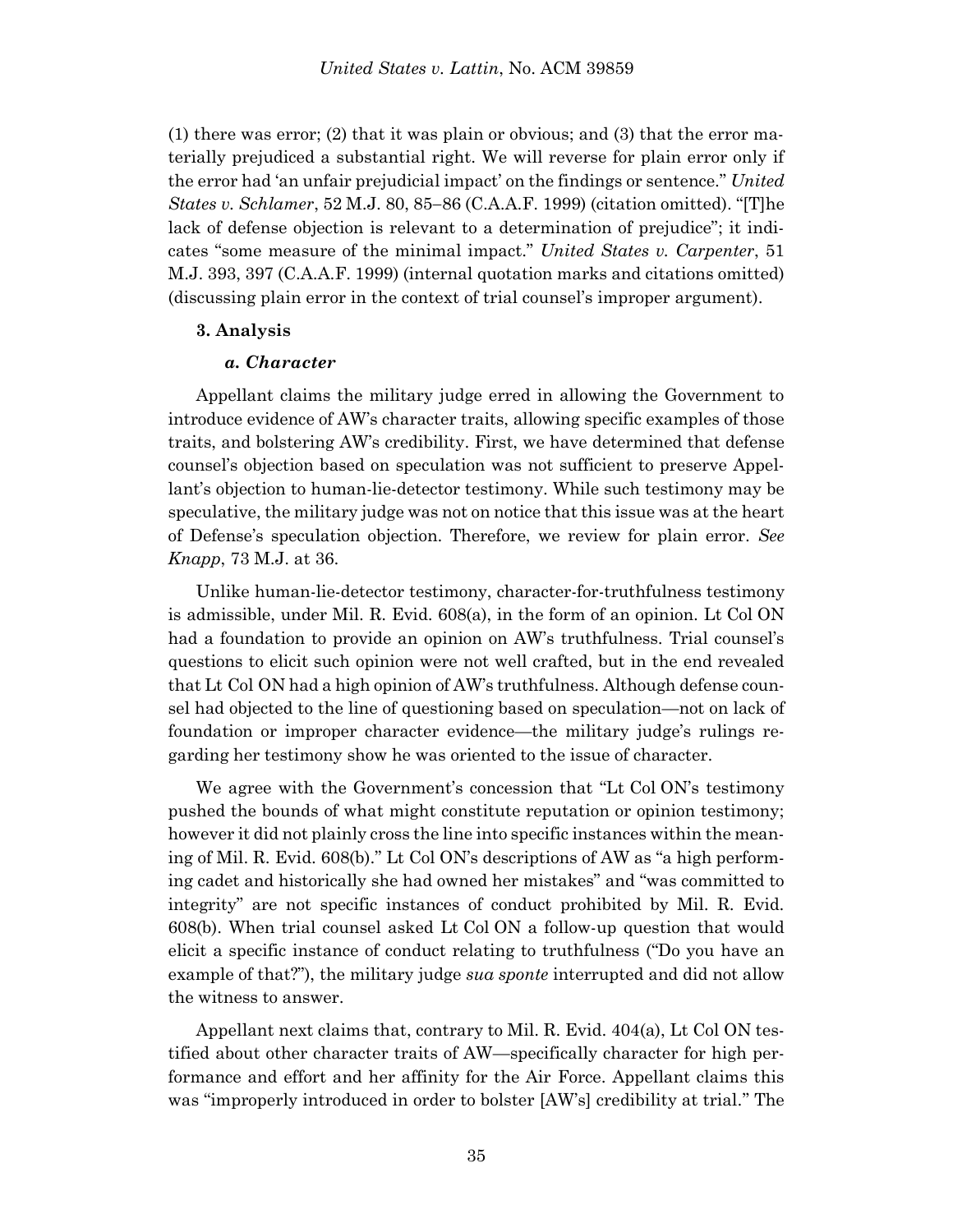(1) there was error; (2) that it was plain or obvious; and (3) that the error materially prejudiced a substantial right. We will reverse for plain error only if the error had 'an unfair prejudicial impact' on the findings or sentence." *United States v. Schlamer*, 52 M.J. 80, 85–86 (C.A.A.F. 1999) (citation omitted). "[T]he lack of defense objection is relevant to a determination of prejudice"; it indicates "some measure of the minimal impact." *United States v. Carpenter*, 51 M.J. 393, 397 (C.A.A.F. 1999) (internal quotation marks and citations omitted) (discussing plain error in the context of trial counsel's improper argument).

### 3. Analysis

#### *a. Character*

Appellant claims the military judge erred in allowing the Government to introduce evidence of AW's character traits, allowing specific examples of those traits, and bolstering AW's credibility. First, we have determined that defense counsel's objection based on speculation was not sufficient to preserve Appellant's objection to human-lie-detector testimony. While such testimony may be speculative, the military judge was not on notice that this issue was at the heart of Defense's speculation objection. Therefore, we review for plain error. *See Knapp*, 73 M.J. at 36.

Unlike human-lie-detector testimony, character-for-truthfulness testimony is admissible, under Mil. R. Evid. 608(a), in the form of an opinion. Lt Col ON had a foundation to provide an opinion on AW's truthfulness. Trial counsel's questions to elicit such opinion were not well crafted, but in the end revealed that Lt Col ON had a high opinion of AW's truthfulness. Although defense counsel had objected to the line of questioning based on speculation—not on lack of foundation or improper character evidence—the military judge's rulings regarding her testimony show he was oriented to the issue of character.

We agree with the Government's concession that "Lt Col ON's testimony pushed the bounds of what might constitute reputation or opinion testimony; however it did not plainly cross the line into specific instances within the meaning of Mil. R. Evid. 608(b)." Lt Col ON's descriptions of AW as "a high performing cadet and historically she had owned her mistakes" and "was committed to integrity" are not specific instances of conduct prohibited by Mil. R. Evid. 608(b). When trial counsel asked Lt Col ON a follow-up question that would elicit a specific instance of conduct relating to truthfulness ("Do you have an example of that?"), the military judge *sua sponte* interrupted and did not allow the witness to answer.

Appellant next claims that, contrary to Mil. R. Evid. 404(a), Lt Col ON testified about other character traits of AW—specifically character for high performance and effort and her affinity for the Air Force. Appellant claims this was "improperly introduced in order to bolster [AW's] credibility at trial." The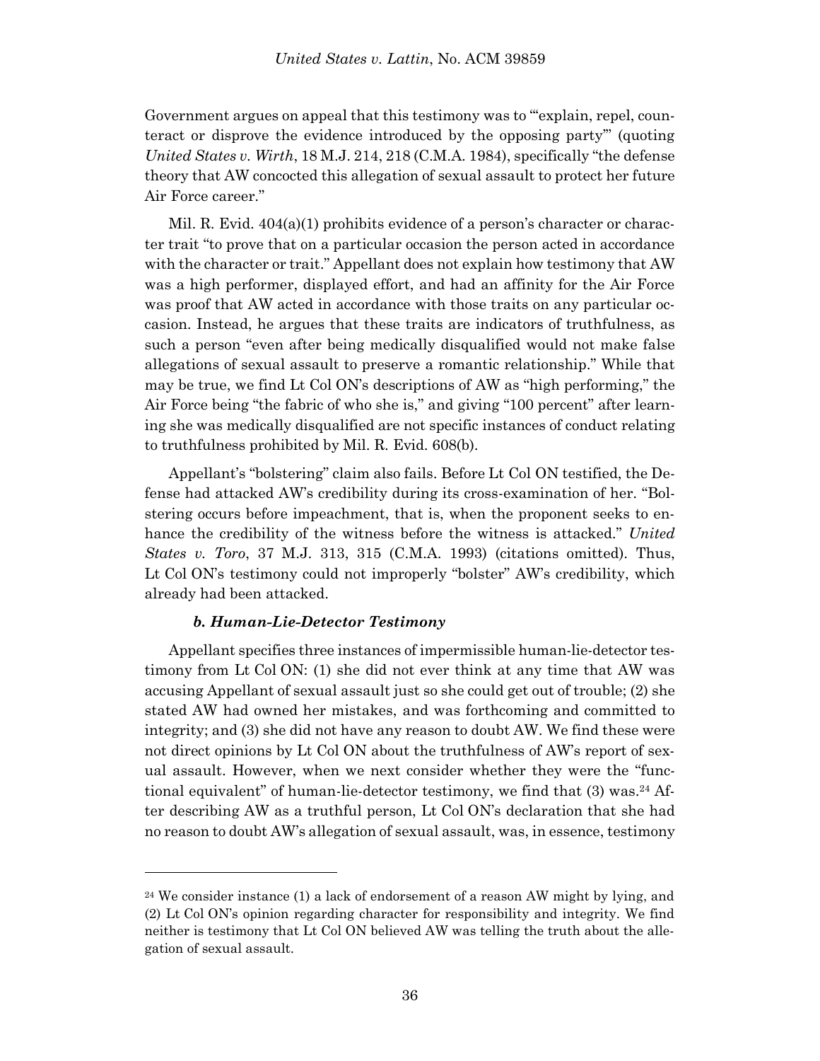Government argues on appeal that this testimony was to "'explain, repel, counteract or disprove the evidence introduced by the opposing party'" (quoting *United States v. Wirth*, 18 M.J. 214, 218 (C.M.A. 1984), specifically "the defense theory that AW concocted this allegation of sexual assault to protect her future Air Force career."

Mil. R. Evid. 404(a)(1) prohibits evidence of a person's character or character trait "to prove that on a particular occasion the person acted in accordance with the character or trait." Appellant does not explain how testimony that AW was a high performer, displayed effort, and had an affinity for the Air Force was proof that AW acted in accordance with those traits on any particular occasion. Instead, he argues that these traits are indicators of truthfulness, as such a person "even after being medically disqualified would not make false allegations of sexual assault to preserve a romantic relationship." While that may be true, we find Lt Col ON's descriptions of AW as "high performing," the Air Force being "the fabric of who she is," and giving "100 percent" after learning she was medically disqualified are not specific instances of conduct relating to truthfulness prohibited by Mil. R. Evid. 608(b).

Appellant's "bolstering" claim also fails. Before Lt Col ON testified, the Defense had attacked AW's credibility during its cross-examination of her. "Bolstering occurs before impeachment, that is, when the proponent seeks to enhance the credibility of the witness before the witness is attacked." *United States v. Toro*, 37 M.J. 313, 315 (C.M.A. 1993) (citations omitted). Thus, Lt Col ON's testimony could not improperly "bolster" AW's credibility, which already had been attacked.

#### *b. Human-Lie-Detector Testimony*

Appellant specifies three instances of impermissible human-lie-detector testimony from Lt Col ON: (1) she did not ever think at any time that AW was accusing Appellant of sexual assault just so she could get out of trouble; (2) she stated AW had owned her mistakes, and was forthcoming and committed to integrity; and (3) she did not have any reason to doubt AW. We find these were not direct opinions by Lt Col ON about the truthfulness of AW's report of sexual assault. However, when we next consider whether they were the "functional equivalent" of human-lie-detector testimony, we find that (3) was.[24] After describing AW as a truthful person, Lt Col ON's declaration that she had no reason to doubt AW's allegation of sexual assault, was, in essence, testimony

---

[24] We consider instance (1) a lack of endorsement of a reason AW might by lying, and (2) Lt Col ON's opinion regarding character for responsibility and integrity. We find neither is testimony that Lt Col ON believed AW was telling the truth about the allegation of sexual assault.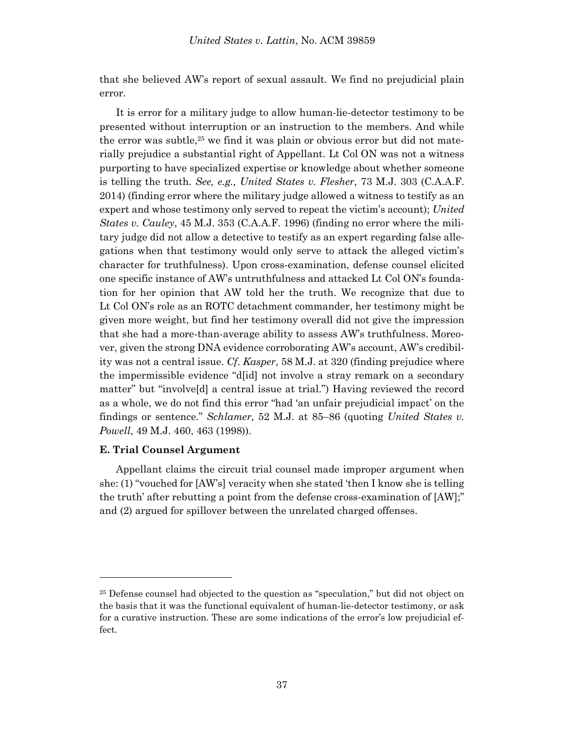that she believed AW's report of sexual assault. We find no prejudicial plain error.

It is error for a military judge to allow human-lie-detector testimony to be presented without interruption or an instruction to the members. And while the error was subtle,[25] we find it was plain or obvious error but did not materially prejudice a substantial right of Appellant. Lt Col ON was not a witness purporting to have specialized expertise or knowledge about whether someone is telling the truth. *See, e.g., United States v. Flesher*, 73 M.J. 303 (C.A.A.F. 2014) (finding error where the military judge allowed a witness to testify as an expert and whose testimony only served to repeat the victim's account); *United States v. Cauley*, 45 M.J. 353 (C.A.A.F. 1996) (finding no error where the military judge did not allow a detective to testify as an expert regarding false allegations when that testimony would only serve to attack the alleged victim's character for truthfulness). Upon cross-examination, defense counsel elicited one specific instance of AW's untruthfulness and attacked Lt Col ON's foundation for her opinion that AW told her the truth. We recognize that due to Lt Col ON's role as an ROTC detachment commander, her testimony might be given more weight, but find her testimony overall did not give the impression that she had a more-than-average ability to assess AW's truthfulness. Moreover, given the strong DNA evidence corroborating AW's account, AW's credibility was not a central issue. *Cf. Kasper*, 58 M.J. at 320 (finding prejudice where the impermissible evidence "d[id] not involve a stray remark on a secondary matter" but "involve[d] a central issue at trial.") Having reviewed the record as a whole, we do not find this error "had 'an unfair prejudicial impact' on the findings or sentence." *Schlamer*, 52 M.J. at 85–86 (quoting *United States v. Powell*, 49 M.J. 460, 463 (1998)).

### E. Trial Counsel Argument

Appellant claims the circuit trial counsel made improper argument when she: (1) "vouched for [AW's] veracity when she stated 'then I know she is telling the truth' after rebutting a point from the defense cross-examination of [AW];" and (2) argued for spillover between the unrelated charged offenses.

---

[25] Defense counsel had objected to the question as "speculation," but did not object on the basis that it was the functional equivalent of human-lie-detector testimony, or ask for a curative instruction. These are some indications of the error's low prejudicial effect.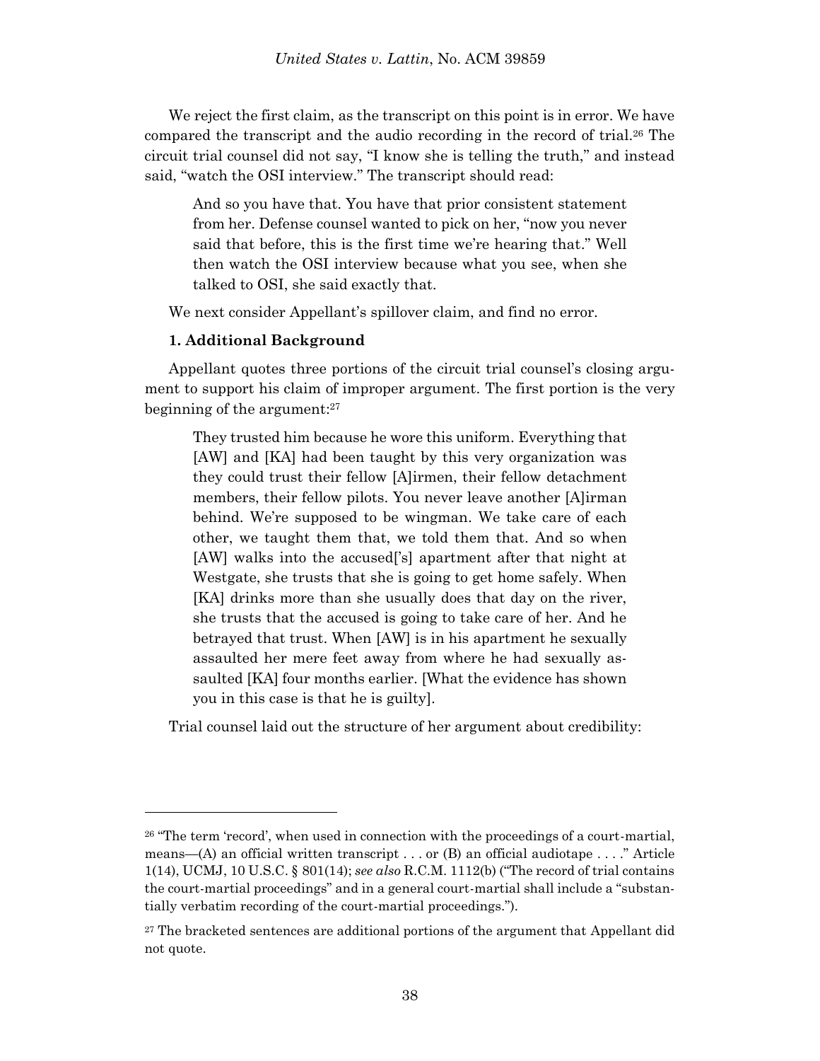We reject the first claim, as the transcript on this point is in error. We have compared the transcript and the audio recording in the record of trial.[26] The circuit trial counsel did not say, "I know she is telling the truth," and instead said, "watch the OSI interview." The transcript should read:

> And so you have that. You have that prior consistent statement from her. Defense counsel wanted to pick on her, "now you never said that before, this is the first time we're hearing that." Well then watch the OSI interview because what you see, when she talked to OSI, she said exactly that.

We next consider Appellant's spillover claim, and find no error.

**1. Additional Background**

Appellant quotes three portions of the circuit trial counsel's closing argument to support his claim of improper argument. The first portion is the very beginning of the argument:[27]

> They trusted him because he wore this uniform. Everything that [AW] and [KA] had been taught by this very organization was they could trust their fellow [A]irmen, their fellow detachment members, their fellow pilots. You never leave another [A]irman behind. We're supposed to be wingman. We take care of each other, we taught them that, we told them that. And so when [AW] walks into the accused['s] apartment after that night at Westgate, she trusts that she is going to get home safely. When [KA] drinks more than she usually does that day on the river, she trusts that the accused is going to take care of her. And he betrayed that trust. When [AW] is in his apartment he sexually assaulted her mere feet away from where he had sexually assaulted [KA] four months earlier. [What the evidence has shown you in this case is that he is guilty].

Trial counsel laid out the structure of her argument about credibility:

---

[26] "The term 'record', when used in connection with the proceedings of a court-martial, means—(A) an official written transcript . . . or (B) an official audiotape . . . ." Article 1(14), UCMJ, 10 U.S.C. § 801(14); *see also* R.C.M. 1112(b) ("The record of trial contains the court-martial proceedings" and in a general court-martial shall include a "substantially verbatim recording of the court-martial proceedings.").

[27] The bracketed sentences are additional portions of the argument that Appellant did not quote.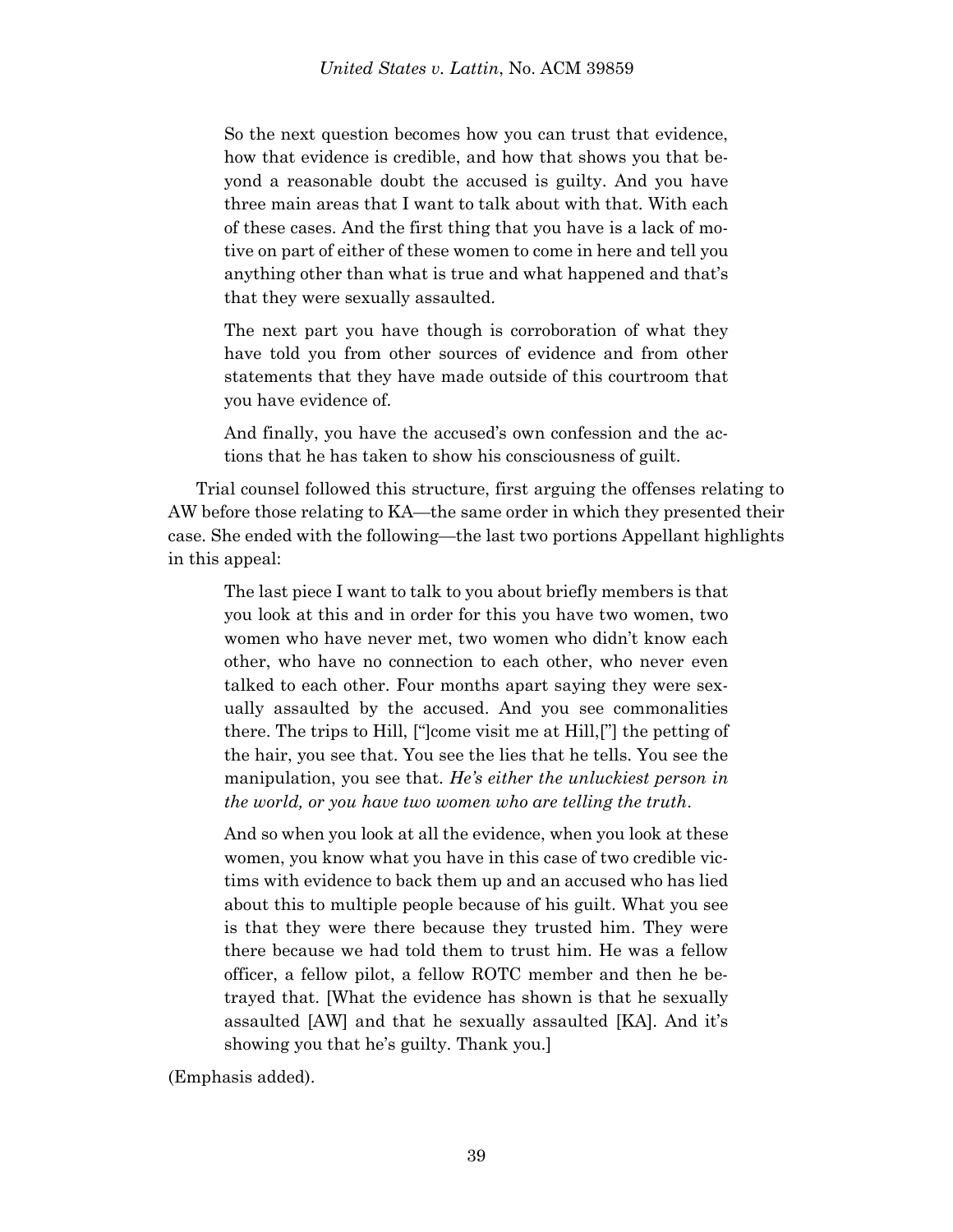> So the next question becomes how you can trust that evidence, how that evidence is credible, and how that shows you that beyond a reasonable doubt the accused is guilty. And you have three main areas that I want to talk about with that. With each of these cases. And the first thing that you have is a lack of motive on part of either of these women to come in here and tell you anything other than what is true and what happened and that's that they were sexually assaulted.
>
> The next part you have though is corroboration of what they have told you from other sources of evidence and from other statements that they have made outside of this courtroom that you have evidence of.
>
> And finally, you have the accused's own confession and the actions that he has taken to show his consciousness of guilt.

Trial counsel followed this structure, first arguing the offenses relating to AW before those relating to KA—the same order in which they presented their case. She ended with the following—the last two portions Appellant highlights in this appeal:

> The last piece I want to talk to you about briefly members is that you look at this and in order for this you have two women, two women who have never met, two women who didn't know each other, who have no connection to each other, who never even talked to each other. Four months apart saying they were sexually assaulted by the accused. And you see commonalities there. The trips to Hill, ["]come visit me at Hill,["] the petting of the hair, you see that. You see the lies that he tells. You see the manipulation, you see that. *He's either the unluckiest person in the world, or you have two women who are telling the truth*.
>
> And so when you look at all the evidence, when you look at these women, you know what you have in this case of two credible victims with evidence to back them up and an accused who has lied about this to multiple people because of his guilt. What you see is that they were there because they trusted him. They were there because we had told them to trust him. He was a fellow officer, a fellow pilot, a fellow ROTC member and then he betrayed that. [What the evidence has shown is that he sexually assaulted [AW] and that he sexually assaulted [KA]. And it's showing you that he's guilty. Thank you.]

(Emphasis added).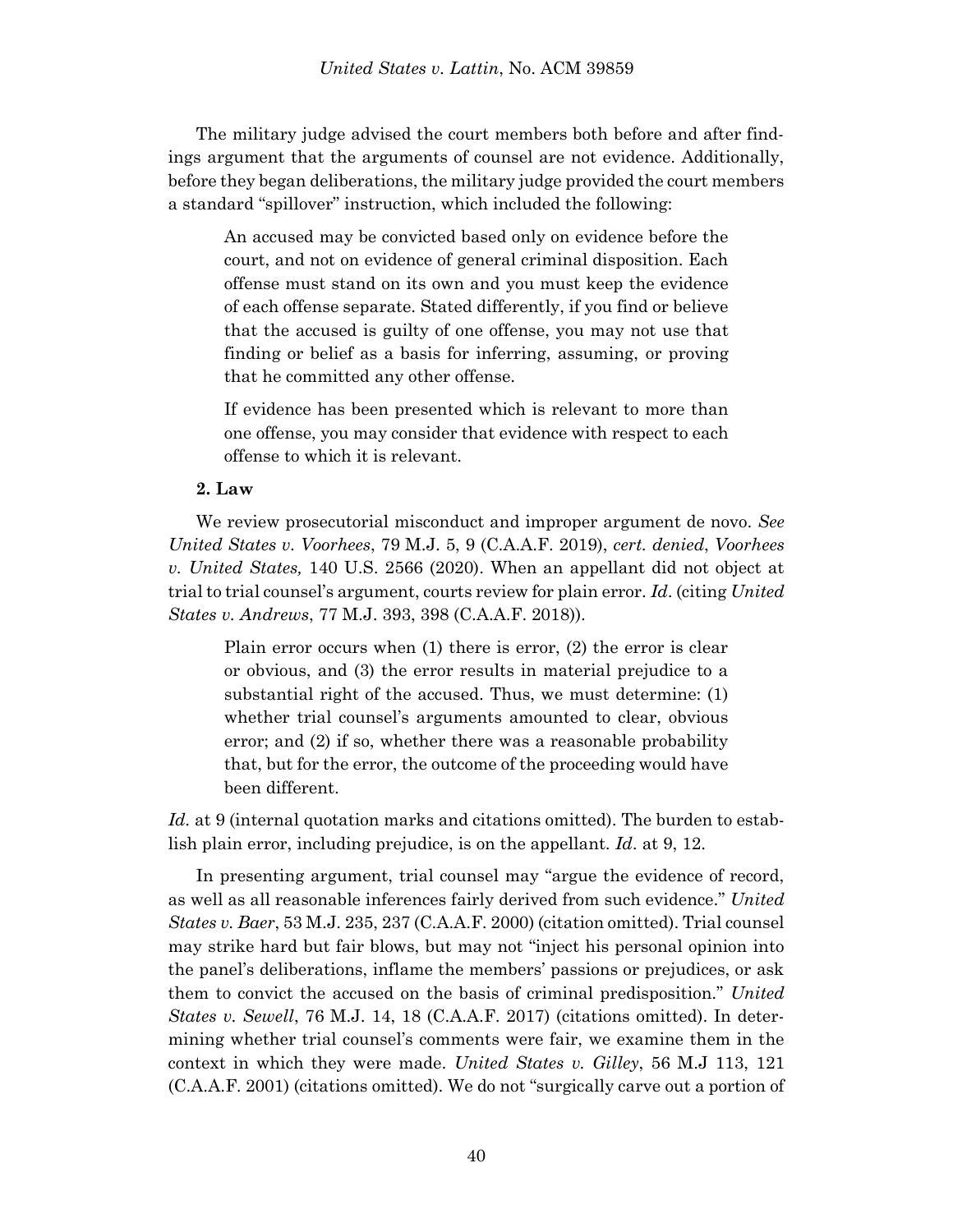The military judge advised the court members both before and after findings argument that the arguments of counsel are not evidence. Additionally, before they began deliberations, the military judge provided the court members a standard "spillover" instruction, which included the following:

> An accused may be convicted based only on evidence before the court, and not on evidence of general criminal disposition. Each offense must stand on its own and you must keep the evidence of each offense separate. Stated differently, if you find or believe that the accused is guilty of one offense, you may not use that finding or belief as a basis for inferring, assuming, or proving that he committed any other offense.
>
> If evidence has been presented which is relevant to more than one offense, you may consider that evidence with respect to each offense to which it is relevant.

**2. Law**

We review prosecutorial misconduct and improper argument de novo. *See United States v. Voorhees*, 79 M.J. 5, 9 (C.A.A.F. 2019), *cert. denied*, *Voorhees v. United States,* 140 U.S. 2566 (2020). When an appellant did not object at trial to trial counsel's argument, courts review for plain error. *Id*. (citing *United States v. Andrews*, 77 M.J. 393, 398 (C.A.A.F. 2018)).

> Plain error occurs when (1) there is error, (2) the error is clear or obvious, and (3) the error results in material prejudice to a substantial right of the accused. Thus, we must determine: (1) whether trial counsel's arguments amounted to clear, obvious error; and (2) if so, whether there was a reasonable probability that, but for the error, the outcome of the proceeding would have been different.

*Id.* at 9 (internal quotation marks and citations omitted). The burden to establish plain error, including prejudice, is on the appellant. *Id*. at 9, 12.

In presenting argument, trial counsel may "argue the evidence of record, as well as all reasonable inferences fairly derived from such evidence." *United States v. Baer*, 53 M.J. 235, 237 (C.A.A.F. 2000) (citation omitted). Trial counsel may strike hard but fair blows, but may not "inject his personal opinion into the panel's deliberations, inflame the members' passions or prejudices, or ask them to convict the accused on the basis of criminal predisposition." *United States v. Sewell*, 76 M.J. 14, 18 (C.A.A.F. 2017) (citations omitted). In determining whether trial counsel's comments were fair, we examine them in the context in which they were made. *United States v. Gilley*, 56 M.J 113, 121 (C.A.A.F. 2001) (citations omitted). We do not "surgically carve out a portion of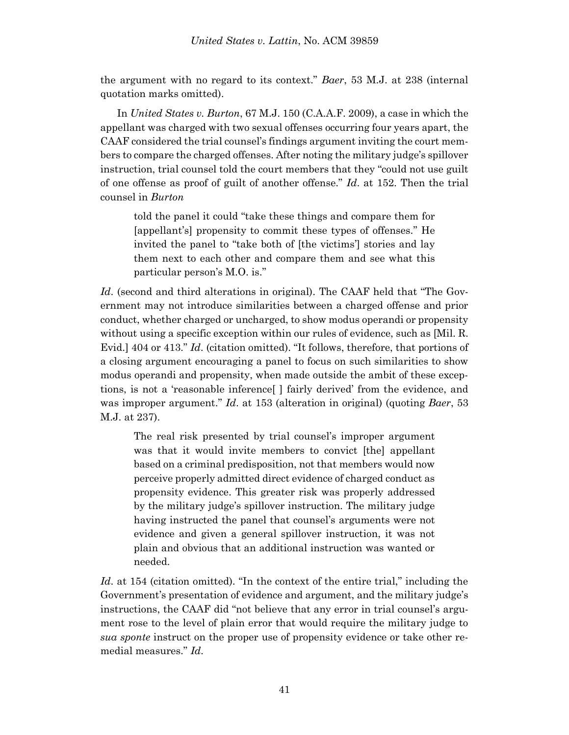the argument with no regard to its context." *Baer*, 53 M.J. at 238 (internal quotation marks omitted).

In *United States v. Burton*, 67 M.J. 150 (C.A.A.F. 2009), a case in which the appellant was charged with two sexual offenses occurring four years apart, the CAAF considered the trial counsel's findings argument inviting the court members to compare the charged offenses. After noting the military judge's spillover instruction, trial counsel told the court members that they "could not use guilt of one offense as proof of guilt of another offense." *Id*. at 152. Then the trial counsel in *Burton*

> told the panel it could "take these things and compare them for [appellant's] propensity to commit these types of offenses." He invited the panel to "take both of [the victims'] stories and lay them next to each other and compare them and see what this particular person's M.O. is."

*Id*. (second and third alterations in original). The CAAF held that "The Government may not introduce similarities between a charged offense and prior conduct, whether charged or uncharged, to show modus operandi or propensity without using a specific exception within our rules of evidence, such as [Mil. R. Evid.] 404 or 413." *Id*. (citation omitted). "It follows, therefore, that portions of a closing argument encouraging a panel to focus on such similarities to show modus operandi and propensity, when made outside the ambit of these exceptions, is not a 'reasonable inference[ ] fairly derived' from the evidence, and was improper argument." *Id*. at 153 (alteration in original) (quoting *Baer*, 53 M.J. at 237).

> The real risk presented by trial counsel's improper argument was that it would invite members to convict [the] appellant based on a criminal predisposition, not that members would now perceive properly admitted direct evidence of charged conduct as propensity evidence. This greater risk was properly addressed by the military judge's spillover instruction. The military judge having instructed the panel that counsel's arguments were not evidence and given a general spillover instruction, it was not plain and obvious that an additional instruction was wanted or needed.

*Id*. at 154 (citation omitted). "In the context of the entire trial," including the Government's presentation of evidence and argument, and the military judge's instructions, the CAAF did "not believe that any error in trial counsel's argument rose to the level of plain error that would require the military judge to *sua sponte* instruct on the proper use of propensity evidence or take other remedial measures." *Id*.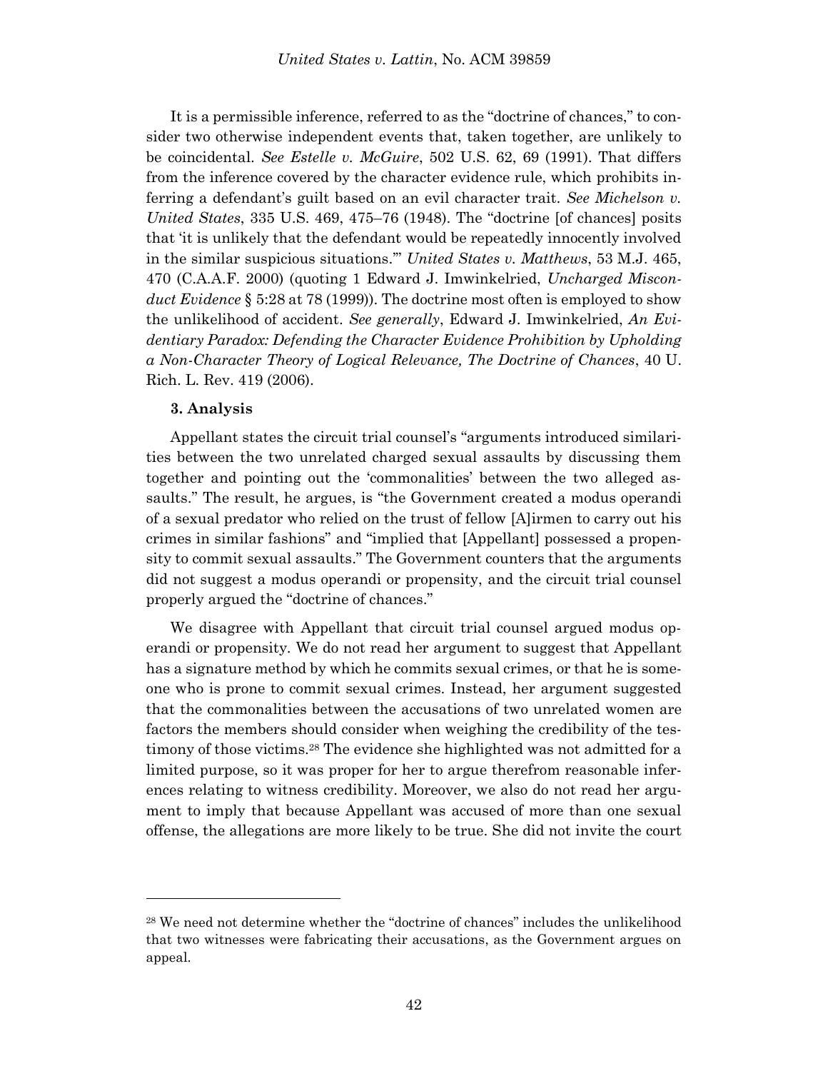It is a permissible inference, referred to as the "doctrine of chances," to consider two otherwise independent events that, taken together, are unlikely to be coincidental. *See Estelle v. McGuire*, 502 U.S. 62, 69 (1991). That differs from the inference covered by the character evidence rule, which prohibits inferring a defendant's guilt based on an evil character trait. *See Michelson v. United States*, 335 U.S. 469, 475–76 (1948). The "doctrine [of chances] posits that 'it is unlikely that the defendant would be repeatedly innocently involved in the similar suspicious situations.'" *United States v. Matthews*, 53 M.J. 465, 470 (C.A.A.F. 2000) (quoting 1 Edward J. Imwinkelried, *Uncharged Misconduct Evidence* § 5:28 at 78 (1999)). The doctrine most often is employed to show the unlikelihood of accident. *See generally*, Edward J. Imwinkelried, *An Evidentiary Paradox: Defending the Character Evidence Prohibition by Upholding a Non-Character Theory of Logical Relevance, The Doctrine of Chances*, 40 U. Rich. L. Rev. 419 (2006).

**3. Analysis**

Appellant states the circuit trial counsel's "arguments introduced similarities between the two unrelated charged sexual assaults by discussing them together and pointing out the 'commonalities' between the two alleged assaults." The result, he argues, is "the Government created a modus operandi of a sexual predator who relied on the trust of fellow [A]irmen to carry out his crimes in similar fashions" and "implied that [Appellant] possessed a propensity to commit sexual assaults." The Government counters that the arguments did not suggest a modus operandi or propensity, and the circuit trial counsel properly argued the "doctrine of chances."

We disagree with Appellant that circuit trial counsel argued modus operandi or propensity. We do not read her argument to suggest that Appellant has a signature method by which he commits sexual crimes, or that he is someone who is prone to commit sexual crimes. Instead, her argument suggested that the commonalities between the accusations of two unrelated women are factors the members should consider when weighing the credibility of the testimony of those victims.[28] The evidence she highlighted was not admitted for a limited purpose, so it was proper for her to argue therefrom reasonable inferences relating to witness credibility. Moreover, we also do not read her argument to imply that because Appellant was accused of more than one sexual offense, the allegations are more likely to be true. She did not invite the court

[28] We need not determine whether the "doctrine of chances" includes the unlikelihood that two witnesses were fabricating their accusations, as the Government argues on appeal.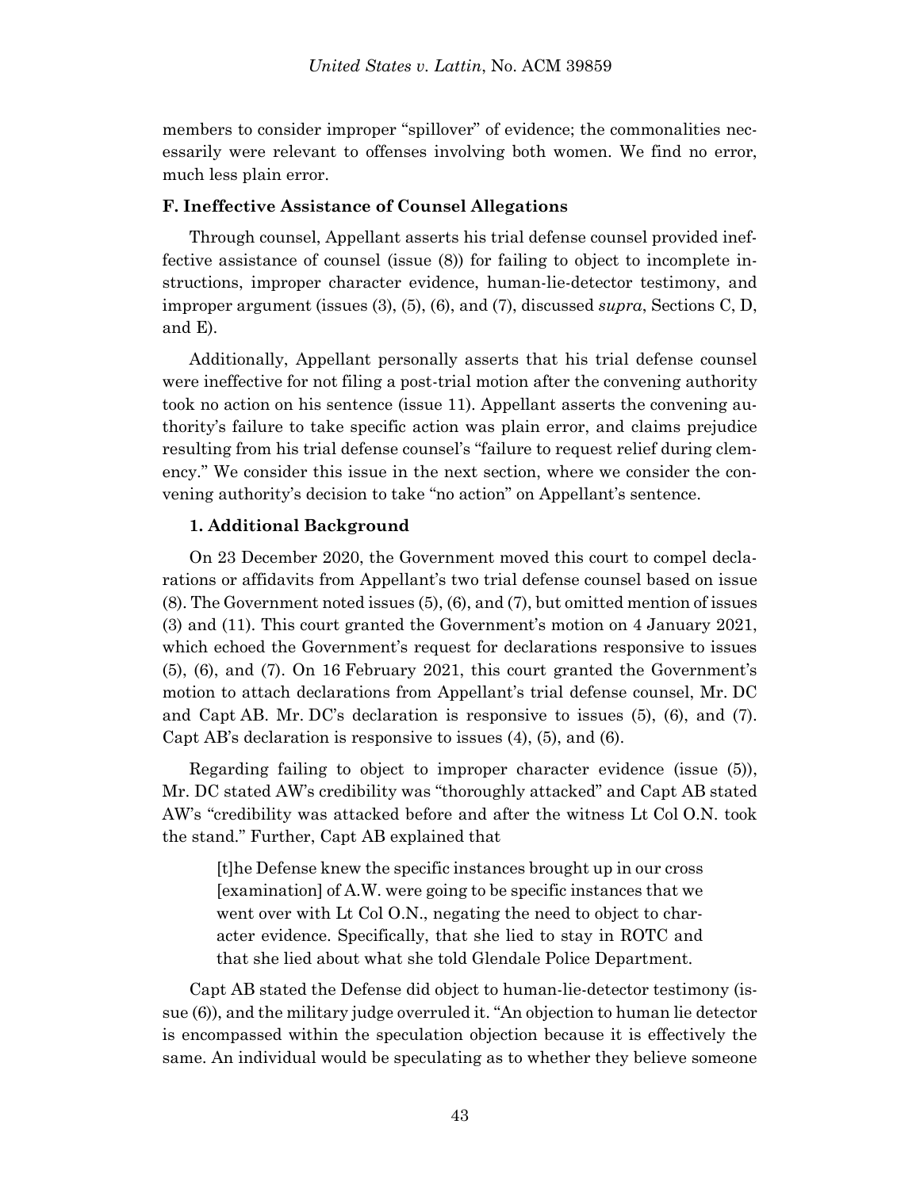members to consider improper "spillover" of evidence; the commonalities necessarily were relevant to offenses involving both women. We find no error, much less plain error.

### F. Ineffective Assistance of Counsel Allegations

Through counsel, Appellant asserts his trial defense counsel provided ineffective assistance of counsel (issue (8)) for failing to object to incomplete instructions, improper character evidence, human-lie-detector testimony, and improper argument (issues (3), (5), (6), and (7), discussed *supra*, Sections C, D, and E).

Additionally, Appellant personally asserts that his trial defense counsel were ineffective for not filing a post-trial motion after the convening authority took no action on his sentence (issue 11). Appellant asserts the convening authority's failure to take specific action was plain error, and claims prejudice resulting from his trial defense counsel's "failure to request relief during clemency." We consider this issue in the next section, where we consider the convening authority's decision to take "no action" on Appellant's sentence.

#### 1. Additional Background

On 23 December 2020, the Government moved this court to compel declarations or affidavits from Appellant's two trial defense counsel based on issue (8). The Government noted issues (5), (6), and (7), but omitted mention of issues (3) and (11). This court granted the Government's motion on 4 January 2021, which echoed the Government's request for declarations responsive to issues (5), (6), and (7). On 16 February 2021, this court granted the Government's motion to attach declarations from Appellant's trial defense counsel, Mr. DC and Capt AB. Mr. DC's declaration is responsive to issues (5), (6), and (7). Capt AB's declaration is responsive to issues (4), (5), and (6).

Regarding failing to object to improper character evidence (issue (5)), Mr. DC stated AW's credibility was "thoroughly attacked" and Capt AB stated AW's "credibility was attacked before and after the witness Lt Col O.N. took the stand." Further, Capt AB explained that

> [t]he Defense knew the specific instances brought up in our cross [examination] of A.W. were going to be specific instances that we went over with Lt Col O.N., negating the need to object to character evidence. Specifically, that she lied to stay in ROTC and that she lied about what she told Glendale Police Department.

Capt AB stated the Defense did object to human-lie-detector testimony (issue (6)), and the military judge overruled it. "An objection to human lie detector is encompassed within the speculation objection because it is effectively the same. An individual would be speculating as to whether they believe someone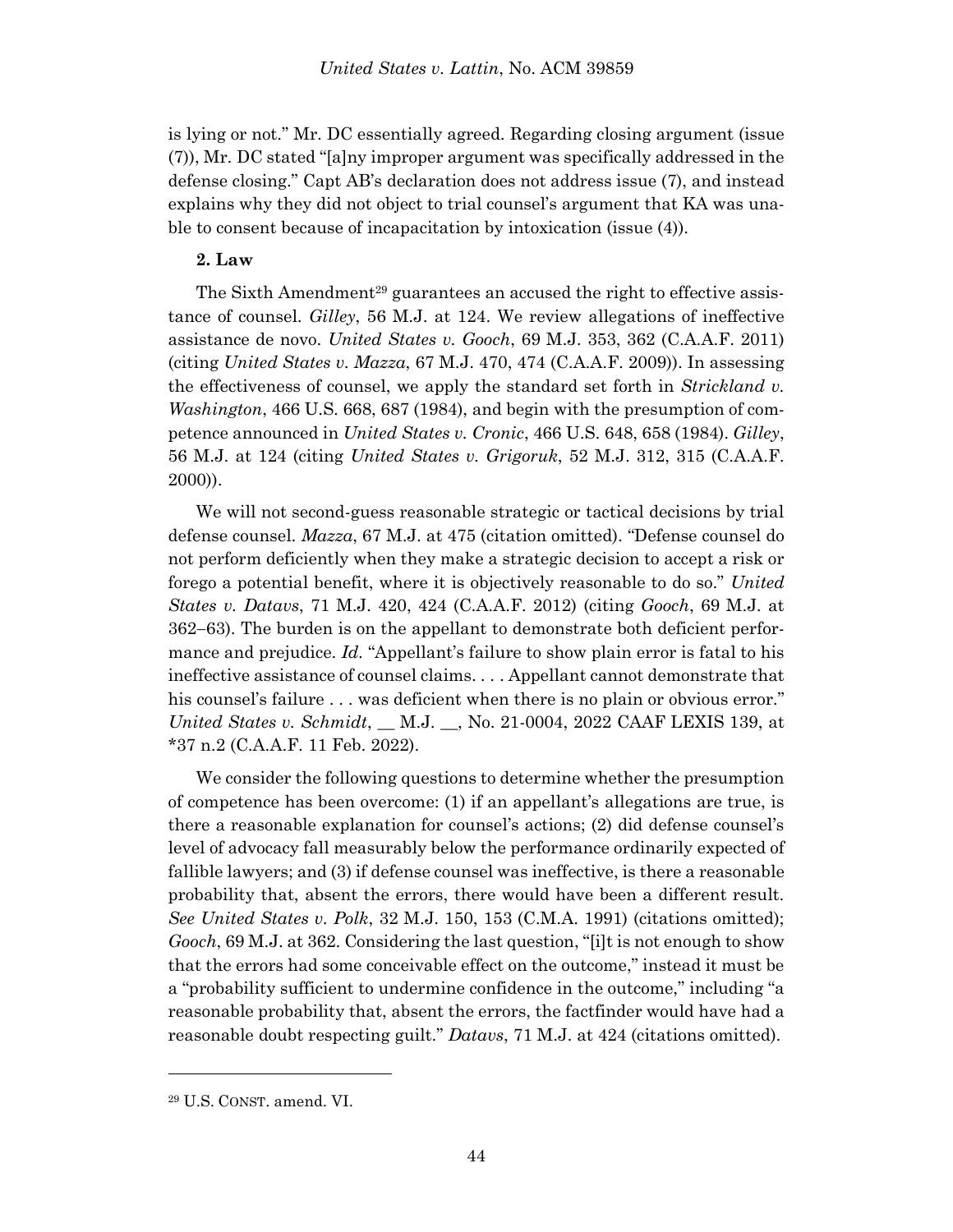is lying or not." Mr. DC essentially agreed. Regarding closing argument (issue (7)), Mr. DC stated "[a]ny improper argument was specifically addressed in the defense closing." Capt AB's declaration does not address issue (7), and instead explains why they did not object to trial counsel's argument that KA was unable to consent because of incapacitation by intoxication (issue (4)).

**2. Law**

The Sixth Amendment[29] guarantees an accused the right to effective assistance of counsel. *Gilley*, 56 M.J. at 124. We review allegations of ineffective assistance de novo. *United States v. Gooch*, 69 M.J. 353, 362 (C.A.A.F. 2011) (citing *United States v. Mazza*, 67 M.J. 470, 474 (C.A.A.F. 2009)). In assessing the effectiveness of counsel, we apply the standard set forth in *Strickland v. Washington*, 466 U.S. 668, 687 (1984), and begin with the presumption of competence announced in *United States v. Cronic*, 466 U.S. 648, 658 (1984). *Gilley*, 56 M.J. at 124 (citing *United States v. Grigoruk*, 52 M.J. 312, 315 (C.A.A.F. 2000)).

We will not second-guess reasonable strategic or tactical decisions by trial defense counsel. *Mazza*, 67 M.J. at 475 (citation omitted). "Defense counsel do not perform deficiently when they make a strategic decision to accept a risk or forego a potential benefit, where it is objectively reasonable to do so." *United States v. Datavs*, 71 M.J. 420, 424 (C.A.A.F. 2012) (citing *Gooch*, 69 M.J. at 362–63). The burden is on the appellant to demonstrate both deficient performance and prejudice. *Id.* "Appellant's failure to show plain error is fatal to his ineffective assistance of counsel claims. . . . Appellant cannot demonstrate that his counsel's failure . . . was deficient when there is no plain or obvious error." *United States v. Schmidt*, __ M.J. __, No. 21-0004, 2022 CAAF LEXIS 139, at *37 n.2 (C.A.A.F. 11 Feb. 2022).

We consider the following questions to determine whether the presumption of competence has been overcome: (1) if an appellant's allegations are true, is there a reasonable explanation for counsel's actions; (2) did defense counsel's level of advocacy fall measurably below the performance ordinarily expected of fallible lawyers; and (3) if defense counsel was ineffective, is there a reasonable probability that, absent the errors, there would have been a different result. *See United States v. Polk*, 32 M.J. 150, 153 (C.M.A. 1991) (citations omitted); *Gooch*, 69 M.J. at 362. Considering the last question, "[i]t is not enough to show that the errors had some conceivable effect on the outcome," instead it must be a "probability sufficient to undermine confidence in the outcome," including "a reasonable probability that, absent the errors, the factfinder would have had a reasonable doubt respecting guilt." *Datavs*, 71 M.J. at 424 (citations omitted).

---

[29] U.S. CONST. amend. VI.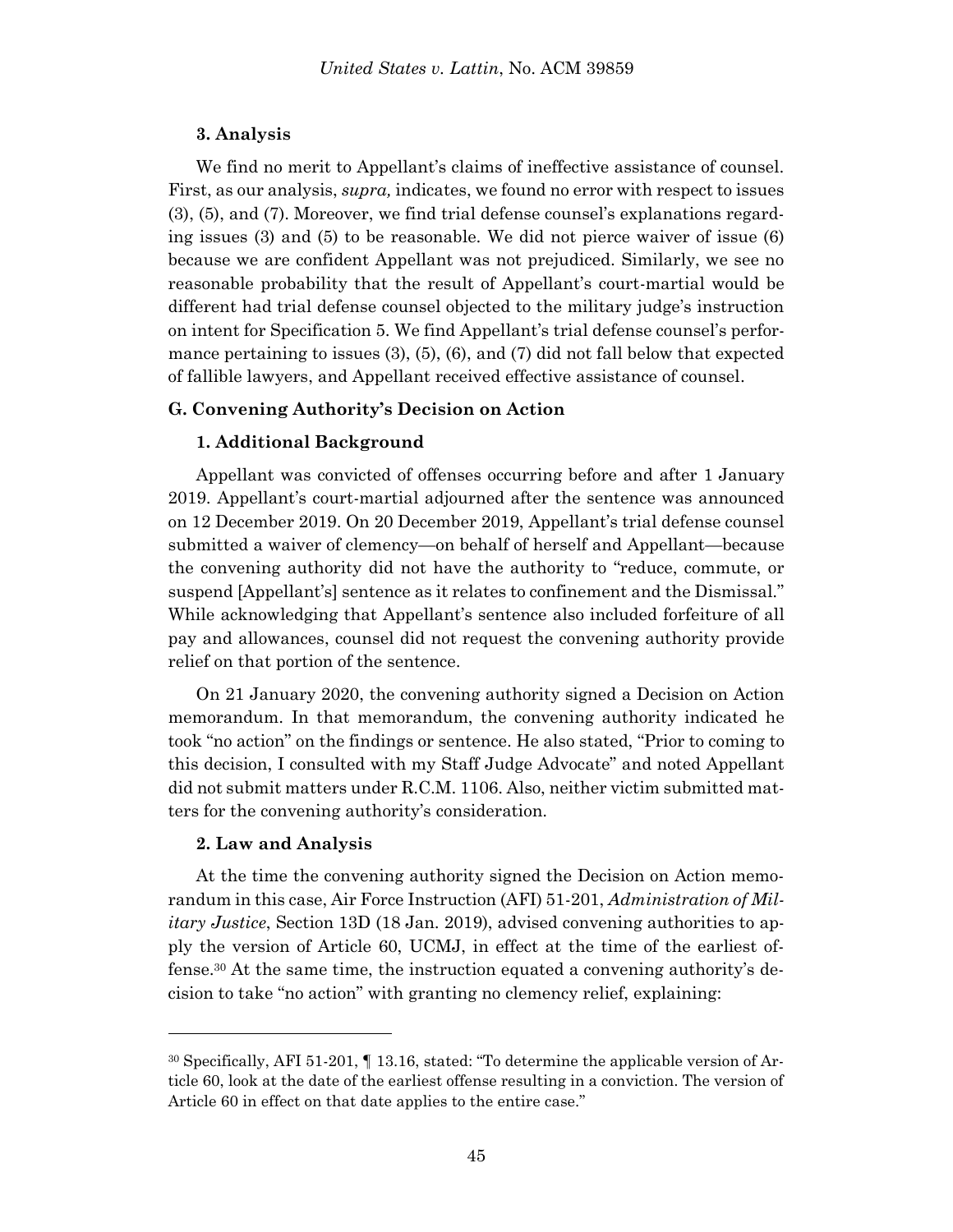### 3. Analysis

We find no merit to Appellant's claims of ineffective assistance of counsel. First, as our analysis, *supra,* indicates, we found no error with respect to issues (3), (5), and (7). Moreover, we find trial defense counsel's explanations regarding issues (3) and (5) to be reasonable. We did not pierce waiver of issue (6) because we are confident Appellant was not prejudiced. Similarly, we see no reasonable probability that the result of Appellant's court-martial would be different had trial defense counsel objected to the military judge's instruction on intent for Specification 5. We find Appellant's trial defense counsel's performance pertaining to issues (3), (5), (6), and (7) did not fall below that expected of fallible lawyers, and Appellant received effective assistance of counsel.

## G. Convening Authority's Decision on Action

### 1. Additional Background

Appellant was convicted of offenses occurring before and after 1 January 2019. Appellant's court-martial adjourned after the sentence was announced on 12 December 2019. On 20 December 2019, Appellant's trial defense counsel submitted a waiver of clemency—on behalf of herself and Appellant—because the convening authority did not have the authority to "reduce, commute, or suspend [Appellant's] sentence as it relates to confinement and the Dismissal." While acknowledging that Appellant's sentence also included forfeiture of all pay and allowances, counsel did not request the convening authority provide relief on that portion of the sentence.

On 21 January 2020, the convening authority signed a Decision on Action memorandum. In that memorandum, the convening authority indicated he took "no action" on the findings or sentence. He also stated, "Prior to coming to this decision, I consulted with my Staff Judge Advocate" and noted Appellant did not submit matters under R.C.M. 1106. Also, neither victim submitted matters for the convening authority's consideration.

### 2. Law and Analysis

At the time the convening authority signed the Decision on Action memorandum in this case, Air Force Instruction (AFI) 51-201, *Administration of Military Justice*, Section 13D (18 Jan. 2019), advised convening authorities to apply the version of Article 60, UCMJ, in effect at the time of the earliest offense.[30] At the same time, the instruction equated a convening authority's decision to take "no action" with granting no clemency relief, explaining:

---

[30] Specifically, AFI 51-201, ¶ 13.16, stated: "To determine the applicable version of Article 60, look at the date of the earliest offense resulting in a conviction. The version of Article 60 in effect on that date applies to the entire case."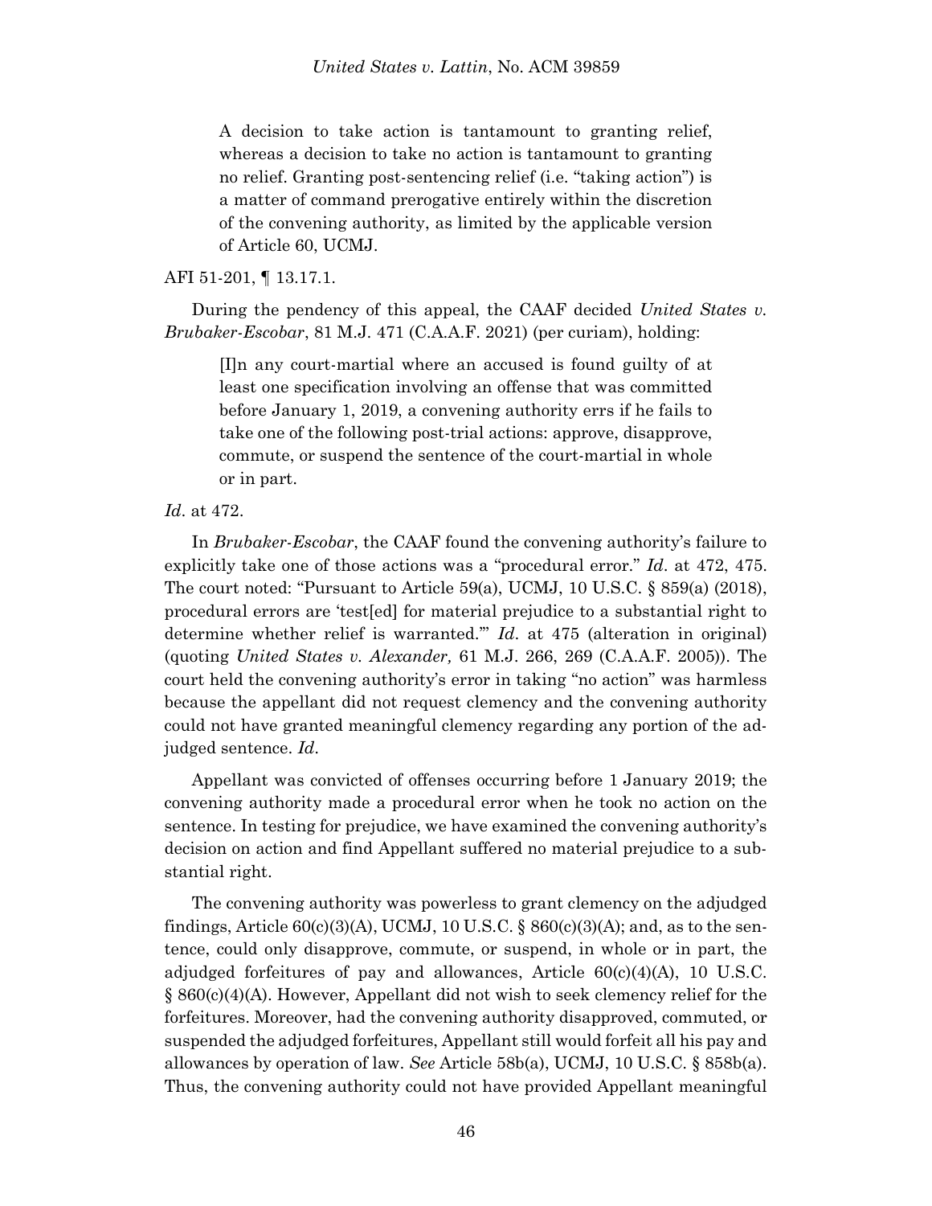> A decision to take action is tantamount to granting relief, whereas a decision to take no action is tantamount to granting no relief. Granting post-sentencing relief (i.e. "taking action") is a matter of command prerogative entirely within the discretion of the convening authority, as limited by the applicable version of Article 60, UCMJ.

AFI 51-201, ¶ 13.17.1.

During the pendency of this appeal, the CAAF decided *United States v. Brubaker-Escobar*, 81 M.J. 471 (C.A.A.F. 2021) (per curiam), holding:

> [I]n any court-martial where an accused is found guilty of at least one specification involving an offense that was committed before January 1, 2019, a convening authority errs if he fails to take one of the following post-trial actions: approve, disapprove, commute, or suspend the sentence of the court-martial in whole or in part.

*Id*. at 472.

In *Brubaker-Escobar*, the CAAF found the convening authority's failure to explicitly take one of those actions was a "procedural error." *Id*. at 472, 475. The court noted: "Pursuant to Article 59(a), UCMJ, 10 U.S.C. § 859(a) (2018), procedural errors are 'test[ed] for material prejudice to a substantial right to determine whether relief is warranted.'" *Id*. at 475 (alteration in original) (quoting *United States v. Alexander,* 61 M.J. 266, 269 (C.A.A.F. 2005)). The court held the convening authority's error in taking "no action" was harmless because the appellant did not request clemency and the convening authority could not have granted meaningful clemency regarding any portion of the adjudged sentence. *Id*.

Appellant was convicted of offenses occurring before 1 January 2019; the convening authority made a procedural error when he took no action on the sentence. In testing for prejudice, we have examined the convening authority's decision on action and find Appellant suffered no material prejudice to a substantial right.

The convening authority was powerless to grant clemency on the adjudged findings, Article 60(c)(3)(A), UCMJ, 10 U.S.C. § 860(c)(3)(A); and, as to the sentence, could only disapprove, commute, or suspend, in whole or in part, the adjudged forfeitures of pay and allowances, Article 60(c)(4)(A), 10 U.S.C. § 860(c)(4)(A). However, Appellant did not wish to seek clemency relief for the forfeitures. Moreover, had the convening authority disapproved, commuted, or suspended the adjudged forfeitures, Appellant still would forfeit all his pay and allowances by operation of law. *See* Article 58b(a), UCMJ, 10 U.S.C. § 858b(a). Thus, the convening authority could not have provided Appellant meaningful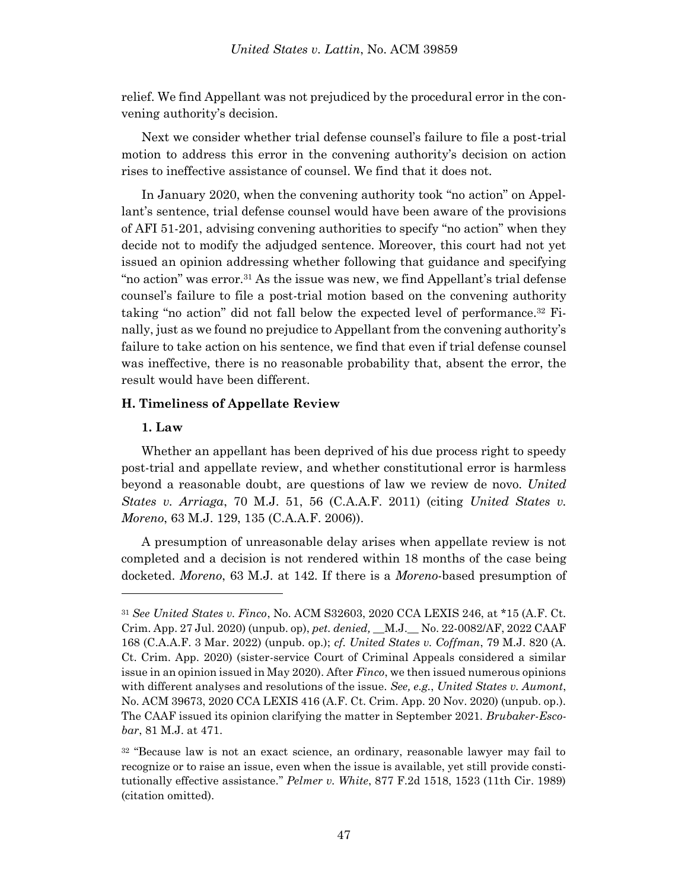relief. We find Appellant was not prejudiced by the procedural error in the convening authority's decision.

Next we consider whether trial defense counsel's failure to file a post-trial motion to address this error in the convening authority's decision on action rises to ineffective assistance of counsel. We find that it does not.

In January 2020, when the convening authority took "no action" on Appellant's sentence, trial defense counsel would have been aware of the provisions of AFI 51-201, advising convening authorities to specify "no action" when they decide not to modify the adjudged sentence. Moreover, this court had not yet issued an opinion addressing whether following that guidance and specifying "no action" was error.[31] As the issue was new, we find Appellant's trial defense counsel's failure to file a post-trial motion based on the convening authority taking "no action" did not fall below the expected level of performance.[32] Finally, just as we found no prejudice to Appellant from the convening authority's failure to take action on his sentence, we find that even if trial defense counsel was ineffective, there is no reasonable probability that, absent the error, the result would have been different.

### H. Timeliness of Appellate Review

#### 1. Law

Whether an appellant has been deprived of his due process right to speedy post-trial and appellate review, and whether constitutional error is harmless beyond a reasonable doubt, are questions of law we review de novo. *United States v. Arriaga*, 70 M.J. 51, 56 (C.A.A.F. 2011) (citing *United States v. Moreno*, 63 M.J. 129, 135 (C.A.A.F. 2006)).

A presumption of unreasonable delay arises when appellate review is not completed and a decision is not rendered within 18 months of the case being docketed. *Moreno*, 63 M.J. at 142. If there is a *Moreno*-based presumption of

---

[31] *See United States v. Finco*, No. ACM S32603, 2020 CCA LEXIS 246, at \*15 (A.F. Ct. Crim. App. 27 Jul. 2020) (unpub. op), *pet. denied,* __M.J.__ No. 22-0082/AF, 2022 CAAF 168 (C.A.A.F. 3 Mar. 2022) (unpub. op.); *cf. United States v. Coffman*, 79 M.J. 820 (A. Ct. Crim. App. 2020) (sister-service Court of Criminal Appeals considered a similar issue in an opinion issued in May 2020). After *Finco*, we then issued numerous opinions with different analyses and resolutions of the issue. *See, e.g.*, *United States v. Aumont*, No. ACM 39673, 2020 CCA LEXIS 416 (A.F. Ct. Crim. App. 20 Nov. 2020) (unpub. op.). The CAAF issued its opinion clarifying the matter in September 2021. *Brubaker-Escobar*, 81 M.J. at 471.

[32] "Because law is not an exact science, an ordinary, reasonable lawyer may fail to recognize or to raise an issue, even when the issue is available, yet still provide constitutionally effective assistance." *Pelmer v. White*, 877 F.2d 1518, 1523 (11th Cir. 1989) (citation omitted).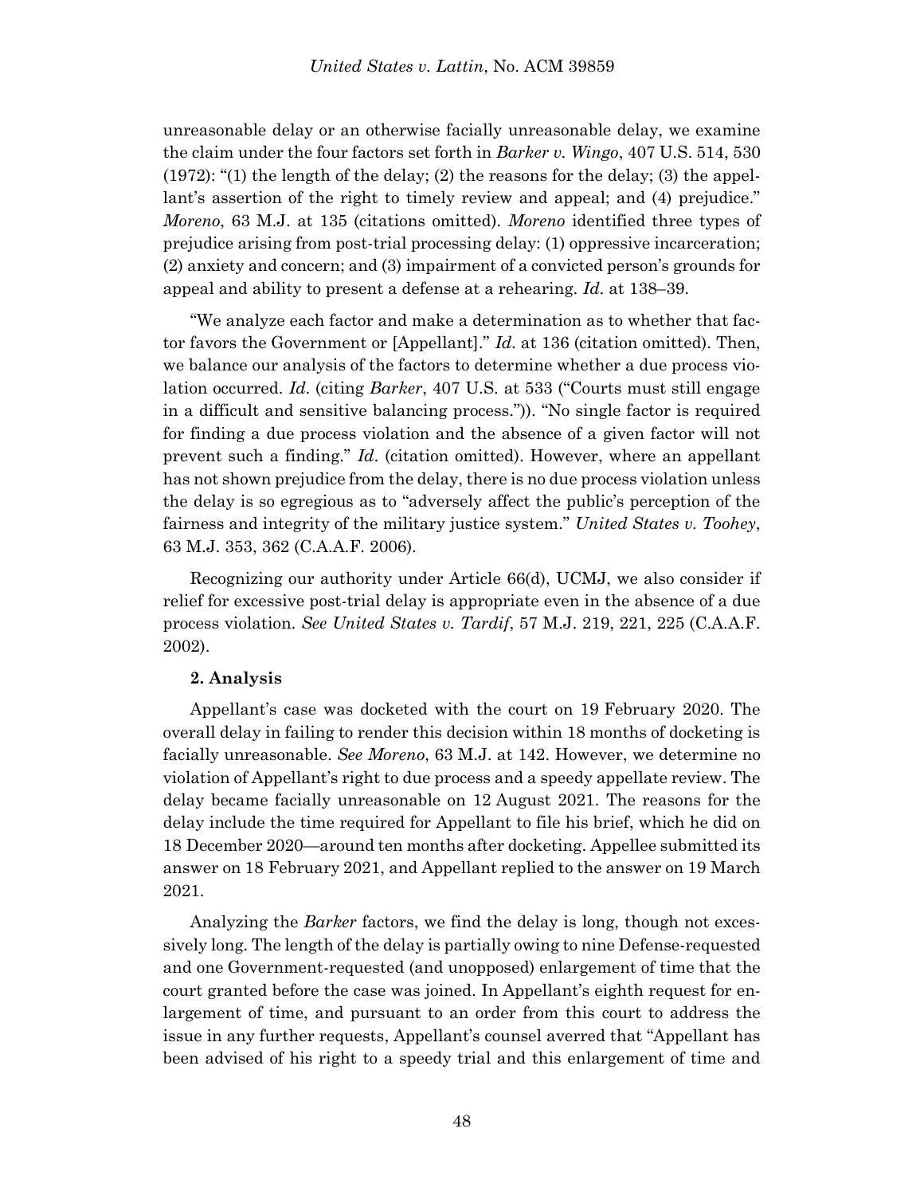unreasonable delay or an otherwise facially unreasonable delay, we examine the claim under the four factors set forth in *Barker v. Wingo*, 407 U.S. 514, 530 (1972): "(1) the length of the delay; (2) the reasons for the delay; (3) the appellant's assertion of the right to timely review and appeal; and (4) prejudice." *Moreno*, 63 M.J. at 135 (citations omitted). *Moreno* identified three types of prejudice arising from post-trial processing delay: (1) oppressive incarceration; (2) anxiety and concern; and (3) impairment of a convicted person's grounds for appeal and ability to present a defense at a rehearing. *Id.* at 138–39.

"We analyze each factor and make a determination as to whether that factor favors the Government or [Appellant]." *Id.* at 136 (citation omitted). Then, we balance our analysis of the factors to determine whether a due process violation occurred. *Id.* (citing *Barker*, 407 U.S. at 533 ("Courts must still engage in a difficult and sensitive balancing process.")). "No single factor is required for finding a due process violation and the absence of a given factor will not prevent such a finding." *Id.* (citation omitted). However, where an appellant has not shown prejudice from the delay, there is no due process violation unless the delay is so egregious as to "adversely affect the public's perception of the fairness and integrity of the military justice system." *United States v. Toohey*, 63 M.J. 353, 362 (C.A.A.F. 2006).

Recognizing our authority under Article 66(d), UCMJ, we also consider if relief for excessive post-trial delay is appropriate even in the absence of a due process violation. *See United States v. Tardif*, 57 M.J. 219, 221, 225 (C.A.A.F. 2002).

**2. Analysis**

Appellant's case was docketed with the court on 19 February 2020. The overall delay in failing to render this decision within 18 months of docketing is facially unreasonable. *See Moreno*, 63 M.J. at 142. However, we determine no violation of Appellant's right to due process and a speedy appellate review. The delay became facially unreasonable on 12 August 2021. The reasons for the delay include the time required for Appellant to file his brief, which he did on 18 December 2020—around ten months after docketing. Appellee submitted its answer on 18 February 2021, and Appellant replied to the answer on 19 March 2021.

Analyzing the *Barker* factors, we find the delay is long, though not excessively long. The length of the delay is partially owing to nine Defense-requested and one Government-requested (and unopposed) enlargement of time that the court granted before the case was joined. In Appellant's eighth request for enlargement of time, and pursuant to an order from this court to address the issue in any further requests, Appellant's counsel averred that "Appellant has been advised of his right to a speedy trial and this enlargement of time and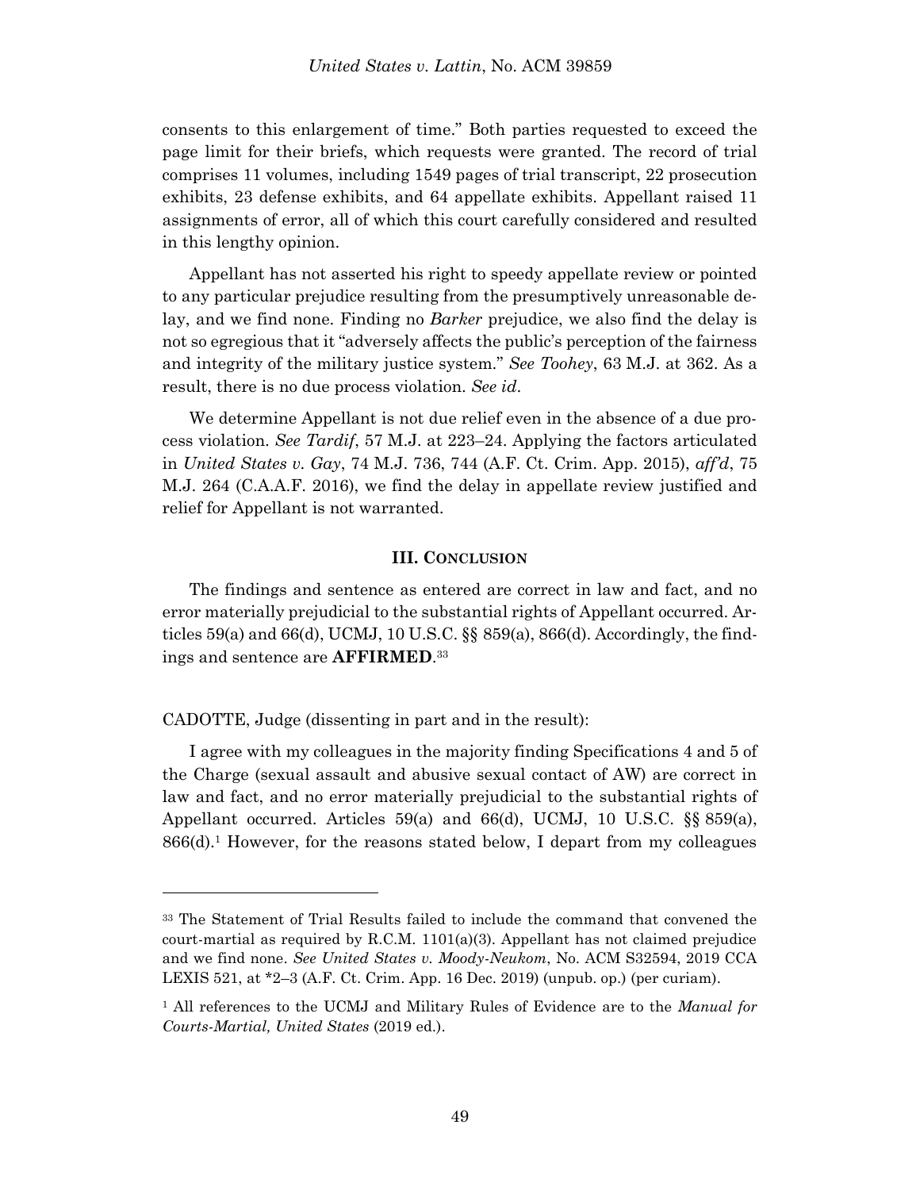consents to this enlargement of time." Both parties requested to exceed the page limit for their briefs, which requests were granted. The record of trial comprises 11 volumes, including 1549 pages of trial transcript, 22 prosecution exhibits, 23 defense exhibits, and 64 appellate exhibits. Appellant raised 11 assignments of error, all of which this court carefully considered and resulted in this lengthy opinion.

Appellant has not asserted his right to speedy appellate review or pointed to any particular prejudice resulting from the presumptively unreasonable delay, and we find none. Finding no *Barker* prejudice, we also find the delay is not so egregious that it "adversely affects the public's perception of the fairness and integrity of the military justice system." *See Toohey*, 63 M.J. at 362. As a result, there is no due process violation. *See id*.

We determine Appellant is not due relief even in the absence of a due process violation. *See Tardif*, 57 M.J. at 223–24. Applying the factors articulated in *United States v. Gay*, 74 M.J. 736, 744 (A.F. Ct. Crim. App. 2015), *aff'd*, 75 M.J. 264 (C.A.A.F. 2016), we find the delay in appellate review justified and relief for Appellant is not warranted.

## III. CONCLUSION

The findings and sentence as entered are correct in law and fact, and no error materially prejudicial to the substantial rights of Appellant occurred. Articles 59(a) and 66(d), UCMJ, 10 U.S.C. §§ 859(a), 866(d). Accordingly, the findings and sentence are **AFFIRMED**.[33]

CADOTTE, Judge (dissenting in part and in the result):

I agree with my colleagues in the majority finding Specifications 4 and 5 of the Charge (sexual assault and abusive sexual contact of AW) are correct in law and fact, and no error materially prejudicial to the substantial rights of Appellant occurred. Articles 59(a) and 66(d), UCMJ, 10 U.S.C. §§ 859(a), 866(d).[1] However, for the reasons stated below, I depart from my colleagues

---

[33] The Statement of Trial Results failed to include the command that convened the court-martial as required by R.C.M. 1101(a)(3). Appellant has not claimed prejudice and we find none. *See United States v. Moody-Neukom*, No. ACM S32594, 2019 CCA LEXIS 521, at *2–3 (A.F. Ct. Crim. App. 16 Dec. 2019) (unpub. op.) (per curiam).

[1] All references to the UCMJ and Military Rules of Evidence are to the *Manual for Courts-Martial, United States* (2019 ed.).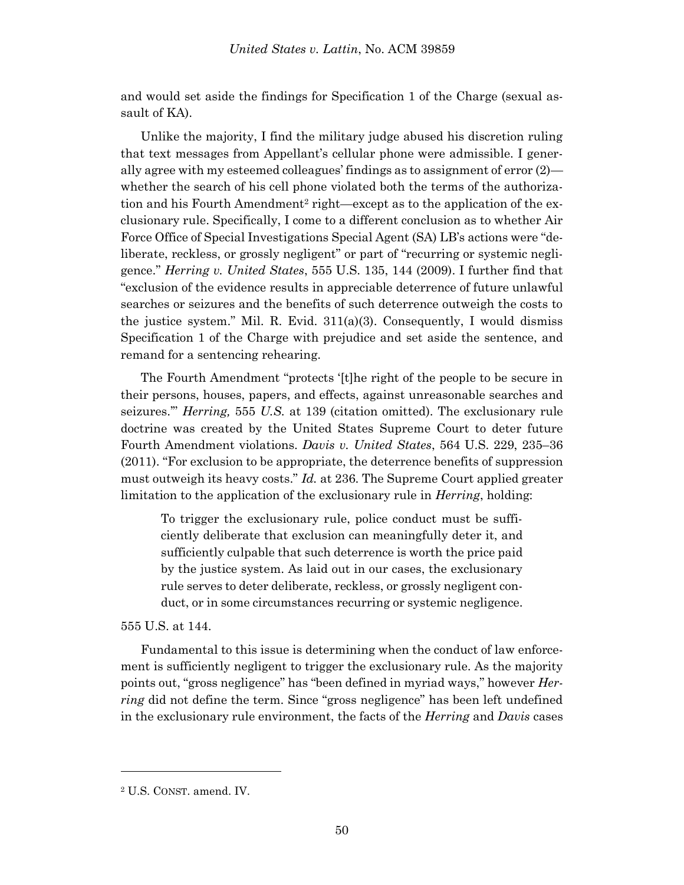and would set aside the findings for Specification 1 of the Charge (sexual assault of KA).

Unlike the majority, I find the military judge abused his discretion ruling that text messages from Appellant's cellular phone were admissible. I generally agree with my esteemed colleagues' findings as to assignment of error (2)—whether the search of his cell phone violated both the terms of the authorization and his Fourth Amendment[2] right—except as to the application of the exclusionary rule. Specifically, I come to a different conclusion as to whether Air Force Office of Special Investigations Special Agent (SA) LB's actions were "deliberate, reckless, or grossly negligent" or part of "recurring or systemic negligence." *Herring v. United States*, 555 U.S. 135, 144 (2009). I further find that "exclusion of the evidence results in appreciable deterrence of future unlawful searches or seizures and the benefits of such deterrence outweigh the costs to the justice system." Mil. R. Evid. 311(a)(3). Consequently, I would dismiss Specification 1 of the Charge with prejudice and set aside the sentence, and remand for a sentencing rehearing.

The Fourth Amendment "protects '[t]he right of the people to be secure in their persons, houses, papers, and effects, against unreasonable searches and seizures.'" *Herring,* 555 *U.S.* at 139 (citation omitted). The exclusionary rule doctrine was created by the United States Supreme Court to deter future Fourth Amendment violations. *Davis v. United States*, 564 U.S. 229, 235–36 (2011). "For exclusion to be appropriate, the deterrence benefits of suppression must outweigh its heavy costs." *Id.* at 236. The Supreme Court applied greater limitation to the application of the exclusionary rule in *Herring*, holding:

> To trigger the exclusionary rule, police conduct must be sufficiently deliberate that exclusion can meaningfully deter it, and sufficiently culpable that such deterrence is worth the price paid by the justice system. As laid out in our cases, the exclusionary rule serves to deter deliberate, reckless, or grossly negligent conduct, or in some circumstances recurring or systemic negligence.

555 U.S. at 144.

Fundamental to this issue is determining when the conduct of law enforcement is sufficiently negligent to trigger the exclusionary rule. As the majority points out, "gross negligence" has "been defined in myriad ways," however *Herring* did not define the term. Since "gross negligence" has been left undefined in the exclusionary rule environment, the facts of the *Herring* and *Davis* cases

---

[2] U.S. CONST. amend. IV.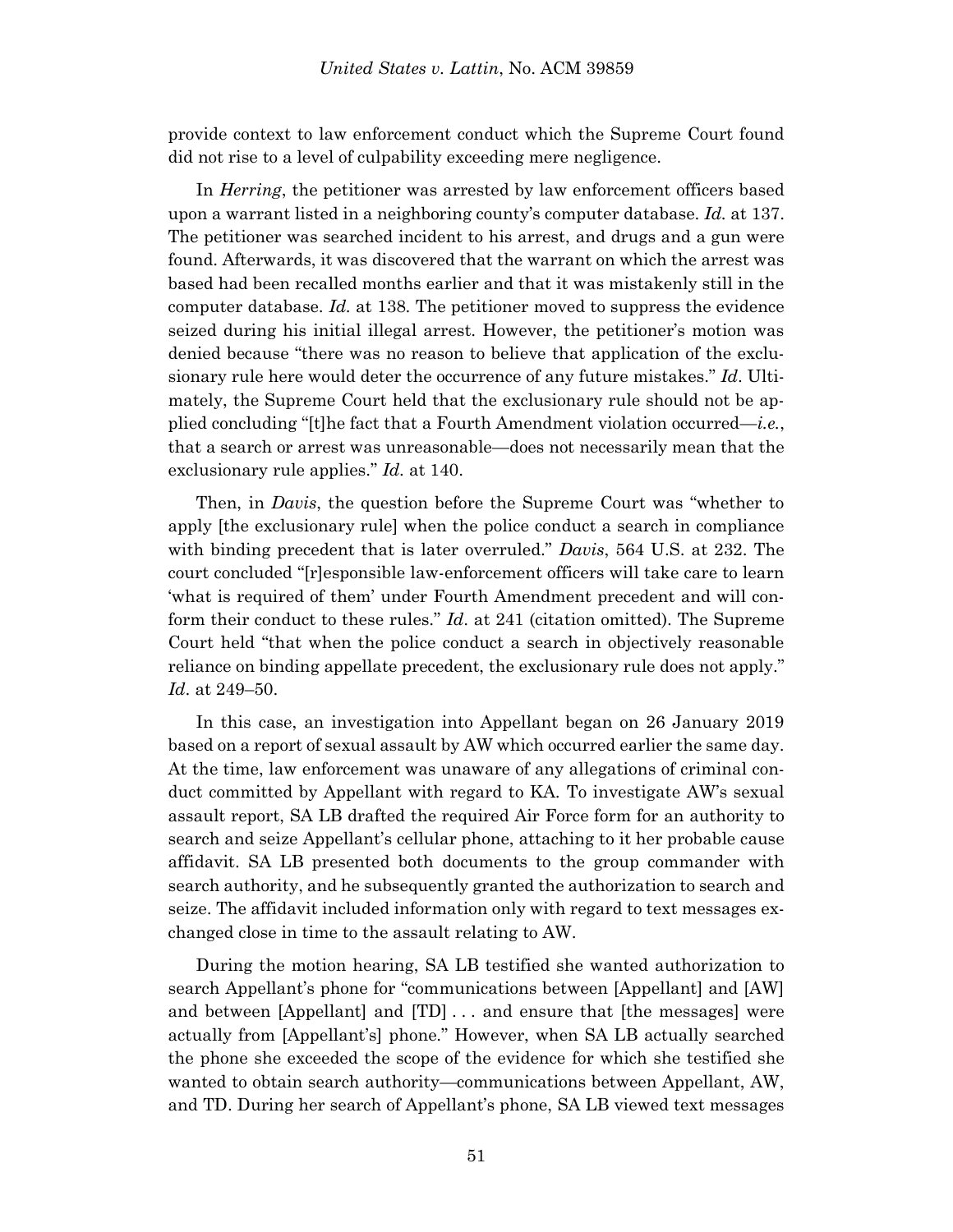provide context to law enforcement conduct which the Supreme Court found did not rise to a level of culpability exceeding mere negligence.

In *Herring*, the petitioner was arrested by law enforcement officers based upon a warrant listed in a neighboring county's computer database. *Id.* at 137. The petitioner was searched incident to his arrest, and drugs and a gun were found. Afterwards, it was discovered that the warrant on which the arrest was based had been recalled months earlier and that it was mistakenly still in the computer database. *Id.* at 138. The petitioner moved to suppress the evidence seized during his initial illegal arrest. However, the petitioner's motion was denied because "there was no reason to believe that application of the exclusionary rule here would deter the occurrence of any future mistakes." *Id*. Ultimately, the Supreme Court held that the exclusionary rule should not be applied concluding "[t]he fact that a Fourth Amendment violation occurred—*i.e.*, that a search or arrest was unreasonable—does not necessarily mean that the exclusionary rule applies." *Id.* at 140.

Then, in *Davis*, the question before the Supreme Court was "whether to apply [the exclusionary rule] when the police conduct a search in compliance with binding precedent that is later overruled." *Davis*, 564 U.S. at 232. The court concluded "[r]esponsible law-enforcement officers will take care to learn 'what is required of them' under Fourth Amendment precedent and will conform their conduct to these rules." *Id*. at 241 (citation omitted). The Supreme Court held "that when the police conduct a search in objectively reasonable reliance on binding appellate precedent, the exclusionary rule does not apply." *Id*. at 249–50.

In this case, an investigation into Appellant began on 26 January 2019 based on a report of sexual assault by AW which occurred earlier the same day. At the time, law enforcement was unaware of any allegations of criminal conduct committed by Appellant with regard to KA. To investigate AW's sexual assault report, SA LB drafted the required Air Force form for an authority to search and seize Appellant's cellular phone, attaching to it her probable cause affidavit. SA LB presented both documents to the group commander with search authority, and he subsequently granted the authorization to search and seize. The affidavit included information only with regard to text messages exchanged close in time to the assault relating to AW.

During the motion hearing, SA LB testified she wanted authorization to search Appellant's phone for "communications between [Appellant] and [AW] and between [Appellant] and [TD] . . . and ensure that [the messages] were actually from [Appellant's] phone." However, when SA LB actually searched the phone she exceeded the scope of the evidence for which she testified she wanted to obtain search authority—communications between Appellant, AW, and TD. During her search of Appellant's phone, SA LB viewed text messages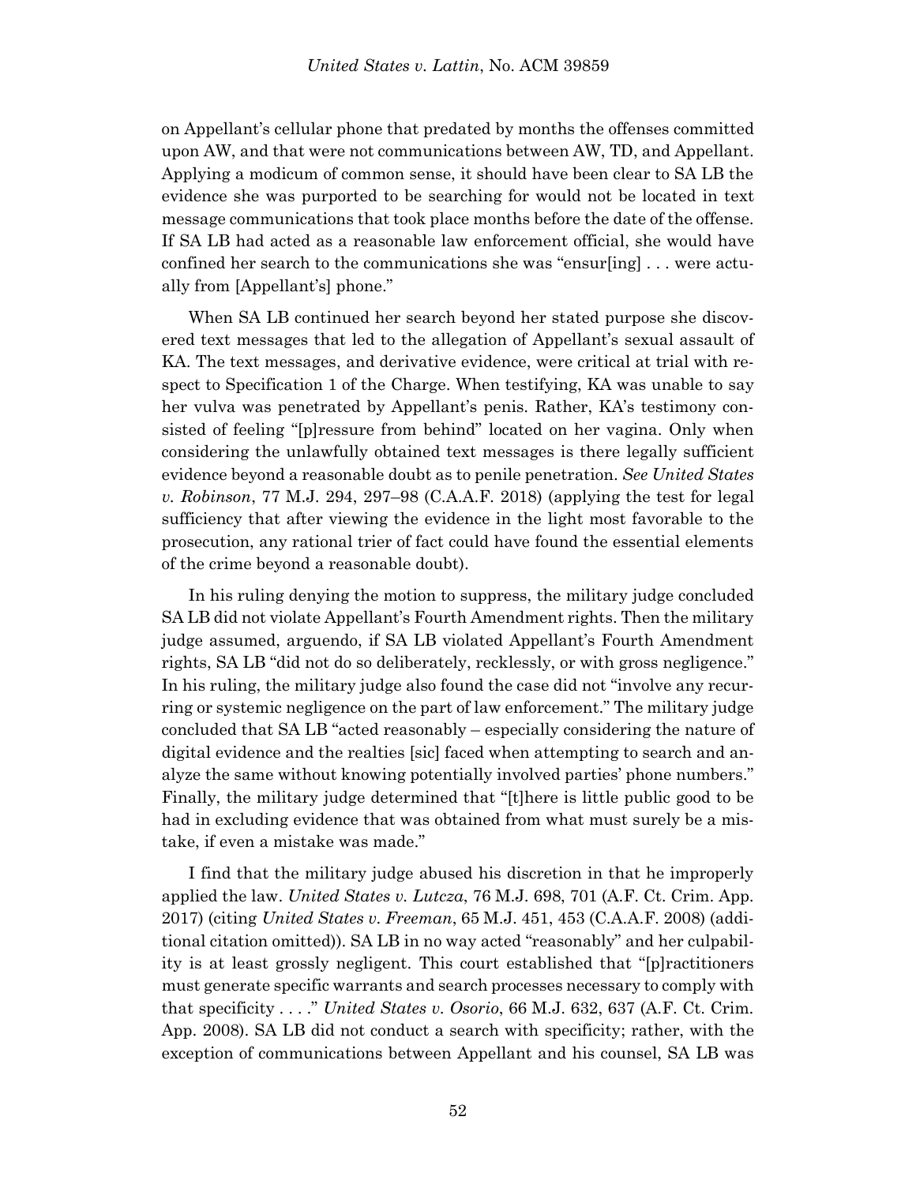on Appellant's cellular phone that predated by months the offenses committed upon AW, and that were not communications between AW, TD, and Appellant. Applying a modicum of common sense, it should have been clear to SA LB the evidence she was purported to be searching for would not be located in text message communications that took place months before the date of the offense. If SA LB had acted as a reasonable law enforcement official, she would have confined her search to the communications she was "ensur[ing] . . . were actually from [Appellant's] phone."

When SA LB continued her search beyond her stated purpose she discovered text messages that led to the allegation of Appellant's sexual assault of KA. The text messages, and derivative evidence, were critical at trial with respect to Specification 1 of the Charge. When testifying, KA was unable to say her vulva was penetrated by Appellant's penis. Rather, KA's testimony consisted of feeling "[p]ressure from behind" located on her vagina. Only when considering the unlawfully obtained text messages is there legally sufficient evidence beyond a reasonable doubt as to penile penetration. *See United States v. Robinson*, 77 M.J. 294, 297–98 (C.A.A.F. 2018) (applying the test for legal sufficiency that after viewing the evidence in the light most favorable to the prosecution, any rational trier of fact could have found the essential elements of the crime beyond a reasonable doubt).

In his ruling denying the motion to suppress, the military judge concluded SA LB did not violate Appellant's Fourth Amendment rights. Then the military judge assumed, arguendo, if SA LB violated Appellant's Fourth Amendment rights, SA LB "did not do so deliberately, recklessly, or with gross negligence." In his ruling, the military judge also found the case did not "involve any recurring or systemic negligence on the part of law enforcement." The military judge concluded that SA LB "acted reasonably – especially considering the nature of digital evidence and the realties [sic] faced when attempting to search and analyze the same without knowing potentially involved parties' phone numbers." Finally, the military judge determined that "[t]here is little public good to be had in excluding evidence that was obtained from what must surely be a mistake, if even a mistake was made."

I find that the military judge abused his discretion in that he improperly applied the law. *United States v. Lutcza*, 76 M.J. 698, 701 (A.F. Ct. Crim. App. 2017) (citing *United States v. Freeman*, 65 M.J. 451, 453 (C.A.A.F. 2008) (additional citation omitted)). SA LB in no way acted "reasonably" and her culpability is at least grossly negligent. This court established that "[p]ractitioners must generate specific warrants and search processes necessary to comply with that specificity . . . ." *United States v. Osorio*, 66 M.J. 632, 637 (A.F. Ct. Crim. App. 2008). SA LB did not conduct a search with specificity; rather, with the exception of communications between Appellant and his counsel, SA LB was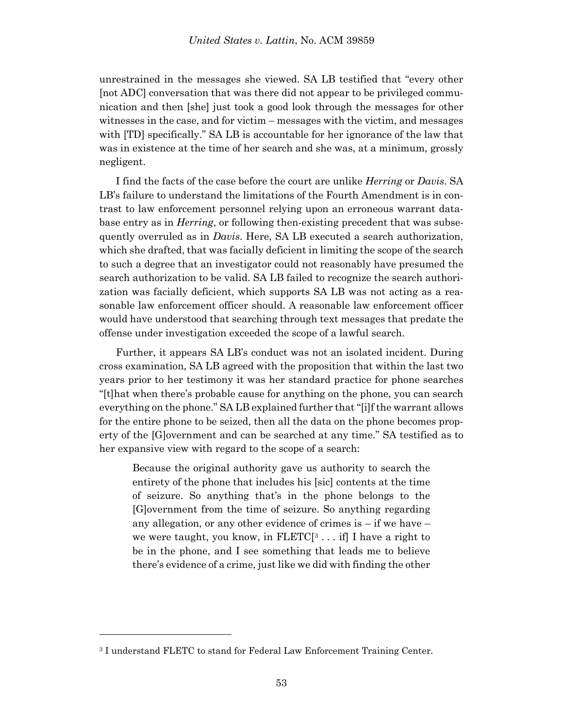unrestrained in the messages she viewed. SA LB testified that "every other [not ADC] conversation that was there did not appear to be privileged communication and then [she] just took a good look through the messages for other witnesses in the case, and for victim – messages with the victim, and messages with [TD] specifically." SA LB is accountable for her ignorance of the law that was in existence at the time of her search and she was, at a minimum, grossly negligent.

I find the facts of the case before the court are unlike *Herring* or *Davis*. SA LB's failure to understand the limitations of the Fourth Amendment is in contrast to law enforcement personnel relying upon an erroneous warrant database entry as in *Herring*, or following then-existing precedent that was subsequently overruled as in *Davis*. Here, SA LB executed a search authorization, which she drafted, that was facially deficient in limiting the scope of the search to such a degree that an investigator could not reasonably have presumed the search authorization to be valid. SA LB failed to recognize the search authorization was facially deficient, which supports SA LB was not acting as a reasonable law enforcement officer should. A reasonable law enforcement officer would have understood that searching through text messages that predate the offense under investigation exceeded the scope of a lawful search.

Further, it appears SA LB's conduct was not an isolated incident. During cross examination, SA LB agreed with the proposition that within the last two years prior to her testimony it was her standard practice for phone searches "[t]hat when there's probable cause for anything on the phone, you can search everything on the phone." SA LB explained further that "[i]f the warrant allows for the entire phone to be seized, then all the data on the phone becomes property of the [G]overnment and can be searched at any time." SA testified as to her expansive view with regard to the scope of a search:

> Because the original authority gave us authority to search the entirety of the phone that includes his [sic] contents at the time of seizure. So anything that's in the phone belongs to the [G]overnment from the time of seizure. So anything regarding any allegation, or any other evidence of crimes is – if we have – we were taught, you know, in FLETC[[3] . . . if] I have a right to be in the phone, and I see something that leads me to believe there's evidence of a crime, just like we did with finding the other

---

[3] I understand FLETC to stand for Federal Law Enforcement Training Center.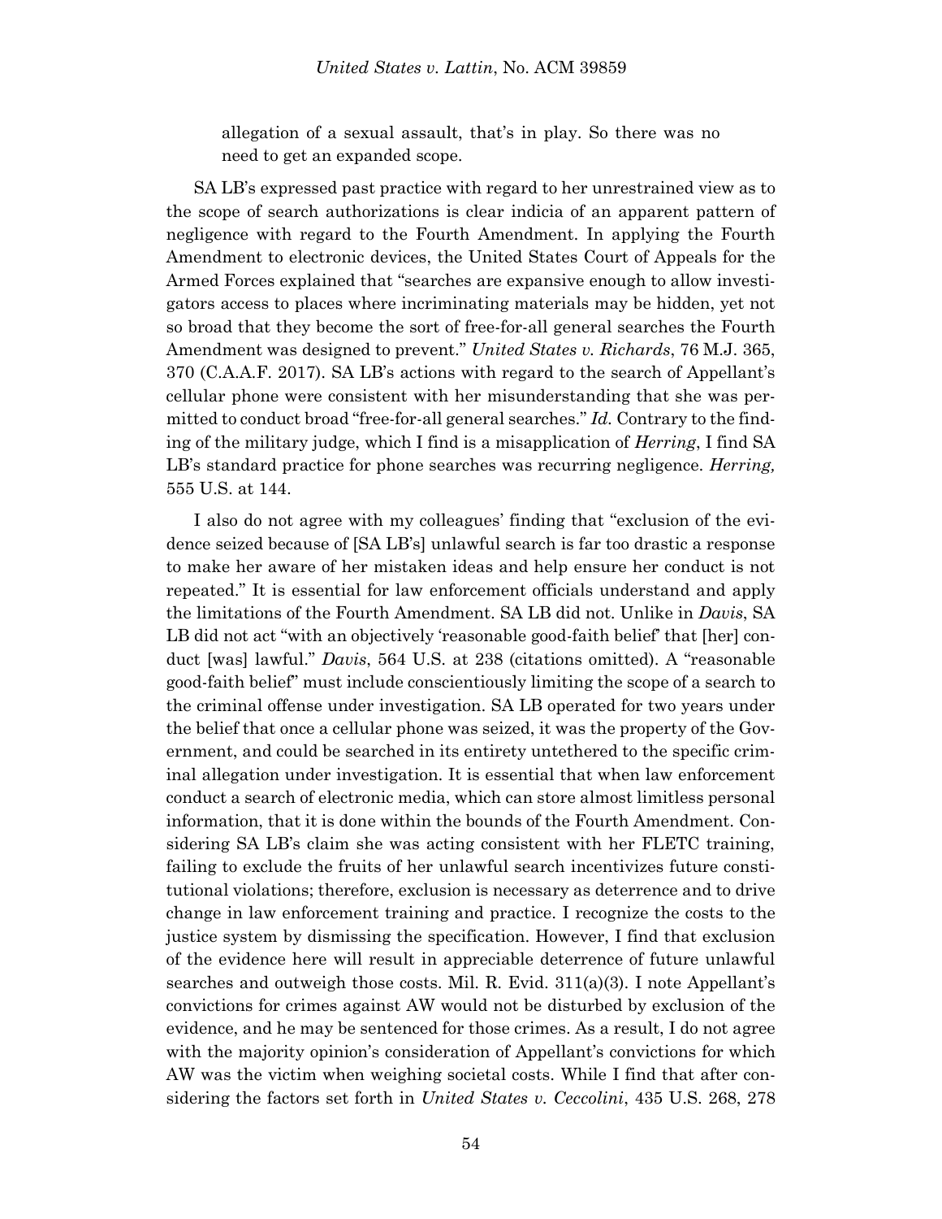allegation of a sexual assault, that's in play. So there was no need to get an expanded scope.

SA LB's expressed past practice with regard to her unrestrained view as to the scope of search authorizations is clear indicia of an apparent pattern of negligence with regard to the Fourth Amendment. In applying the Fourth Amendment to electronic devices, the United States Court of Appeals for the Armed Forces explained that "searches are expansive enough to allow investigators access to places where incriminating materials may be hidden, yet not so broad that they become the sort of free-for-all general searches the Fourth Amendment was designed to prevent." *United States v. Richards*, 76 M.J. 365, 370 (C.A.A.F. 2017). SA LB's actions with regard to the search of Appellant's cellular phone were consistent with her misunderstanding that she was permitted to conduct broad "free-for-all general searches." *Id.* Contrary to the finding of the military judge, which I find is a misapplication of *Herring*, I find SA LB's standard practice for phone searches was recurring negligence. *Herring,* 555 U.S. at 144.

I also do not agree with my colleagues' finding that "exclusion of the evidence seized because of [SA LB's] unlawful search is far too drastic a response to make her aware of her mistaken ideas and help ensure her conduct is not repeated." It is essential for law enforcement officials understand and apply the limitations of the Fourth Amendment. SA LB did not. Unlike in *Davis*, SA LB did not act "with an objectively 'reasonable good-faith belief' that [her] conduct [was] lawful." *Davis*, 564 U.S. at 238 (citations omitted). A "reasonable good-faith belief" must include conscientiously limiting the scope of a search to the criminal offense under investigation. SA LB operated for two years under the belief that once a cellular phone was seized, it was the property of the Government, and could be searched in its entirety untethered to the specific criminal allegation under investigation. It is essential that when law enforcement conduct a search of electronic media, which can store almost limitless personal information, that it is done within the bounds of the Fourth Amendment. Considering SA LB's claim she was acting consistent with her FLETC training, failing to exclude the fruits of her unlawful search incentivizes future constitutional violations; therefore, exclusion is necessary as deterrence and to drive change in law enforcement training and practice. I recognize the costs to the justice system by dismissing the specification. However, I find that exclusion of the evidence here will result in appreciable deterrence of future unlawful searches and outweigh those costs. Mil. R. Evid. 311(a)(3). I note Appellant's convictions for crimes against AW would not be disturbed by exclusion of the evidence, and he may be sentenced for those crimes. As a result, I do not agree with the majority opinion's consideration of Appellant's convictions for which AW was the victim when weighing societal costs. While I find that after considering the factors set forth in *United States v. Ceccolini*, 435 U.S. 268, 278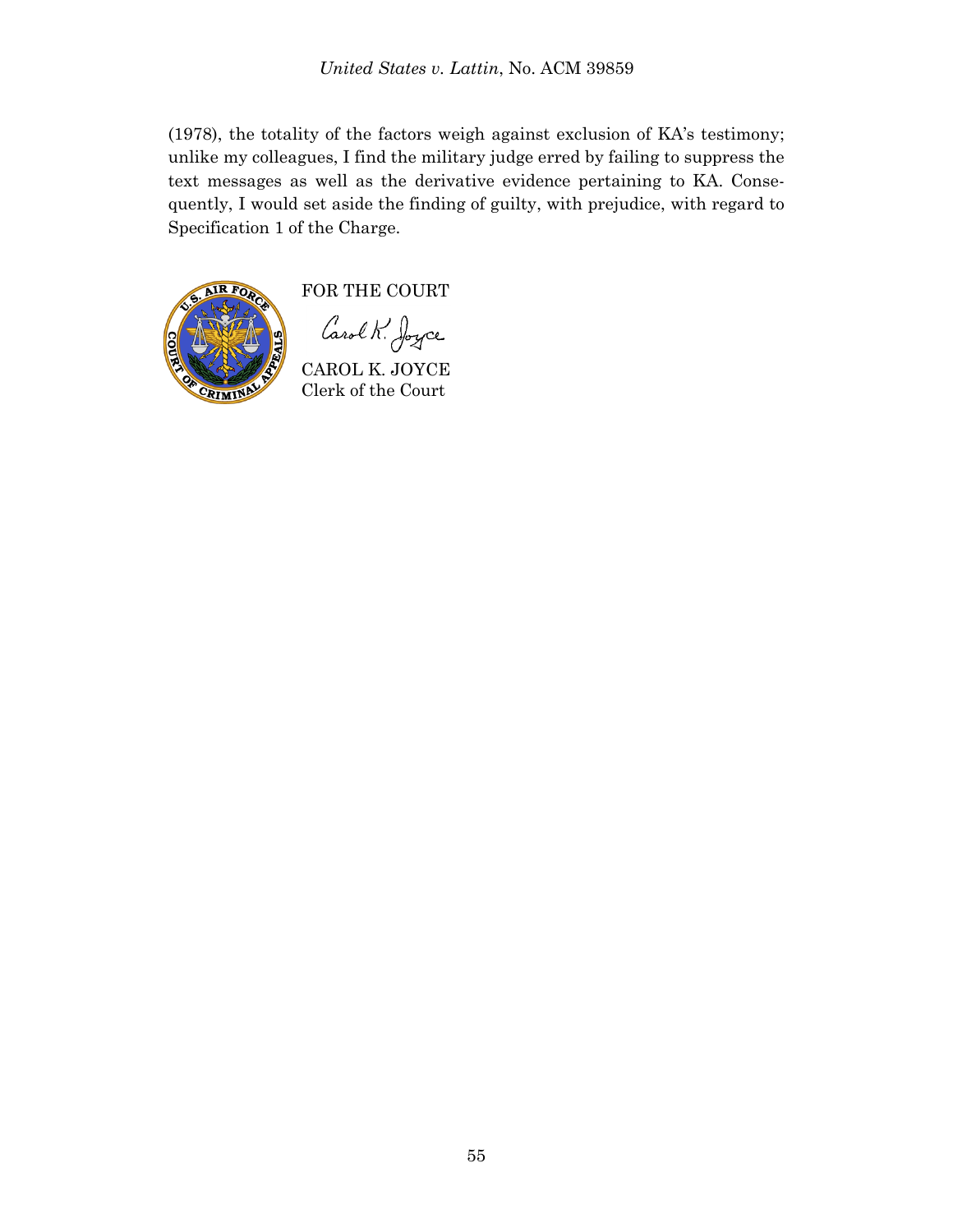(1978), the totality of the factors weigh against exclusion of KA's testimony; unlike my colleagues, I find the military judge erred by failing to suppress the text messages as well as the derivative evidence pertaining to KA. Consequently, I would set aside the finding of guilty, with prejudice, with regard to Specification 1 of the Charge.

FOR THE COURT

CAROL K. JOYCE
Clerk of the Court